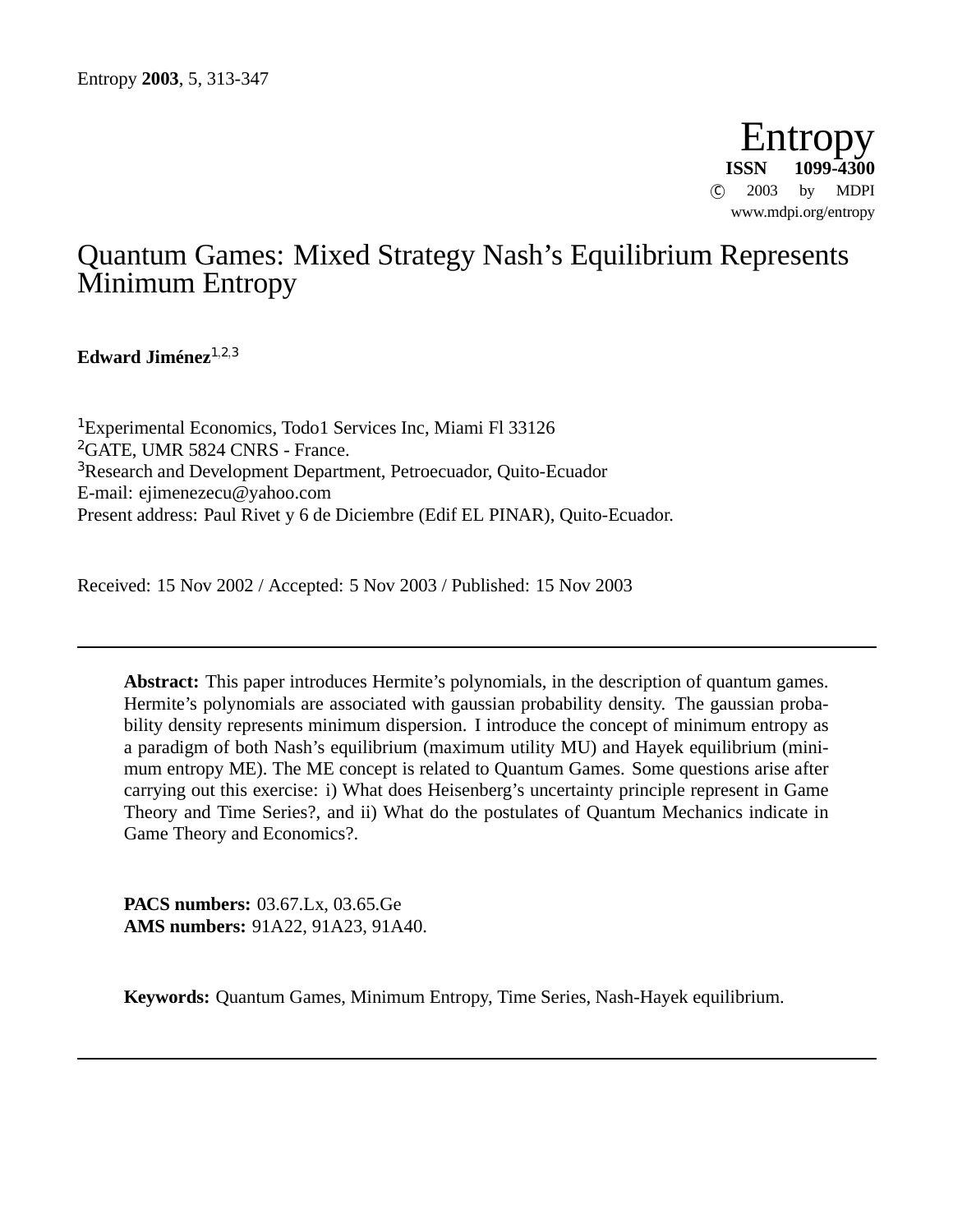# Quantum Games: Mixed Strategy Nash's Equilibrium Represents Minimum Entropy

**Edward Jiménez**[1,2,3]

[1]Experimental Economics, Todo1 Services Inc, Miami Fl 33126
[2]GATE, UMR 5824 CNRS - France.
[3]Research and Development Department, Petroecuador, Quito-Ecuador
E-mail: ejimenezecu@yahoo.com
Present address: Paul Rivet y 6 de Diciembre (Edif EL PINAR), Quito-Ecuador.

Received: 15 Nov 2002 / Accepted: 5 Nov 2003 / Published: 15 Nov 2003

---

**Abstract:** This paper introduces Hermite's polynomials, in the description of quantum games. Hermite's polynomials are associated with gaussian probability density. The gaussian probability density represents minimum dispersion. I introduce the concept of minimum entropy as a paradigm of both Nash's equilibrium (maximum utility MU) and Hayek equilibrium (minimum entropy ME). The ME concept is related to Quantum Games. Some questions arise after carrying out this exercise: i) What does Heisenberg's uncertainty principle represent in Game Theory and Time Series?, and ii) What do the postulates of Quantum Mechanics indicate in Game Theory and Economics?.

**PACS numbers:** 03.67.Lx, 03.65.Ge
**AMS numbers:** 91A22, 91A23, 91A40.

**Keywords:** Quantum Games, Minimum Entropy, Time Series, Nash-Hayek equilibrium.

---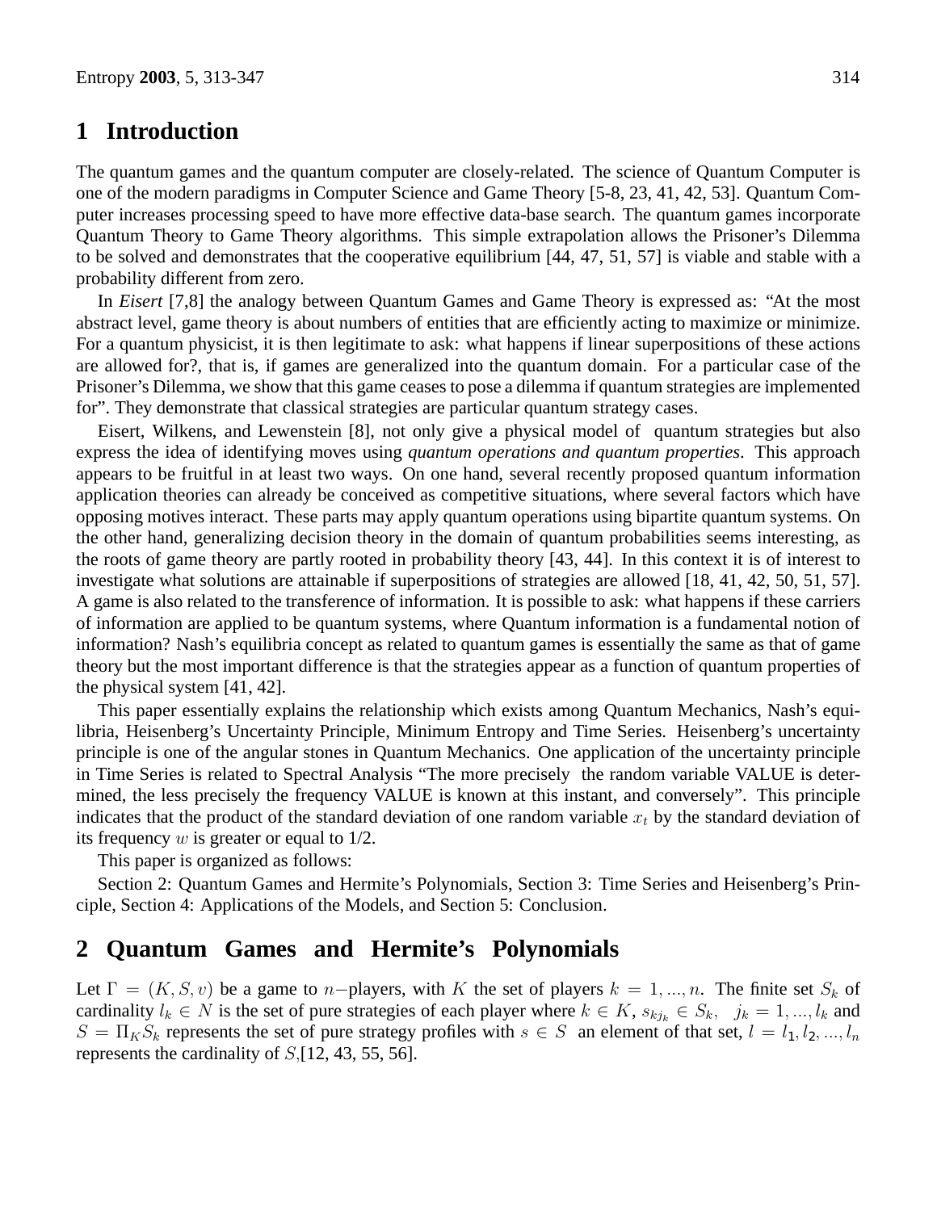# 1 Introduction

The quantum games and the quantum computer are closely-related. The science of Quantum Computer is one of the modern paradigms in Computer Science and Game Theory [5-8, 23, 41, 42, 53]. Quantum Computer increases processing speed to have more effective data-base search. The quantum games incorporate Quantum Theory to Game Theory algorithms. This simple extrapolation allows the Prisoner's Dilemma to be solved and demonstrates that the cooperative equilibrium [44, 47, 51, 57] is viable and stable with a probability different from zero.

In *Eisert* [7,8] the analogy between Quantum Games and Game Theory is expressed as: "At the most abstract level, game theory is about numbers of entities that are efficiently acting to maximize or minimize. For a quantum physicist, it is then legitimate to ask: what happens if linear superpositions of these actions are allowed for?, that is, if games are generalized into the quantum domain. For a particular case of the Prisoner's Dilemma, we show that this game ceases to pose a dilemma if quantum strategies are implemented for". They demonstrate that classical strategies are particular quantum strategy cases.

Eisert, Wilkens, and Lewenstein [8], not only give a physical model of quantum strategies but also express the idea of identifying moves using *quantum operations and quantum properties*. This approach appears to be fruitful in at least two ways. On one hand, several recently proposed quantum information application theories can already be conceived as competitive situations, where several factors which have opposing motives interact. These parts may apply quantum operations using bipartite quantum systems. On the other hand, generalizing decision theory in the domain of quantum probabilities seems interesting, as the roots of game theory are partly rooted in probability theory [43, 44]. In this context it is of interest to investigate what solutions are attainable if superpositions of strategies are allowed [18, 41, 42, 50, 51, 57]. A game is also related to the transference of information. It is possible to ask: what happens if these carriers of information are applied to be quantum systems, where Quantum information is a fundamental notion of information? Nash's equilibria concept as related to quantum games is essentially the same as that of game theory but the most important difference is that the strategies appear as a function of quantum properties of the physical system [41, 42].

This paper essentially explains the relationship which exists among Quantum Mechanics, Nash's equilibria, Heisenberg's Uncertainty Principle, Minimum Entropy and Time Series. Heisenberg's uncertainty principle is one of the angular stones in Quantum Mechanics. One application of the uncertainty principle in Time Series is related to Spectral Analysis "The more precisely the random variable VALUE is determined, the less precisely the frequency VALUE is known at this instant, and conversely". This principle indicates that the product of the standard deviation of one random variable $x_t$ by the standard deviation of its frequency $w$ is greater or equal to 1/2.

This paper is organized as follows:

Section 2: Quantum Games and Hermite's Polynomials, Section 3: Time Series and Heisenberg's Principle, Section 4: Applications of the Models, and Section 5: Conclusion.

# 2 Quantum Games and Hermite's Polynomials

Let $\Gamma = (K, S, v)$ be a game to $n-$players, with $K$ the set of players $k = 1, ..., n$. The finite set $S_k$ of cardinality $l_k \in N$ is the set of pure strategies of each player where $k \in K$, $s_{kj_k} \in S_k$, $j_k = 1, ..., l_k$ and $S = \Pi_K S_k$ represents the set of pure strategy profiles with $s \in S$ an element of that set, $l = l_1, l_2, ..., l_n$ represents the cardinality of $S$,[12, 43, 55, 56].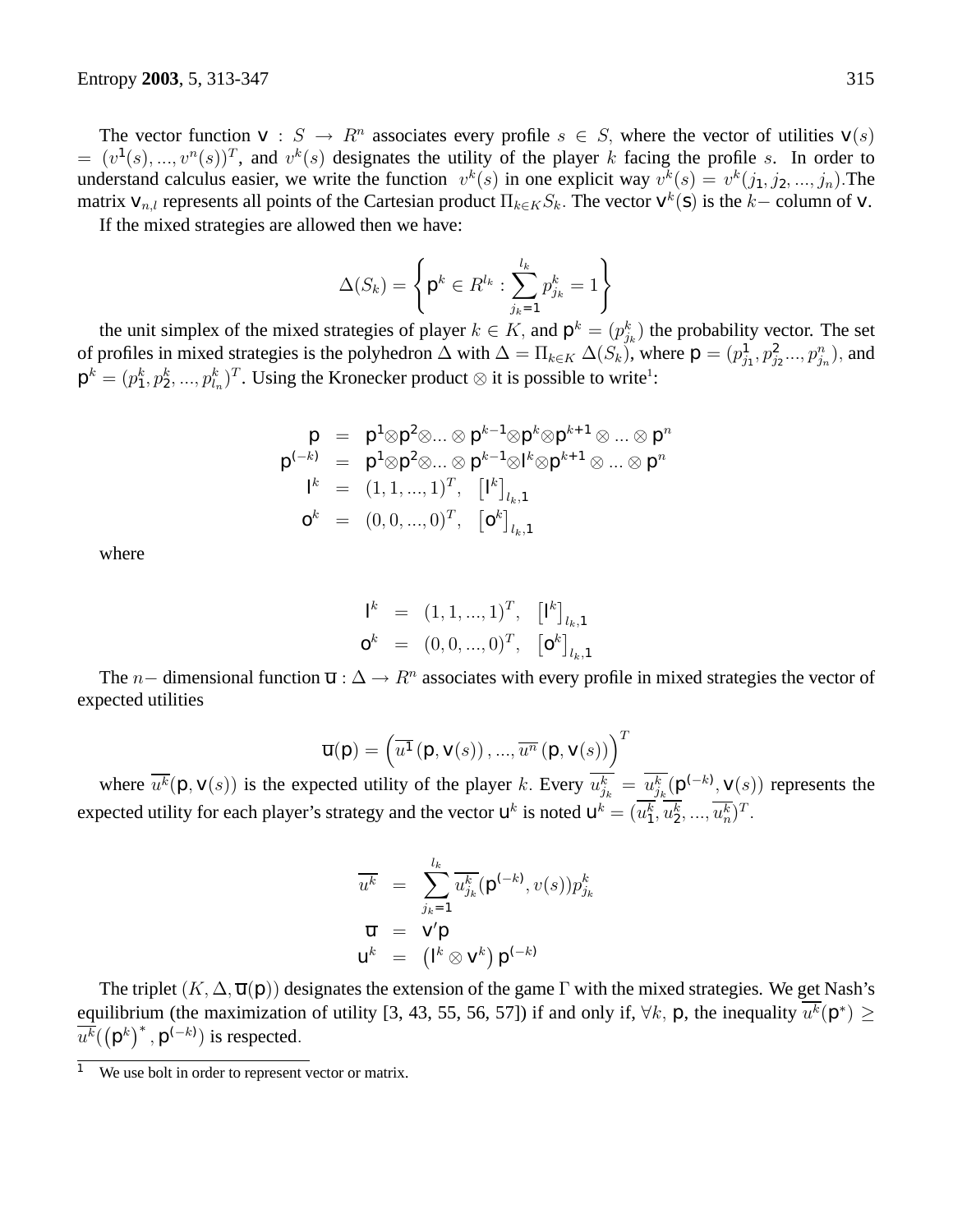The vector function $\mathsf{v} : S \rightarrow R^n$ associates every profile $s \in S$, where the vector of utilities $\mathsf{v}(s) = (v^1(s), ..., v^n(s))^T$, and $v^k(s)$ designates the utility of the player $k$ facing the profile $s$. In order to understand calculus easier, we write the function $v^k(s)$ in one explicit way $v^k(s) = v^k(j_1, j_2, ..., j_n)$.The matrix $\mathsf{v}_{n,l}$ represents all points of the Cartesian product $\Pi_{k \in K} S_k$. The vector $\mathsf{v}^k(\mathsf{s})$ is the $k-$ column of $\mathsf{v}$.

If the mixed strategies are allowed then we have:

$$\Delta(S_k) = \left\{ \mathsf{p}^k \in R^{l_k} : \sum_{j_k=1}^{l_k} p^k_{j_k} = 1 \right\}$$

the unit simplex of the mixed strategies of player $k \in K$, and $\mathsf{p}^k = (p^k_{j_k})$ the probability vector. The set of profiles in mixed strategies is the polyhedron $\Delta$ with $\Delta = \Pi_{k \in K} \Delta(S_k)$, where $\mathsf{p} = (p^1_{j_1}, p^2_{j_2} ..., p^n_{j_n})$, and $\mathsf{p}^k = (p^k_1, p^k_2, ..., p^k_{l_n})^T$. Using the Kronecker product $\otimes$ it is possible to write[1]:

$$\begin{aligned}
\mathsf{p} &= \mathsf{p}^1 \otimes \mathsf{p}^2 \otimes ... \otimes \mathsf{p}^{k-1} \otimes \mathsf{p}^k \otimes \mathsf{p}^{k+1} \otimes ... \otimes \mathsf{p}^n \\
\mathsf{p}^{(-k)} &= \mathsf{p}^1 \otimes \mathsf{p}^2 \otimes ... \otimes \mathsf{p}^{k-1} \otimes \mathsf{I}^k \otimes \mathsf{p}^{k+1} \otimes ... \otimes \mathsf{p}^n \\
\mathsf{I}^k &= (1, 1, ..., 1)^T, \quad \left[\mathsf{I}^k\right]_{l_k,1} \\
\mathsf{o}^k &= (0, 0, ..., 0)^T, \quad \left[\mathsf{o}^k\right]_{l_k,1}
\end{aligned}$$

where

$$\begin{aligned}
\mathsf{I}^k &= (1, 1, ..., 1)^T, \quad \left[\mathsf{I}^k\right]_{l_k,1} \\
\mathsf{o}^k &= (0, 0, ..., 0)^T, \quad \left[\mathsf{o}^k\right]_{l_k,1}
\end{aligned}$$

The $n-$ dimensional function $\overline{\mathsf{u}} : \Delta \rightarrow R^n$ associates with every profile in mixed strategies the vector of expected utilities

$$\overline{\mathsf{u}}(\mathsf{p}) = \left( \overline{u^1}\left(\mathsf{p}, \mathsf{v}(s)\right), ..., \overline{u^n}\left(\mathsf{p}, \mathsf{v}(s)\right) \right)^T$$

where $\overline{u^k}(\mathsf{p}, \mathsf{v}(s))$ is the expected utility of the player $k$. Every $\overline{u^k_{j_k}} = \overline{u^k_{j_k}}(\mathsf{p}^{(-k)}, \mathsf{v}(s))$ represents the expected utility for each player's strategy and the vector $\mathsf{u}^k$ is noted $\mathsf{u}^k = (\overline{u^k_1}, \overline{u^k_2}, ..., \overline{u^k_n})^T$.

$$\begin{aligned}
\overline{u^k} &= \sum_{j_k=1}^{l_k} \overline{u^k_{j_k}}(\mathsf{p}^{(-k)}, v(s)) p^k_{j_k} \\
\overline{\mathsf{u}} &= \mathsf{v}' \mathsf{p} \\
\mathsf{u}^k &= \left(\mathsf{I}^k \otimes \mathsf{v}^k\right) \mathsf{p}^{(-k)}
\end{aligned}$$

The triplet $(K, \Delta, \overline{\mathsf{u}}(\mathsf{p}))$ designates the extension of the game $\Gamma$ with the mixed strategies. We get Nash's equilibrium (the maximization of utility [3, 43, 55, 56, 57]) if and only if, $\forall k$, $\mathsf{p}$, the inequality $\overline{u^k}(\mathsf{p}^*) \geq \overline{u^k}((\mathsf{p}^k)^*, \mathsf{p}^{(-k)})$ is respected.

[1] We use bolt in order to represent vector or matrix.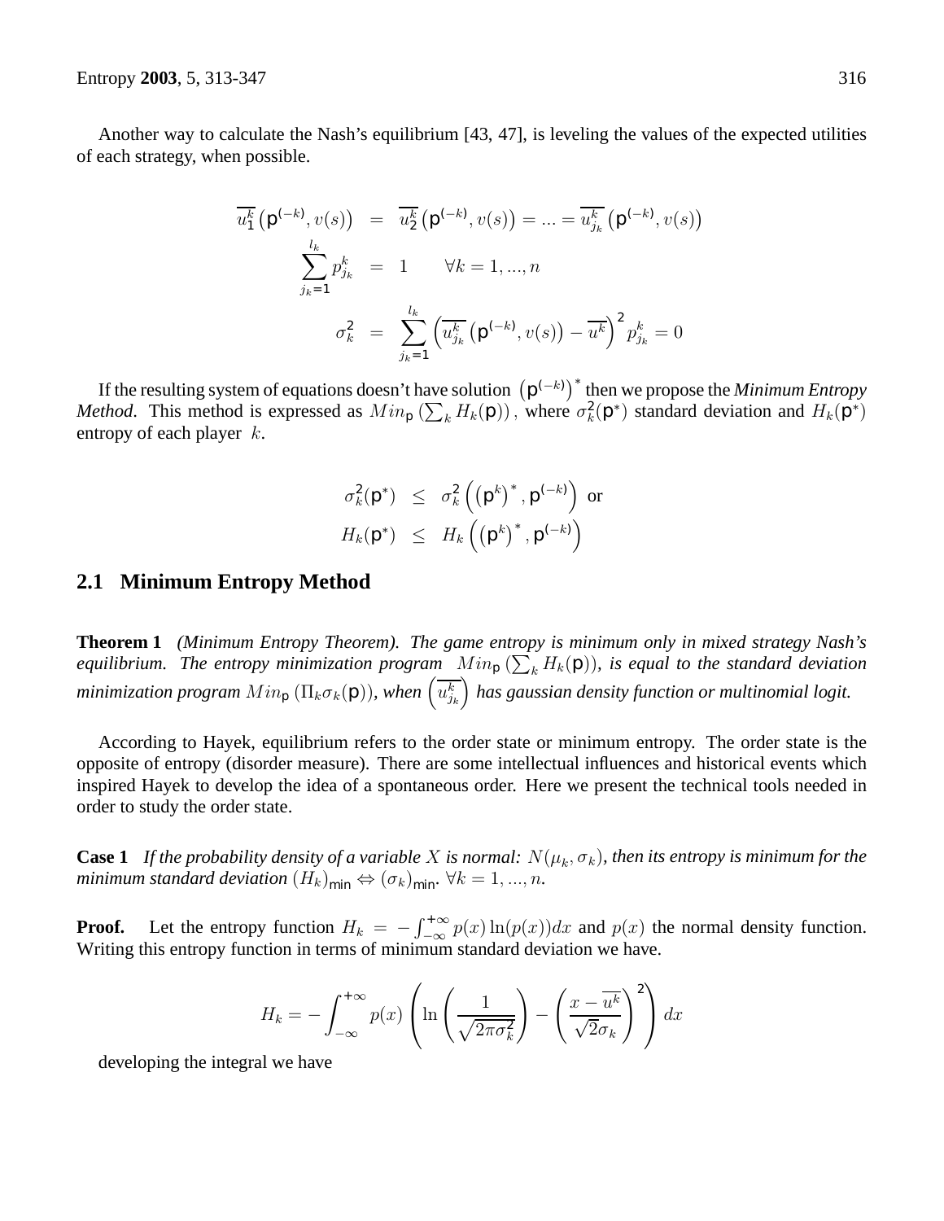Another way to calculate the Nash's equilibrium [43, 47], is leveling the values of the expected utilities of each strategy, when possible.

$$
\begin{aligned}
\overline{u_1^k}\left(\mathsf{p}^{(-k)}, v(s)\right) &= \overline{u_2^k}\left(\mathsf{p}^{(-k)}, v(s)\right) = ... = \overline{u_{j_k}^k}\left(\mathsf{p}^{(-k)}, v(s)\right) \\
\sum_{j_k=1}^{l_k} p_{j_k}^k &= 1 \qquad \forall k = 1, ..., n \\
\sigma_k^2 &= \sum_{j_k=1}^{l_k} \left(\overline{u_{j_k}^k}\left(\mathsf{p}^{(-k)}, v(s)\right) - \overline{u^k}\right)^2 p_{j_k}^k = 0
\end{aligned}
$$

If the resulting system of equations doesn't have solution $\left(\mathsf{p}^{(-k)}\right)^*$ then we propose the *Minimum Entropy Method*. This method is expressed as $Min_{\mathsf{p}}\left(\sum_k H_k(\mathsf{p})\right)$, where $\sigma_k^2(\mathsf{p}^*)$ standard deviation and $H_k(\mathsf{p}^*)$ entropy of each player $k$.

$$
\begin{aligned}
\sigma_k^2(\mathsf{p}^*) &\leq \sigma_k^2\left(\left(\mathsf{p}^k\right)^*, \mathsf{p}^{(-k)}\right) \text{ or} \\
H_k(\mathsf{p}^*) &\leq H_k\left(\left(\mathsf{p}^k\right)^*, \mathsf{p}^{(-k)}\right)
\end{aligned}
$$

## 2.1 Minimum Entropy Method

**Theorem 1** *(Minimum Entropy Theorem). The game entropy is minimum only in mixed strategy Nash's equilibrium. The entropy minimization program $Min_{\mathsf{p}}\left(\sum_k H_k(\mathsf{p})\right)$, is equal to the standard deviation minimization program $Min_{\mathsf{p}}\left(\Pi_k \sigma_k(\mathsf{p})\right)$, when $\left(\overline{u_{j_k}^k}\right)$ has gaussian density function or multinomial logit.*

According to Hayek, equilibrium refers to the order state or minimum entropy. The order state is the opposite of entropy (disorder measure). There are some intellectual influences and historical events which inspired Hayek to develop the idea of a spontaneous order. Here we present the technical tools needed in order to study the order state.

**Case 1** *If the probability density of a variable $X$ is normal: $N(\mu_k, \sigma_k)$, then its entropy is minimum for the minimum standard deviation $(H_k)_{\min} \Leftrightarrow (\sigma_k)_{\min}$. $\forall k = 1, ..., n$.*

**Proof.** Let the entropy function $H_k = -\int_{-\infty}^{+\infty} p(x)\ln(p(x))dx$ and $p(x)$ the normal density function. Writing this entropy function in terms of minimum standard deviation we have.

$$
H_k = -\int_{-\infty}^{+\infty} p(x)\left(\ln\left(\frac{1}{\sqrt{2\pi\sigma_k^2}}\right) - \left(\frac{x - \overline{u^k}}{\sqrt{2}\sigma_k}\right)^2\right)dx
$$

developing the integral we have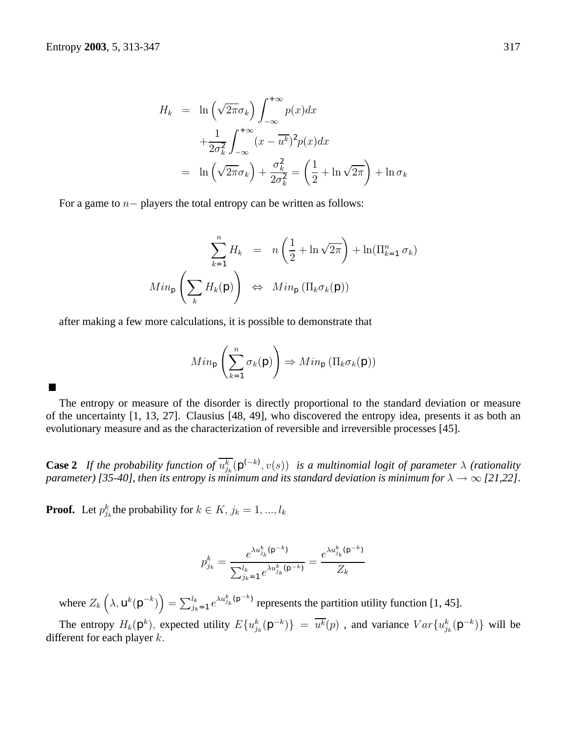$$
\begin{aligned}
H_k &= \ln\left(\sqrt{2\pi}\sigma_k\right)\int_{-\infty}^{+\infty} p(x)dx \\
&\quad + \frac{1}{2\sigma_k^2}\int_{-\infty}^{+\infty}(x-\overline{u^k})^2 p(x)dx \\
&= \ln\left(\sqrt{2\pi}\sigma_k\right) + \frac{\sigma_k^2}{2\sigma_k^2} = \left(\frac{1}{2}+\ln\sqrt{2\pi}\right) + \ln\sigma_k
\end{aligned}
$$

For a game to $n-$ players the total entropy can be written as follows:

$$
\begin{aligned}
\sum_{k=1}^{n} H_k &= n\left(\frac{1}{2}+\ln\sqrt{2\pi}\right) + \ln(\Pi_{k=1}^{n}\sigma_k) \\
Min_{\mathsf{p}}\left(\sum_k H_k(\mathsf{p})\right) &\Leftrightarrow Min_{\mathsf{p}}\left(\Pi_k \sigma_k(\mathsf{p})\right)
\end{aligned}
$$

after making a few more calculations, it is possible to demonstrate that

$$
Min_{\mathsf{p}}\left(\sum_{k=1}^{n}\sigma_k(\mathsf{p})\right) \Rightarrow Min_{\mathsf{p}}\left(\Pi_k\sigma_k(\mathsf{p})\right)
$$

■

The entropy or measure of the disorder is directly proportional to the standard deviation or measure of the uncertainty [1, 13, 27]. Clausius [48, 49], who discovered the entropy idea, presents it as both an evolutionary measure and as the characterization of reversible and irreversible processes [45].

**Case 2** *If the probability function of $\overline{u_{j_k}^k}(\mathsf{p}^{(-k)}, v(s))$ is a multinomial logit of parameter $\lambda$ (rationality parameter) [35-40], then its entropy is minimum and its standard deviation is minimum for $\lambda \to \infty$ [21,22].*

**Proof.** Let $p_{j_k}^k$ the probability for $k \in K$, $j_k = 1, ..., l_k$

$$
p_{j_k}^k = \frac{e^{\lambda u_{j_k}^k(\mathsf{p}^{-k})}}{\sum_{j_k=1}^{l_k} e^{\lambda u_{j_k}^k(\mathsf{p}^{-k})}} = \frac{e^{\lambda u_{j_k}^k(\mathsf{p}^{-k})}}{Z_k}
$$

where $Z_k\left(\lambda, \mathsf{u}^k(\mathsf{p}^{-k})\right) = \sum_{j_k=1}^{l_k} e^{\lambda u_{j_k}^k(\mathsf{p}^{-k})}$ represents the partition utility function [1, 45].

The entropy $H_k(\mathsf{p}^k)$, expected utility $E\{u_{j_k}^k(\mathsf{p}^{-k})\} = \overline{u^k}(p)$ , and variance $Var\{u_{j_k}^k(\mathsf{p}^{-k})\}$ will be different for each player $k$.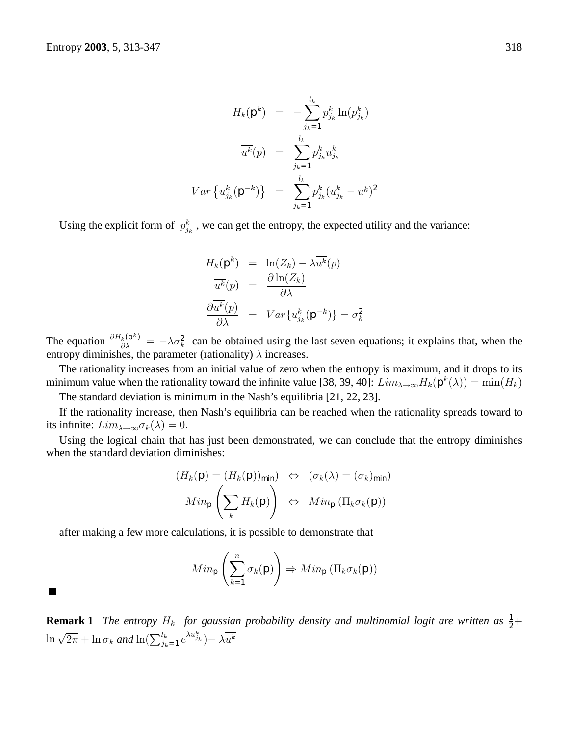$$
\begin{aligned}
H_k(\mathsf{p}^k) &= -\sum_{j_k=1}^{l_k} p_{j_k}^k \ln(p_{j_k}^k) \\
\overline{u^k}(p) &= \sum_{j_k=1}^{l_k} p_{j_k}^k u_{j_k}^k \\
Var\left\{u_{j_k}^k(\mathsf{p}^{-k})\right\} &= \sum_{j_k=1}^{l_k} p_{j_k}^k (u_{j_k}^k - \overline{u^k})^2
\end{aligned}
$$

Using the explicit form of $p_{j_k}^k$ , we can get the entropy, the expected utility and the variance:

$$
\begin{aligned}
H_k(\mathsf{p}^k) &= \ln(Z_k) - \lambda \overline{u^k}(p) \\
\overline{u^k}(p) &= \frac{\partial \ln(Z_k)}{\partial \lambda} \\
\frac{\partial \overline{u^k}(p)}{\partial \lambda} &= Var\{u_{j_k}^k(\mathsf{p}^{-k})\} = \sigma_k^2
\end{aligned}
$$

The equation $\frac{\partial H_k(\mathsf{p}^k)}{\partial \lambda} = -\lambda \sigma_k^2$ can be obtained using the last seven equations; it explains that, when the entropy diminishes, the parameter (rationality) $\lambda$ increases.

The rationality increases from an initial value of zero when the entropy is maximum, and it drops to its minimum value when the rationality toward the infinite value [38, 39, 40]: $Lim_{\lambda \to \infty} H_k(\mathsf{p}^k(\lambda)) = \min(H_k)$

The standard deviation is minimum in the Nash's equilibria [21, 22, 23].

If the rationality increase, then Nash's equilibria can be reached when the rationality spreads toward to its infinite: $Lim_{\lambda \to \infty} \sigma_k(\lambda) = 0$.

Using the logical chain that has just been demonstrated, we can conclude that the entropy diminishes when the standard deviation diminishes:

$$
\begin{aligned}
(H_k(\mathsf{p}) = (H_k(\mathsf{p}))_{\min}) &\Leftrightarrow (\sigma_k(\lambda) = (\sigma_k)_{\min}) \\
Min_{\mathsf{p}} \left( \sum_k H_k(\mathsf{p}) \right) &\Leftrightarrow Min_{\mathsf{p}} \left( \Pi_k \sigma_k(\mathsf{p}) \right)
\end{aligned}
$$

after making a few more calculations, it is possible to demonstrate that

$$
Min_{\mathsf{p}} \left( \sum_{k=1}^{n} \sigma_k(\mathsf{p}) \right) \Rightarrow Min_{\mathsf{p}} \left( \Pi_k \sigma_k(\mathsf{p}) \right)
$$

■

**Remark 1** *The entropy $H_k$ for gaussian probability density and multinomial logit are written as $\frac{1}{2} + \ln \sqrt{2\pi} + \ln \sigma_k$ and $\ln(\sum_{j_k=1}^{l_k} e^{\lambda \overline{u_{j_k}^k}}) - \lambda \overline{u^k}$*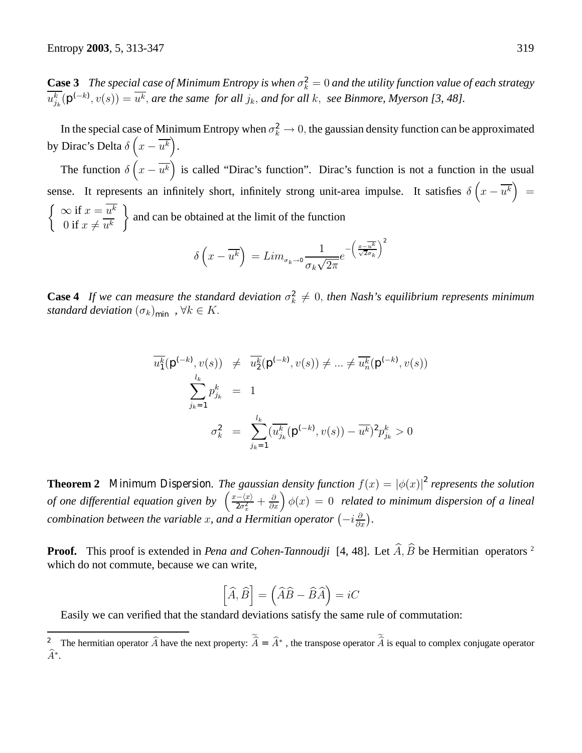**Case 3** *The special case of Minimum Entropy is when $\sigma_k^2 = 0$ and the utility function value of each strategy $\overline{u_{j_k}^k}(\mathsf{p}^{(-k)}, v(s)) = \overline{u^k}$, are the same for all $j_k$, and for all $k$, see Binmore, Myerson [3, 48].*

In the special case of Minimum Entropy when $\sigma_k^2 \to 0$, the gaussian density function can be approximated by Dirac's Delta $\delta\left(x - \overline{u^k}\right)$.

The function $\delta\left(x - \overline{u^k}\right)$ is called "Dirac's function". Dirac's function is not a function in the usual sense. It represents an infinitely short, infinitely strong unit-area impulse. It satisfies $\delta\left(x - \overline{u^k}\right) = \left\{ \begin{array}{l} \infty \text{ if } x = \overline{u^k} \\ 0 \text{ if } x \neq \overline{u^k} \end{array} \right\}$ and can be obtained at the limit of the function

$$\delta\left(x - \overline{u^k}\right) = Lim_{\sigma_k \to 0} \frac{1}{\sigma_k \sqrt{2\pi}} e^{-\left(\frac{x - \overline{u^k}}{\sqrt{2}\sigma_k}\right)^2}$$

**Case 4** *If we can measure the standard deviation $\sigma_k^2 \neq 0$, then Nash's equilibrium represents minimum standard deviation $(\sigma_k)_{\min}$, $\forall k \in K$.*

$$\begin{aligned}
\overline{u_1^k}(\mathsf{p}^{(-k)}, v(s)) &\neq \overline{u_2^k}(\mathsf{p}^{(-k)}, v(s)) \neq ... \neq \overline{u_n^k}(\mathsf{p}^{(-k)}, v(s)) \\
\sum_{j_k=1}^{l_k} p_{j_k}^k &= 1 \\
\sigma_k^2 &= \sum_{j_k=1}^{l_k} (\overline{u_{j_k}^k}(\mathsf{p}^{(-k)}, v(s)) - \overline{u^k})^2 p_{j_k}^k > 0
\end{aligned}$$

**Theorem 2** Minimum Dispersion. *The gaussian density function $f(x) = |\phi(x)|^2$ represents the solution of one differential equation given by $\left(\frac{x - \langle x \rangle}{2\sigma_x^2} + \frac{\partial}{\partial x}\right)\phi(x) = 0$ related to minimum dispersion of a lineal combination between the variable $x$, and a Hermitian operator $\left(-i\frac{\partial}{\partial x}\right)$.*

**Proof.** This proof is extended in *Pena and Cohen-Tannoudji* [4, 48]. Let $\widehat{A}, \widehat{B}$ be Hermitian operators [2] which do not commute, because we can write,

$$\left[\widehat{A}, \widehat{B}\right] = \left(\widehat{A}\widehat{B} - \widehat{B}\widehat{A}\right) = iC$$

Easily we can verified that the standard deviations satisfy the same rule of commutation:

[2] The hermitian operator $\widehat{A}$ have the next property: $\widetilde{\widehat{A}} = \widehat{A}^*$, the transpose operator $\widetilde{\widehat{A}}$ is equal to complex conjugate operator $\widehat{A}^*$.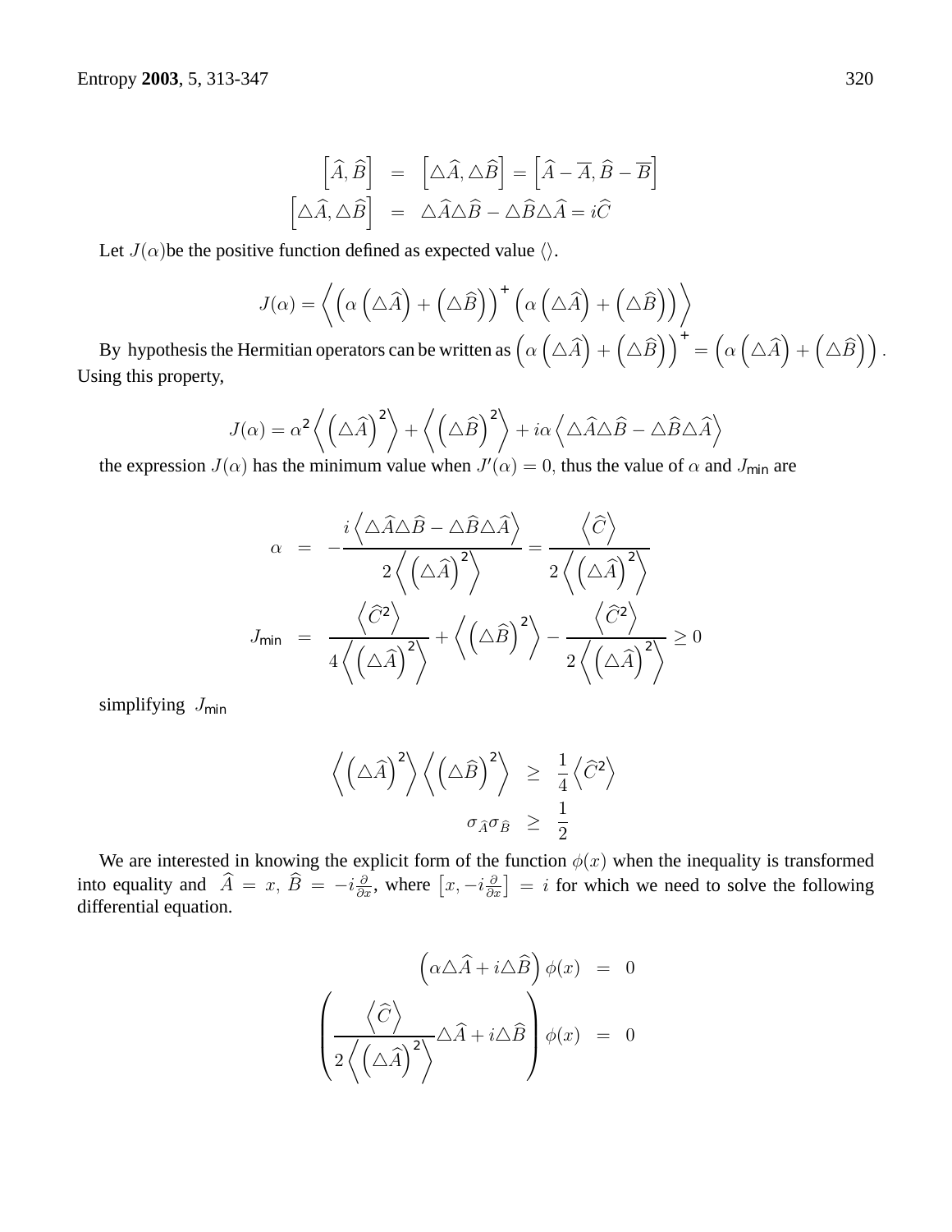$$
\begin{aligned}
\left[\widehat{A}, \widehat{B}\right] &= \left[\triangle\widehat{A}, \triangle\widehat{B}\right] = \left[\widehat{A} - \overline{A}, \widehat{B} - \overline{B}\right] \\
\left[\triangle\widehat{A}, \triangle\widehat{B}\right] &= \triangle\widehat{A}\triangle\widehat{B} - \triangle\widehat{B}\triangle\widehat{A} = i\widehat{C}
\end{aligned}
$$

Let $J(\alpha)$be the positive function defined as expected value $\langle\rangle$.

$$
J(\alpha) = \left\langle \left(\alpha\left(\triangle\widehat{A}\right) + \left(\triangle\widehat{B}\right)\right)^{+} \left(\alpha\left(\triangle\widehat{A}\right) + \left(\triangle\widehat{B}\right)\right) \right\rangle
$$

By hypothesis the Hermitian operators can be written as $\left(\alpha\left(\triangle\widehat{A}\right) + \left(\triangle\widehat{B}\right)\right)^{+} = \left(\alpha\left(\triangle\widehat{A}\right) + \left(\triangle\widehat{B}\right)\right)$. Using this property,

$$
J(\alpha) = \alpha^{2}\left\langle \left(\triangle\widehat{A}\right)^{2} \right\rangle + \left\langle \left(\triangle\widehat{B}\right)^{2} \right\rangle + i\alpha\left\langle \triangle\widehat{A}\triangle\widehat{B} - \triangle\widehat{B}\triangle\widehat{A} \right\rangle
$$

the expression $J(\alpha)$ has the minimum value when $J'(\alpha) = 0$, thus the value of $\alpha$ and $J_{\text{min}}$ are

$$
\begin{aligned}
\alpha &= -\frac{i\left\langle \triangle\widehat{A}\triangle\widehat{B} - \triangle\widehat{B}\triangle\widehat{A} \right\rangle}{2\left\langle \left(\triangle\widehat{A}\right)^{2} \right\rangle} = \frac{\left\langle \widehat{C} \right\rangle}{2\left\langle \left(\triangle\widehat{A}\right)^{2} \right\rangle} \\
J_{\text{min}} &= \frac{\left\langle \widehat{C}^{2} \right\rangle}{4\left\langle \left(\triangle\widehat{A}\right)^{2} \right\rangle} + \left\langle \left(\triangle\widehat{B}\right)^{2} \right\rangle - \frac{\left\langle \widehat{C}^{2} \right\rangle}{2\left\langle \left(\triangle\widehat{A}\right)^{2} \right\rangle} \geq 0
\end{aligned}
$$

simplifying $J_{\text{min}}$

$$
\begin{aligned}
\left\langle \left(\triangle\widehat{A}\right)^{2} \right\rangle \left\langle \left(\triangle\widehat{B}\right)^{2} \right\rangle &\geq \frac{1}{4}\left\langle \widehat{C}^{2} \right\rangle \\
\sigma_{\widehat{A}}\sigma_{\widehat{B}} &\geq \frac{1}{2}
\end{aligned}
$$

We are interested in knowing the explicit form of the function $\phi(x)$ when the inequality is transformed into equality and $\widehat{A} = x$, $\widehat{B} = -i\frac{\partial}{\partial x}$, where $\left[x, -i\frac{\partial}{\partial x}\right] = i$ for which we need to solve the following differential equation.

$$
\begin{aligned}
\left(\alpha\triangle\widehat{A} + i\triangle\widehat{B}\right)\phi(x) &= 0 \\
\left(\frac{\left\langle \widehat{C} \right\rangle}{2\left\langle \left(\triangle\widehat{A}\right)^{2} \right\rangle}\triangle\widehat{A} + i\triangle\widehat{B}\right)\phi(x) &= 0
\end{aligned}
$$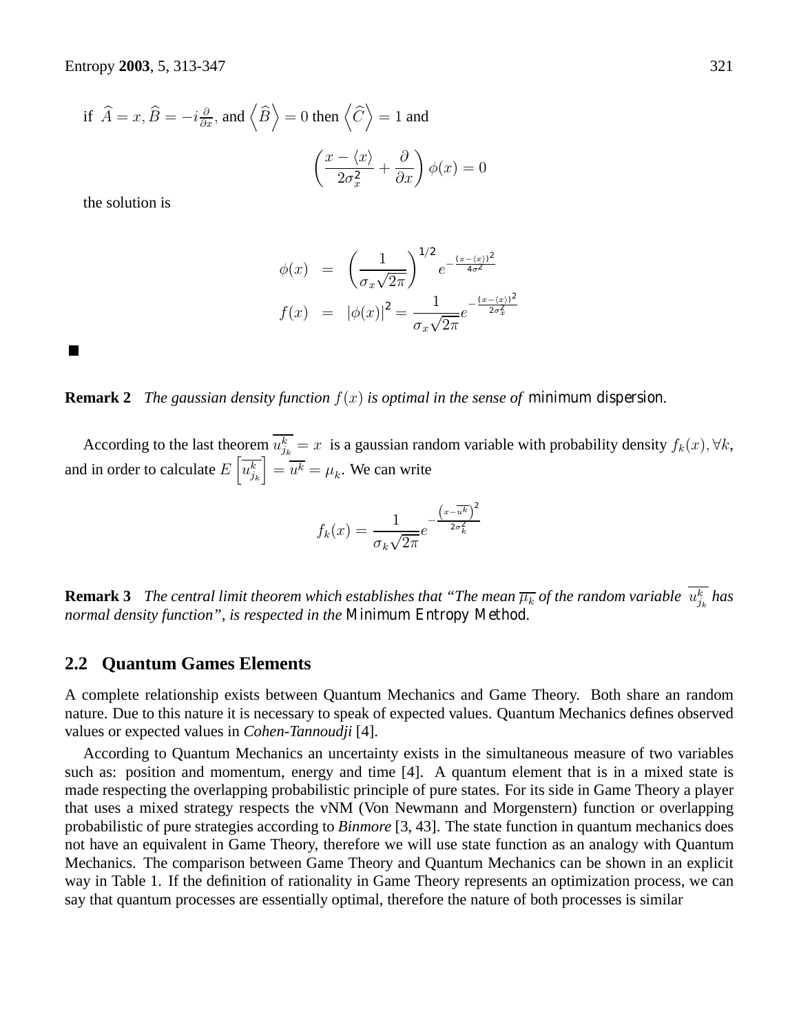if $\widehat{A} = x, \widehat{B} = -i\frac{\partial}{\partial x}$, and $\left\langle \widehat{B} \right\rangle = 0$ then $\left\langle \widehat{C} \right\rangle = 1$ and

$$\left( \frac{x - \langle x \rangle}{2\sigma_x^2} + \frac{\partial}{\partial x} \right) \phi(x) = 0$$

the solution is

$$\begin{aligned} \phi(x) &= \left( \frac{1}{\sigma_x \sqrt{2\pi}} \right)^{1/2} e^{-\frac{(x - \langle x \rangle)^2}{4\sigma^2}} \\ f(x) &= |\phi(x)|^2 = \frac{1}{\sigma_x \sqrt{2\pi}} e^{-\frac{(x - \langle x \rangle)^2}{2\sigma_x^2}} \end{aligned}$$

■

**Remark 2** *The gaussian density function $f(x)$ is optimal in the sense of minimum dispersion.*

According to the last theorem $\overline{u_{j_k}^k} = x$ is a gaussian random variable with probability density $f_k(x), \forall k$, and in order to calculate $E\left[\overline{u_{j_k}^k}\right] = \overline{u^k} = \mu_k$. We can write

$$f_k(x) = \frac{1}{\sigma_k \sqrt{2\pi}} e^{-\frac{\left(x - \overline{u^k}\right)^2}{2\sigma_k^2}}$$

**Remark 3** *The central limit theorem which establishes that "The mean $\overline{\mu_k}$ of the random variable $\overline{u_{j_k}^k}$ has normal density function", is respected in the Minimum Entropy Method.*

## 2.2 Quantum Games Elements

A complete relationship exists between Quantum Mechanics and Game Theory. Both share an random nature. Due to this nature it is necessary to speak of expected values. Quantum Mechanics defines observed values or expected values in *Cohen-Tannoudji* [4].

According to Quantum Mechanics an uncertainty exists in the simultaneous measure of two variables such as: position and momentum, energy and time [4]. A quantum element that is in a mixed state is made respecting the overlapping probabilistic principle of pure states. For its side in Game Theory a player that uses a mixed strategy respects the vNM (Von Newmann and Morgenstern) function or overlapping probabilistic of pure strategies according to *Binmore* [3, 43]. The state function in quantum mechanics does not have an equivalent in Game Theory, therefore we will use state function as an analogy with Quantum Mechanics. The comparison between Game Theory and Quantum Mechanics can be shown in an explicit way in Table 1. If the definition of rationality in Game Theory represents an optimization process, we can say that quantum processes are essentially optimal, therefore the nature of both processes is similar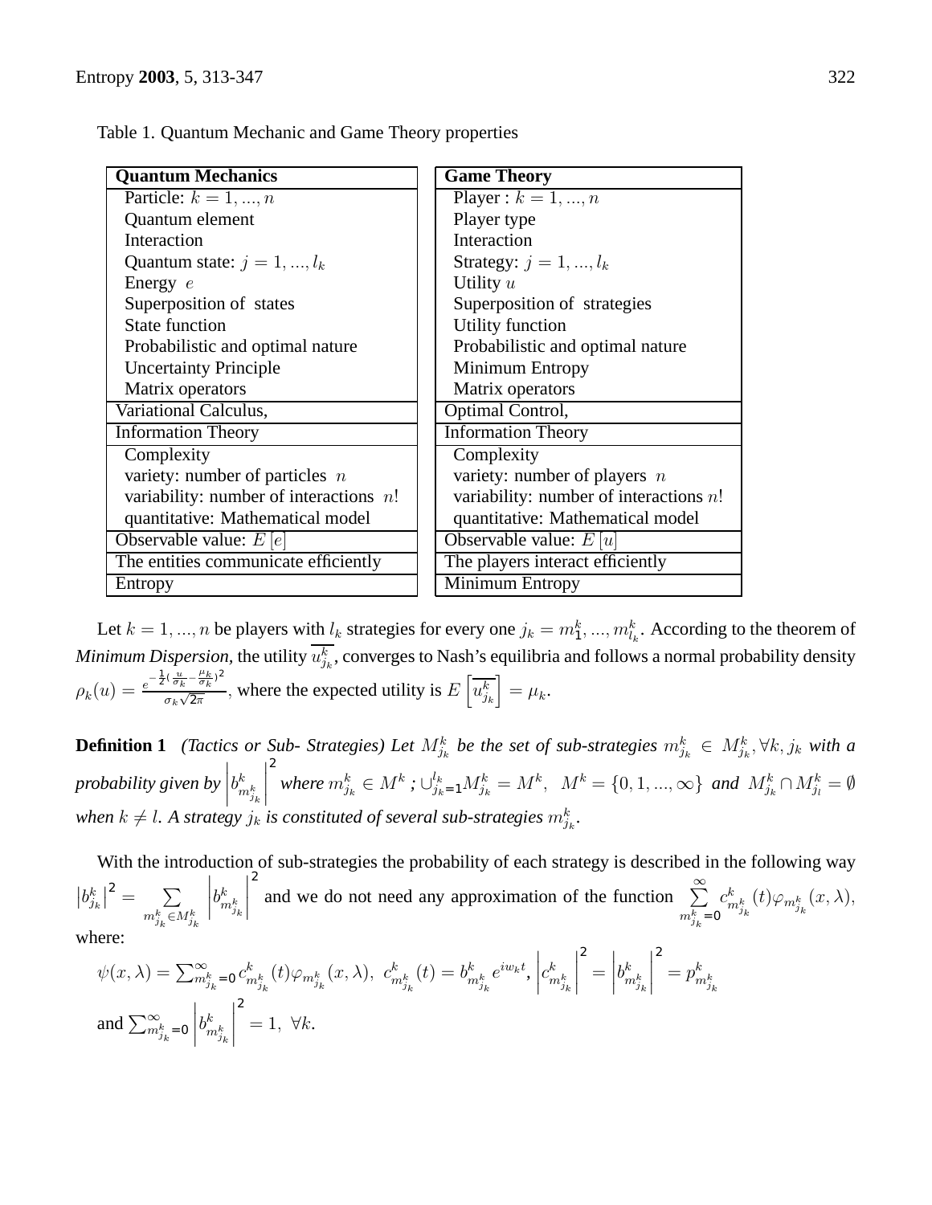Table 1. Quantum Mechanic and Game Theory properties

| Quantum Mechanics | Game Theory |
|---|---|
| Particle: $k = 1, ..., n$ | Player : $k = 1, ..., n$ |
| Quantum element | Player type |
| Interaction | Interaction |
| Quantum state: $j = 1, ..., l_k$ | Strategy: $j = 1, ..., l_k$ |
| Energy $e$ | Utility $u$ |
| Superposition of states | Superposition of strategies |
| State function | Utility function |
| Probabilistic and optimal nature | Probabilistic and optimal nature |
| Uncertainty Principle | Minimum Entropy |
| Matrix operators | Matrix operators |
| Variational Calculus, | Optimal Control, |
| Information Theory | Information Theory |
| Complexity | Complexity |
| variety: number of particles $n$ | variety: number of players $n$ |
| variability: number of interactions $n!$ | variability: number of interactions $n!$ |
| quantitative: Mathematical model | quantitative: Mathematical model |
| Observable value: $E[e]$ | Observable value: $E[u]$ |
| The entities communicate efficiently | The players interact efficiently |
| Entropy | Minimum Entropy |

Let $k = 1, ..., n$ be players with $l_k$ strategies for every one $j_k = m_1^k, ..., m_{l_k}^k$. According to the theorem of *Minimum Dispersion*, the utility $\overline{u_{j_k}^k}$, converges to Nash's equilibria and follows a normal probability density $\rho_k(u) = \frac{e^{-\frac{1}{2}(\frac{u}{\sigma_k} - \frac{\mu_k}{\sigma_k})^2}}{\sigma_k \sqrt{2\pi}}$, where the expected utility is $E\left[\overline{u_{j_k}^k}\right] = \mu_k$.

**Definition 1** *(Tactics or Sub- Strategies) Let $M_{j_k}^k$ be the set of sub-strategies $m_{j_k}^k \in M_{j_k}^k, \forall k, j_k$ with a probability given by $\left|b_{m_{j_k}^k}^k\right|^2$ where $m_{j_k}^k \in M^k$ ; $\cup_{j_k=1}^{l_k} M_{j_k}^k = M^k$, $M^k = \{0, 1, ..., \infty\}$ and $M_{j_k}^k \cap M_{j_l}^k = \emptyset$ when $k \neq l$. A strategy $j_k$ is constituted of several sub-strategies $m_{j_k}^k$.*

With the introduction of sub-strategies the probability of each strategy is described in the following way $\left|b_{j_k}^k\right|^2 = \sum_{m_{j_k}^k \in M_{j_k}^k} \left|b_{m_{j_k}^k}^k\right|^2$ and we do not need any approximation of the function $\sum_{m_{j_k}^k=0}^{\infty} c_{m_{j_k}^k}^k(t)\varphi_{m_{j_k}^k}(x, \lambda)$, where:

$\psi(x, \lambda) = \sum_{m_{j_k}^k=0}^{\infty} c_{m_{j_k}^k}^k(t)\varphi_{m_{j_k}^k}(x, \lambda)$, $c_{m_{j_k}^k}^k(t) = b_{m_{j_k}^k}^k e^{iw_k t}$, $\left|c_{m_{j_k}^k}^k\right|^2 = \left|b_{m_{j_k}^k}^k\right|^2 = p_{m_{j_k}^k}^k$

and $\sum_{m_{j_k}^k=0}^{\infty} \left|b_{m_{j_k}^k}^k\right|^2 = 1, \ \forall k.$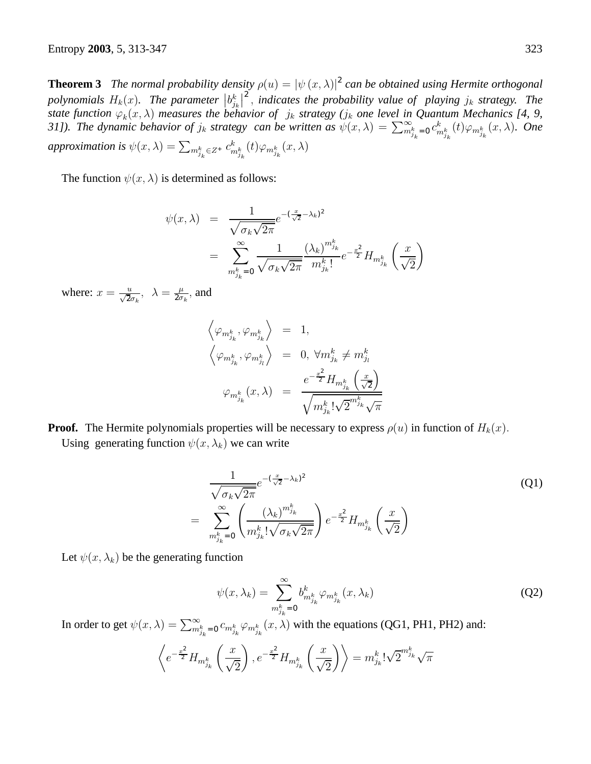**Theorem 3** *The normal probability density $\rho(u) = |\psi(x,\lambda)|^2$ can be obtained using Hermite orthogonal polynomials $H_k(x)$. The parameter $\left|b_{j_k}^k\right|^2$, indicates the probability value of playing $j_k$ strategy. The state function $\varphi_k(x,\lambda)$ measures the behavior of $j_k$ strategy ($j_k$ one level in Quantum Mechanics [4, 9, 31]). The dynamic behavior of $j_k$ strategy can be written as $\psi(x,\lambda) = \sum_{m_{j_k}^k=0}^{\infty} c_{m_{j_k}^k}^k(t)\varphi_{m_{j_k}^k}(x,\lambda)$. One approximation is $\psi(x,\lambda) = \sum_{m_{j_k}^k \in Z^+} c_{m_{j_k}^k}^k(t)\varphi_{m_{j_k}^k}(x,\lambda)$*

The function $\psi(x,\lambda)$ is determined as follows:

$$
\begin{aligned}
\psi(x,\lambda) &= \frac{1}{\sqrt{\sigma_k\sqrt{2\pi}}} e^{-\left(\frac{x}{\sqrt{2}}-\lambda_k\right)^2} \\
&= \sum_{m_{j_k}^k=0}^{\infty} \frac{1}{\sqrt{\sigma_k\sqrt{2\pi}}} \frac{(\lambda_k)^{m_{j_k}^k}}{m_{j_k}^k!} e^{-\frac{x^2}{2}} H_{m_{j_k}^k}\left(\frac{x}{\sqrt{2}}\right)
\end{aligned}
$$

where: $x = \frac{u}{\sqrt{2}\sigma_k}$, $\lambda = \frac{\mu}{2\sigma_k}$, and

$$
\begin{aligned}
\left\langle \varphi_{m_{j_k}^k}, \varphi_{m_{j_k}^k} \right\rangle &= 1, \\
\left\langle \varphi_{m_{j_k}^k}, \varphi_{m_{j_l}^k} \right\rangle &= 0, \ \forall m_{j_k}^k \neq m_{j_l}^k \\
\varphi_{m_{j_k}^k}(x,\lambda) &= \frac{e^{-\frac{x^2}{2}} H_{m_{j_k}^k}\left(\frac{x}{\sqrt{2}}\right)}{\sqrt{m_{j_k}^k!\sqrt{2}^{m_{j_k}^k}\sqrt{\pi}}}
\end{aligned}
$$

**Proof.** The Hermite polynomials properties will be necessary to express $\rho(u)$ in function of $H_k(x)$.

Using generating function $\psi(x,\lambda_k)$ we can write

$$
\begin{aligned}
&\frac{1}{\sqrt{\sigma_k\sqrt{2\pi}}} e^{-\left(\frac{x}{\sqrt{2}}-\lambda_k\right)^2} \qquad \text{(Q1)} \\
&= \sum_{m_{j_k}^k=0}^{\infty} \left( \frac{(\lambda_k)^{m_{j_k}^k}}{m_{j_k}^k!\sqrt{\sigma_k\sqrt{2\pi}}} \right) e^{-\frac{x^2}{2}} H_{m_{j_k}^k}\left(\frac{x}{\sqrt{2}}\right)
\end{aligned}
$$

Let $\psi(x,\lambda_k)$ be the generating function

$$
\psi(x,\lambda_k) = \sum_{m_{j_k}^k=0}^{\infty} b_{m_{j_k}^k}^k \varphi_{m_{j_k}^k}(x,\lambda_k) \qquad \text{(Q2)}
$$

In order to get $\psi(x,\lambda) = \sum_{m_{j_k}^k=0}^{\infty} c_{m_{j_k}^k} \varphi_{m_{j_k}^k}(x,\lambda)$ with the equations (QG1, PH1, PH2) and:

$$
\left\langle e^{-\frac{x^2}{2}} H_{m_{j_k}^k}\left(\frac{x}{\sqrt{2}}\right), e^{-\frac{x^2}{2}} H_{m_{j_k}^k}\left(\frac{x}{\sqrt{2}}\right) \right\rangle = m_{j_k}^k!\sqrt{2}^{m_{j_k}^k}\sqrt{\pi}
$$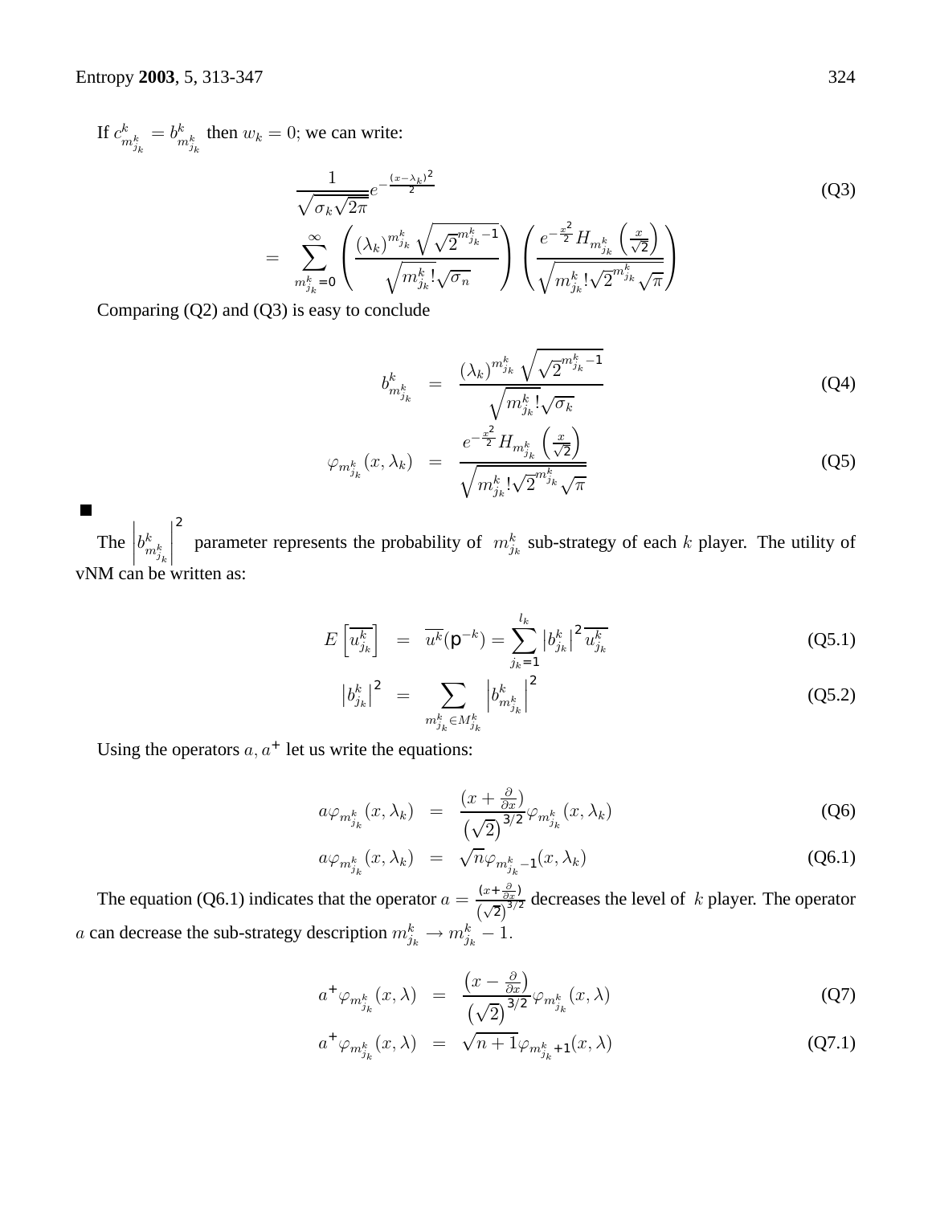If $c^k_{m^k_{j_k}} = b^k_{m^k_{j_k}}$ then $w_k = 0$; we can write:

$$\frac{1}{\sqrt{\sigma_k \sqrt{2\pi}}} e^{-\frac{(x-\lambda_k)^2}{2}} = \sum_{m^k_{j_k}=0}^{\infty} \left( \frac{(\lambda_k)^{m^k_{j_k}} \sqrt{\sqrt{2}^{m^k_{j_k}-1}}}{\sqrt{m^k_{j_k}!}\sqrt{\sigma_n}} \right) \left( \frac{e^{-\frac{x^2}{2}} H_{m^k_{j_k}}\left(\frac{x}{\sqrt{2}}\right)}{\sqrt{m^k_{j_k}! \sqrt{2}^{m^k_{j_k}} \sqrt{\pi}}} \right) \tag{Q3}$$

Comparing (Q2) and (Q3) is easy to conclude

$$b^k_{m^k_{j_k}} = \frac{(\lambda_k)^{m^k_{j_k}} \sqrt{\sqrt{2}^{m^k_{j_k}-1}}}{\sqrt{m^k_{j_k}!}\sqrt{\sigma_k}} \tag{Q4}$$

$$\varphi_{m^k_{j_k}}(x, \lambda_k) = \frac{e^{-\frac{x^2}{2}} H_{m^k_{j_k}}\left(\frac{x}{\sqrt{2}}\right)}{\sqrt{m^k_{j_k}! \sqrt{2}^{m^k_{j_k}} \sqrt{\pi}}} \tag{Q5}$$

■

The $\left| b^k_{m^k_{j_k}} \right|^2$ parameter represents the probability of $m^k_{j_k}$ sub-strategy of each $k$ player. The utility of vNM can be written as:

$$E\left[\overline{u^k_{j_k}}\right] = \overline{u^k}(\mathsf{p}^{-k}) = \sum_{j_k=1}^{l_k} \left|b^k_{j_k}\right|^2 \overline{u^k_{j_k}} \tag{Q5.1}$$

$$\left|b^k_{j_k}\right|^2 = \sum_{m^k_{j_k} \in M^k_{j_k}} \left| b^k_{m^k_{j_k}} \right|^2 \tag{Q5.2}$$

Using the operators $a, a^+$ let us write the equations:

$$a\varphi_{m^k_{j_k}}(x, \lambda_k) = \frac{(x + \frac{\partial}{\partial x})}{\left(\sqrt{2}\right)^{3/2}} \varphi_{m^k_{j_k}}(x, \lambda_k) \tag{Q6}$$

$$a\varphi_{m^k_{j_k}}(x, \lambda_k) = \sqrt{n}\varphi_{m^k_{j_k}-1}(x, \lambda_k) \tag{Q6.1}$$

The equation (Q6.1) indicates that the operator $a = \frac{(x+\frac{\partial}{\partial x})}{(\sqrt{2})^{3/2}}$ decreases the level of $k$ player. The operator $a$ can decrease the sub-strategy description $m^k_{j_k} \to m^k_{j_k} - 1$.

$$a^+\varphi_{m^k_{j_k}}(x, \lambda) = \frac{\left(x - \frac{\partial}{\partial x}\right)}{\left(\sqrt{2}\right)^{3/2}} \varphi_{m^k_{j_k}}(x, \lambda) \tag{Q7}$$

$$a^+\varphi_{m^k_{j_k}}(x, \lambda) = \sqrt{n+1}\varphi_{m^k_{j_k}+1}(x, \lambda) \tag{Q7.1}$$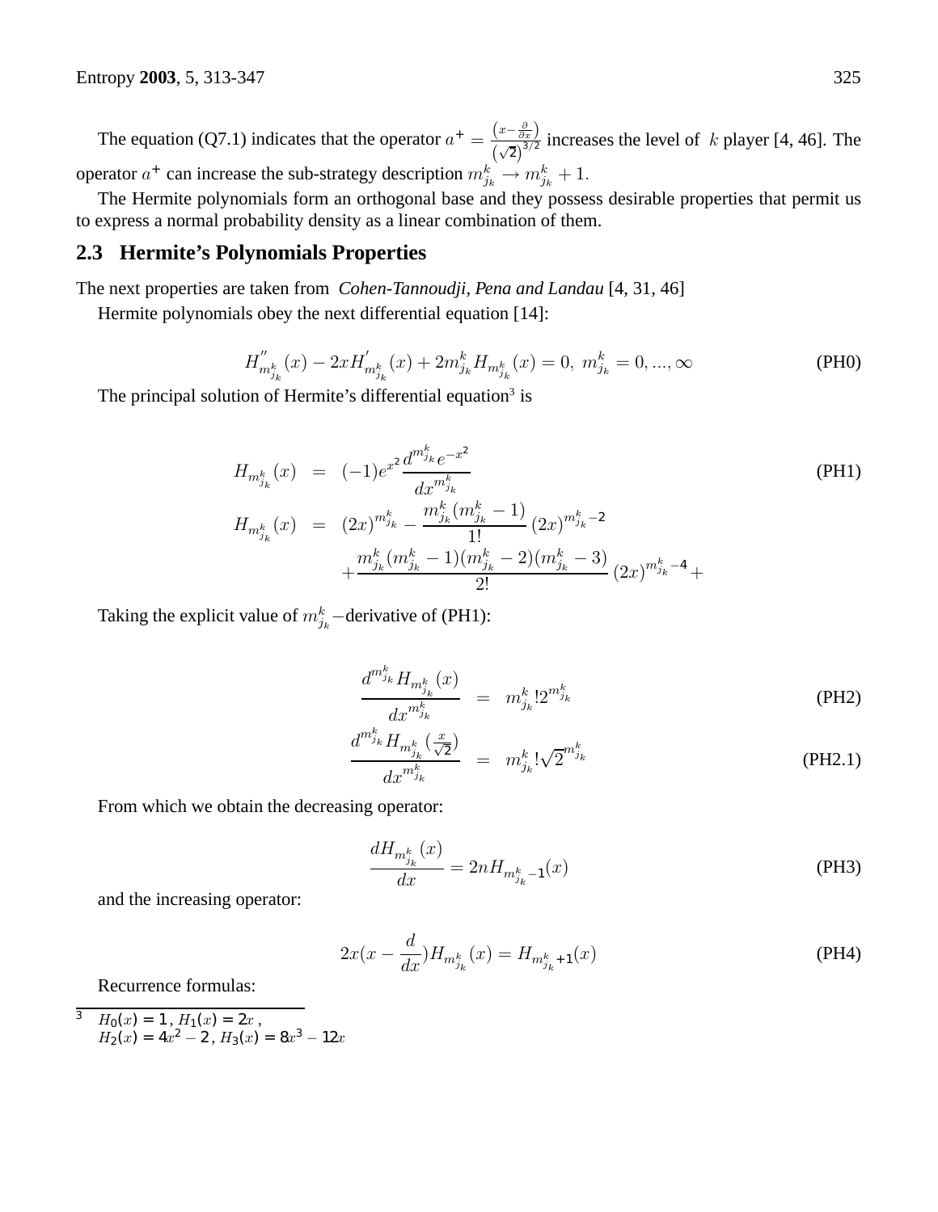The equation (Q7.1) indicates that the operator $a^{+} = \frac{\left(x - \frac{\partial}{\partial x}\right)}{\left(\sqrt{2}\right)^{3/2}}$ increases the level of $k$ player [4, 46]. The operator $a^{+}$ can increase the sub-strategy description $m_{j_k}^k \to m_{j_k}^k + 1.$

The Hermite polynomials form an orthogonal base and they possess desirable properties that permit us to express a normal probability density as a linear combination of them.

## 2.3 Hermite's Polynomials Properties

The next properties are taken from *Cohen-Tannoudji, Pena and Landau* [4, 31, 46]

Hermite polynomials obey the next differential equation [14]:

$$H''_{m_{j_k}^k}(x) - 2xH'_{m_{j_k}^k}(x) + 2m_{j_k}^k H_{m_{j_k}^k}(x) = 0,\ m_{j_k}^k = 0, ..., \infty \tag{PH0}$$

The principal solution of Hermite's differential equation[3] is

$$\begin{aligned} H_{m_{j_k}^k}(x) &= (-1)e^{x^2} \frac{d^{m_{j_k}^k} e^{-x^2}}{dx^{m_{j_k}^k}} & \text{(PH1)} \\ H_{m_{j_k}^k}(x) &= (2x)^{m_{j_k}^k} - \frac{m_{j_k}^k(m_{j_k}^k - 1)}{1!}(2x)^{m_{j_k}^k - 2} \\ &\quad + \frac{m_{j_k}^k(m_{j_k}^k - 1)(m_{j_k}^k - 2)(m_{j_k}^k - 3)}{2!}(2x)^{m_{j_k}^k - 4} + \end{aligned}$$

Taking the explicit value of $m_{j_k}^k$ $-$derivative of (PH1):

$$\frac{d^{m_{j_k}^k} H_{m_{j_k}^k}(x)}{dx^{m_{j_k}^k}} = m_{j_k}^k! 2^{m_{j_k}^k} \tag{PH2}$$

$$\frac{d^{m_{j_k}^k} H_{m_{j_k}^k}(\frac{x}{\sqrt{2}})}{dx^{m_{j_k}^k}} = m_{j_k}^k! \sqrt{2}^{m_{j_k}^k} \tag{PH2.1}$$

From which we obtain the decreasing operator:

$$\frac{dH_{m_{j_k}^k}(x)}{dx} = 2nH_{m_{j_k}^k - 1}(x) \tag{PH3}$$

and the increasing operator:

$$2x(x - \frac{d}{dx})H_{m_{j_k}^k}(x) = H_{m_{j_k}^k + 1}(x) \tag{PH4}$$

Recurrence formulas:

---

[3] $H_0(x) = 1$, $H_1(x) = 2x$,
$H_2(x) = 4x^2 - 2$, $H_3(x) = 8x^3 - 12x$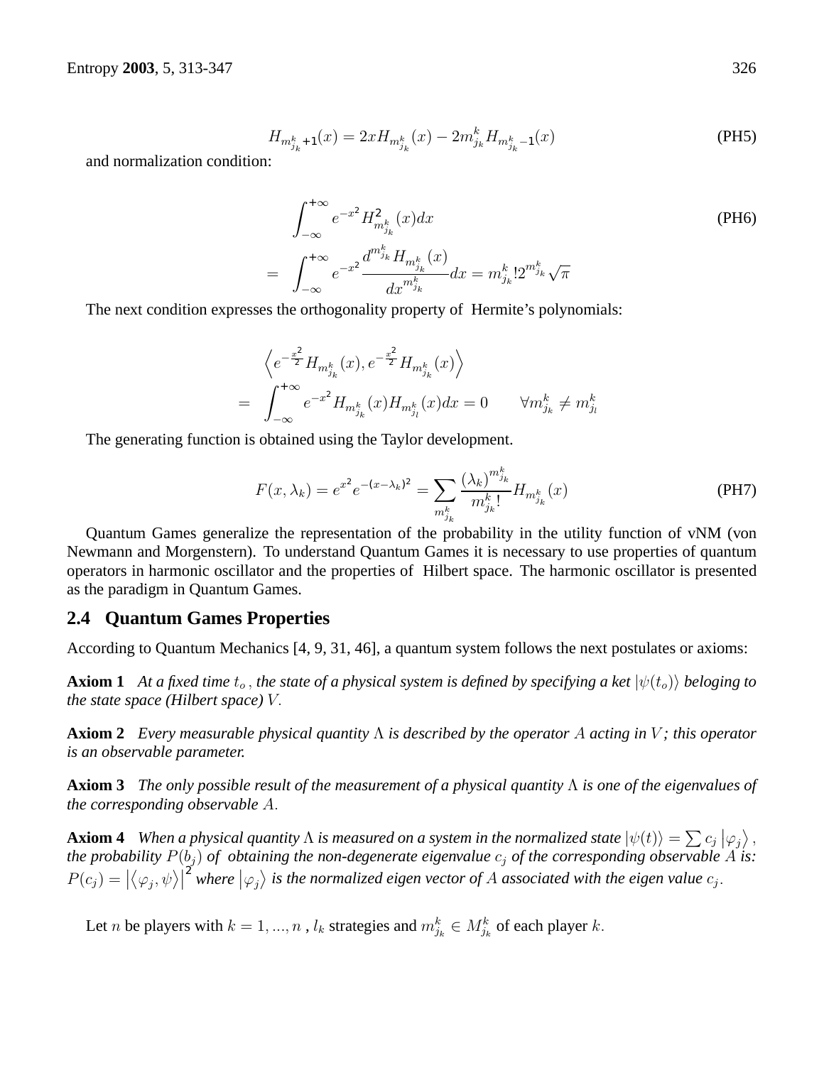$$H_{m^k_{j_k}+1}(x) = 2xH_{m^k_{j_k}}(x) - 2m^k_{j_k}H_{m^k_{j_k}-1}(x) \tag{PH5}$$

and normalization condition:

$$\begin{aligned} & \int_{-\infty}^{+\infty} e^{-x^2} H^2_{m^k_{j_k}}(x)dx \\ = & \int_{-\infty}^{+\infty} e^{-x^2} \frac{d^{m^k_{j_k}} H_{m^k_{j_k}}(x)}{dx^{m^k_{j_k}}} dx = m^k_{j_k}!2^{m^k_{j_k}}\sqrt{\pi} \end{aligned} \tag{PH6}$$

The next condition expresses the orthogonality property of Hermite's polynomials:

$$\begin{aligned} & \left\langle e^{-\frac{x^2}{2}} H_{m^k_{j_k}}(x), e^{-\frac{x^2}{2}} H_{m^k_{j_k}}(x) \right\rangle \\ = & \int_{-\infty}^{+\infty} e^{-x^2} H_{m^k_{j_k}}(x) H_{m^k_{j_l}}(x)dx = 0 \qquad \forall m^k_{j_k} \neq m^k_{j_l} \end{aligned}$$

The generating function is obtained using the Taylor development.

$$F(x, \lambda_k) = e^{x^2} e^{-(x-\lambda_k)^2} = \sum_{m^k_{j_k}} \frac{(\lambda_k)^{m^k_{j_k}}}{m^k_{j_k}!} H_{m^k_{j_k}}(x) \tag{PH7}$$

Quantum Games generalize the representation of the probability in the utility function of vNM (von Newmann and Morgenstern). To understand Quantum Games it is necessary to use properties of quantum operators in harmonic oscillator and the properties of Hilbert space. The harmonic oscillator is presented as the paradigm in Quantum Games.

## 2.4 Quantum Games Properties

According to Quantum Mechanics [4, 9, 31, 46], a quantum system follows the next postulates or axioms:

**Axiom 1** *At a fixed time $t_o$, the state of a physical system is defined by specifying a ket $|\psi(t_o)\rangle$ beloging to the state space (Hilbert space) $V$.*

**Axiom 2** *Every measurable physical quantity $\Lambda$ is described by the operator $A$ acting in $V$; this operator is an observable parameter.*

**Axiom 3** *The only possible result of the measurement of a physical quantity $\Lambda$ is one of the eigenvalues of the corresponding observable $A$.*

**Axiom 4** *When a physical quantity $\Lambda$ is measured on a system in the normalized state $|\psi(t)\rangle = \sum c_j |\varphi_j\rangle$, the probability $P(b_j)$ of obtaining the non-degenerate eigenvalue $c_j$ of the corresponding observable $A$ is: $P(c_j) = |\langle\varphi_j, \psi\rangle|^2$ where $|\varphi_j\rangle$ is the normalized eigen vector of $A$ associated with the eigen value $c_j$.*

Let $n$ be players with $k = 1, ..., n$, $l_k$ strategies and $m^k_{j_k} \in M^k_{j_k}$ of each player $k$.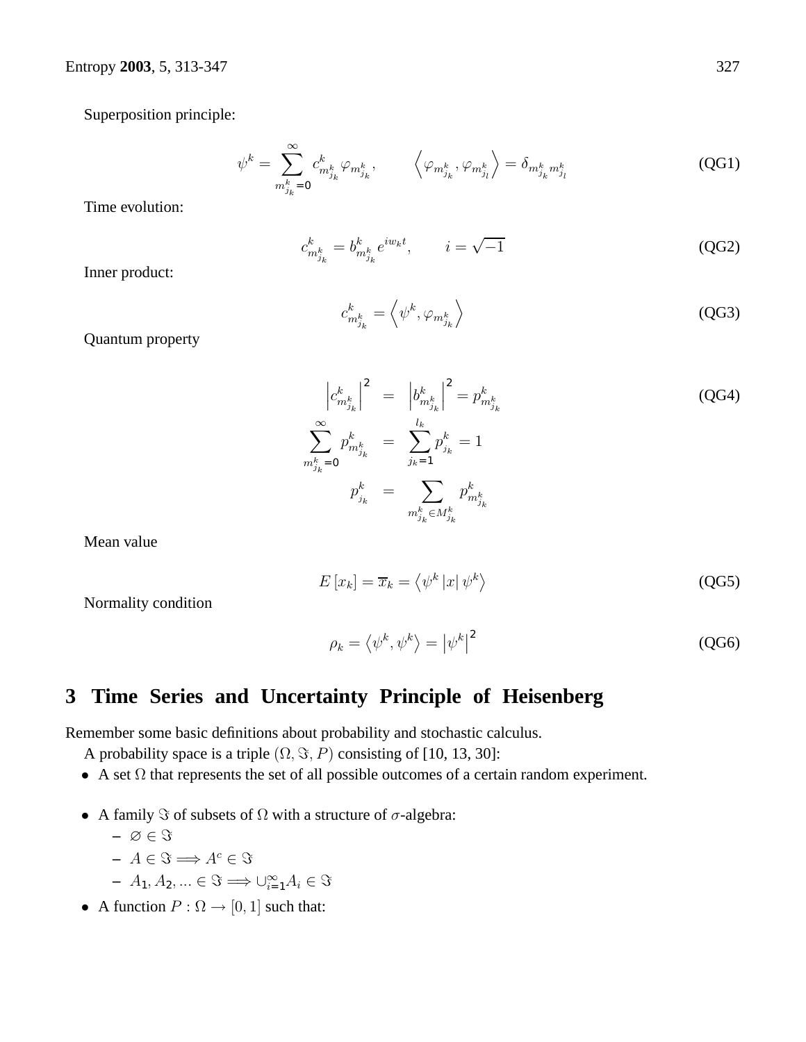Superposition principle:

$$\psi^k = \sum_{m^k_{j_k}=0}^{\infty} c^k_{m^k_{j_k}} \varphi_{m^k_{j_k}}, \qquad \left\langle \varphi_{m^k_{j_k}}, \varphi_{m^k_{j_l}} \right\rangle = \delta_{m^k_{j_k} m^k_{j_l}} \tag{QG1}$$

Time evolution:

$$c^k_{m^k_{j_k}} = b^k_{m^k_{j_k}} e^{iw_k t}, \qquad i = \sqrt{-1} \tag{QG2}$$

Inner product:

$$c^k_{m^k_{j_k}} = \left\langle \psi^k, \varphi_{m^k_{j_k}} \right\rangle \tag{QG3}$$

Quantum property

$$\begin{aligned} \left| c^k_{m^k_{j_k}} \right|^2 &= \left| b^k_{m^k_{j_k}} \right|^2 = p^k_{m^k_{j_k}} \\ \sum_{m^k_{j_k}=0}^{\infty} p^k_{m^k_{j_k}} &= \sum_{j_k=1}^{l_k} p^k_{j_k} = 1 \\ p^k_{j_k} &= \sum_{m^k_{j_k} \in M^k_{j_k}} p^k_{m^k_{j_k}} \end{aligned} \tag{QG4}$$

Mean value

$$E\left[x_k\right] = \overline{x}_k = \left\langle \psi^k \left| x \right| \psi^k \right\rangle \tag{QG5}$$

Normality condition

$$\rho_k = \left\langle \psi^k, \psi^k \right\rangle = \left| \psi^k \right|^2 \tag{QG6}$$

## 3 Time Series and Uncertainty Principle of Heisenberg

Remember some basic definitions about probability and stochastic calculus.

A probability space is a triple $(\Omega, \Im, P)$ consisting of [10, 13, 30]:

- A set $\Omega$ that represents the set of all possible outcomes of a certain random experiment.
- A family $\Im$ of subsets of $\Omega$ with a structure of $\sigma$-algebra:
  - $\varnothing \in \Im$
  - $A \in \Im \Longrightarrow A^c \in \Im$
  - $A_1, A_2, ... \in \Im \Longrightarrow \cup_{i=1}^{\infty} A_i \in \Im$
- A function $P : \Omega \to [0, 1]$ such that: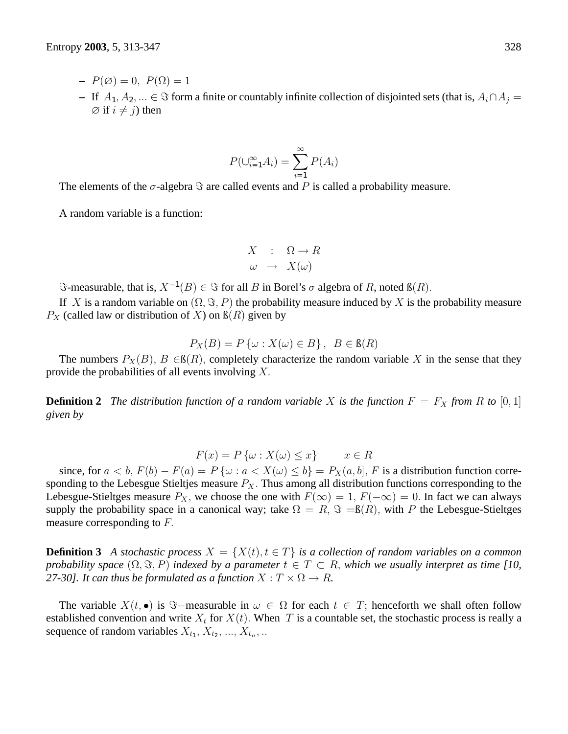- $P(\varnothing) = 0, \; P(\Omega) = 1$
- If $A_1, A_2, ... \in \Im$ form a finite or countably infinite collection of disjointed sets (that is, $A_i \cap A_j = \varnothing$ if $i \neq j$) then

$$P(\cup_{i=1}^{\infty} A_i) = \sum_{i=1}^{\infty} P(A_i)$$

The elements of the $\sigma$-algebra $\Im$ are called events and $P$ is called a probability measure.

A random variable is a function:

$$\begin{array}{rcl} X & : & \Omega \rightarrow R \\ \omega & \rightarrow & X(\omega) \end{array}$$

$\Im$-measurable, that is, $X^{-1}(B) \in \Im$ for all $B$ in Borel's $\sigma$ algebra of $R$, noted ß$(R)$.

If $X$ is a random variable on $(\Omega, \Im, P)$ the probability measure induced by $X$ is the probability measure $P_X$ (called law or distribution of $X$) on ß$(R)$ given by

$$P_X(B) = P\{\omega : X(\omega) \in B\}, \;\; B \in \text{ß}(R)$$

The numbers $P_X(B)$, $B \in$ß$(R)$, completely characterize the random variable $X$ in the sense that they provide the probabilities of all events involving $X$.

**Definition 2** *The distribution function of a random variable $X$ is the function $F = F_X$ from $R$ to $[0,1]$ given by*

$$F(x) = P\{\omega : X(\omega) \leq x\} \qquad x \in R$$

since, for $a < b$, $F(b) - F(a) = P\{\omega : a < X(\omega) \leq b\} = P_X(a, b]$, $F$ is a distribution function corresponding to the Lebesgue Stieltjes measure $P_X$. Thus among all distribution functions corresponding to the Lebesgue-Stieltges measure $P_X$, we choose the one with $F(\infty) = 1$, $F(-\infty) = 0$. In fact we can always supply the probability space in a canonical way; take $\Omega = R$, $\Im =$ß$(R)$, with $P$ the Lebesgue-Stieltges measure corresponding to $F$.

**Definition 3** *A stochastic process $X = \{X(t), t \in T\}$ is a collection of random variables on a common probability space $(\Omega, \Im, P)$ indexed by a parameter $t \in T \subset R$, which we usually interpret as time [10, 27-30]. It can thus be formulated as a function $X : T \times \Omega \rightarrow R$.*

The variable $X(t, \bullet)$ is $\Im-$measurable in $\omega \in \Omega$ for each $t \in T$; henceforth we shall often follow established convention and write $X_t$ for $X(t)$. When $T$ is a countable set, the stochastic process is really a sequence of random variables $X_{t_1}, X_{t_2}, ..., X_{t_n}, ..$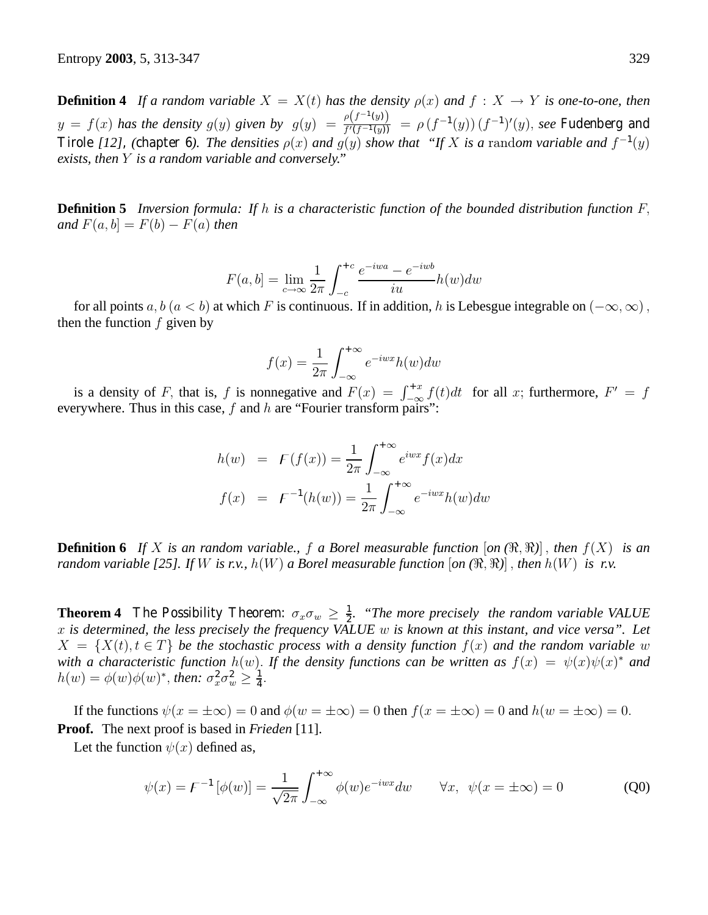**Definition 4** *If a random variable $X = X(t)$ has the density $\rho(x)$ and $f : X \to Y$ is one-to-one, then $y = f(x)$ has the density $g(y)$ given by $g(y) = \frac{\rho(f^{-1}(y))}{f'(f^{-1}(y))} = \rho(f^{-1}(y))(f^{-1})'(y)$, see* Fudenberg and Tirole *[12], (*chapter 6*). The densities $\rho(x)$ and $g(y)$ show that "If $X$ is a* random *variable and $f^{-1}(y)$ exists, then $Y$ is a random variable and conversely."*

**Definition 5** *Inversion formula: If $h$ is a characteristic function of the bounded distribution function $F$, and $F(a, b] = F(b) - F(a)$ then*

$$F(a, b] = \lim_{c \to \infty} \frac{1}{2\pi} \int_{-c}^{+c} \frac{e^{-iwa} - e^{-iwb}}{iu} h(w) dw$$

for all points $a, b$ $(a < b)$ at which $F$ is continuous. If in addition, $h$ is Lebesgue integrable on $(-\infty, \infty)$, then the function $f$ given by

$$f(x) = \frac{1}{2\pi} \int_{-\infty}^{+\infty} e^{-iwx} h(w) dw$$

is a density of $F$, that is, $f$ is nonnegative and $F(x) = \int_{-\infty}^{+x} f(t) dt$ for all $x$; furthermore, $F' = f$ everywhere. Thus in this case, $f$ and $h$ are "Fourier transform pairs":

$$\begin{aligned}
h(w) &= \mathcal{F}(f(x)) = \frac{1}{2\pi} \int_{-\infty}^{+\infty} e^{iwx} f(x) dx \\
f(x) &= \mathcal{F}^{-1}(h(w)) = \frac{1}{2\pi} \int_{-\infty}^{+\infty} e^{-iwx} h(w) dw
\end{aligned}$$

**Definition 6** *If $X$ is an random variable., $f$ a Borel measurable function $[$on $(\Re, \Re)]$, then $f(X)$ is an random variable [25]. If $W$ is r.v., $h(W)$ a Borel measurable function $[$on $(\Re, \Re)]$, then $h(W)$ is r.v.*

**Theorem 4** The Possibility Theorem: $\sigma_x \sigma_w \geq \frac{1}{2}$*. "The more precisely the random variable VALUE $x$ is determined, the less precisely the frequency VALUE $w$ is known at this instant, and vice versa". Let $X = \{X(t), t \in T\}$ be the stochastic process with a density function $f(x)$ and the random variable $w$ with a characteristic function $h(w)$. If the density functions can be written as $f(x) = \psi(x)\psi(x)^*$ and $h(w) = \phi(w)\phi(w)^*$, then: $\sigma_x^2 \sigma_w^2 \geq \frac{1}{4}$.*

If the functions $\psi(x = \pm\infty) = 0$ and $\phi(w = \pm\infty) = 0$ then $f(x = \pm\infty) = 0$ and $h(w = \pm\infty) = 0$.

**Proof.** The next proof is based in *Frieden* [11].

Let the function $\psi(x)$ defined as,

$$\psi(x) = \mathcal{F}^{-1}[\phi(w)] = \frac{1}{\sqrt{2\pi}} \int_{-\infty}^{+\infty} \phi(w) e^{-iwx} dw \qquad \forall x, \ \psi(x = \pm\infty) = 0 \tag{Q0}$$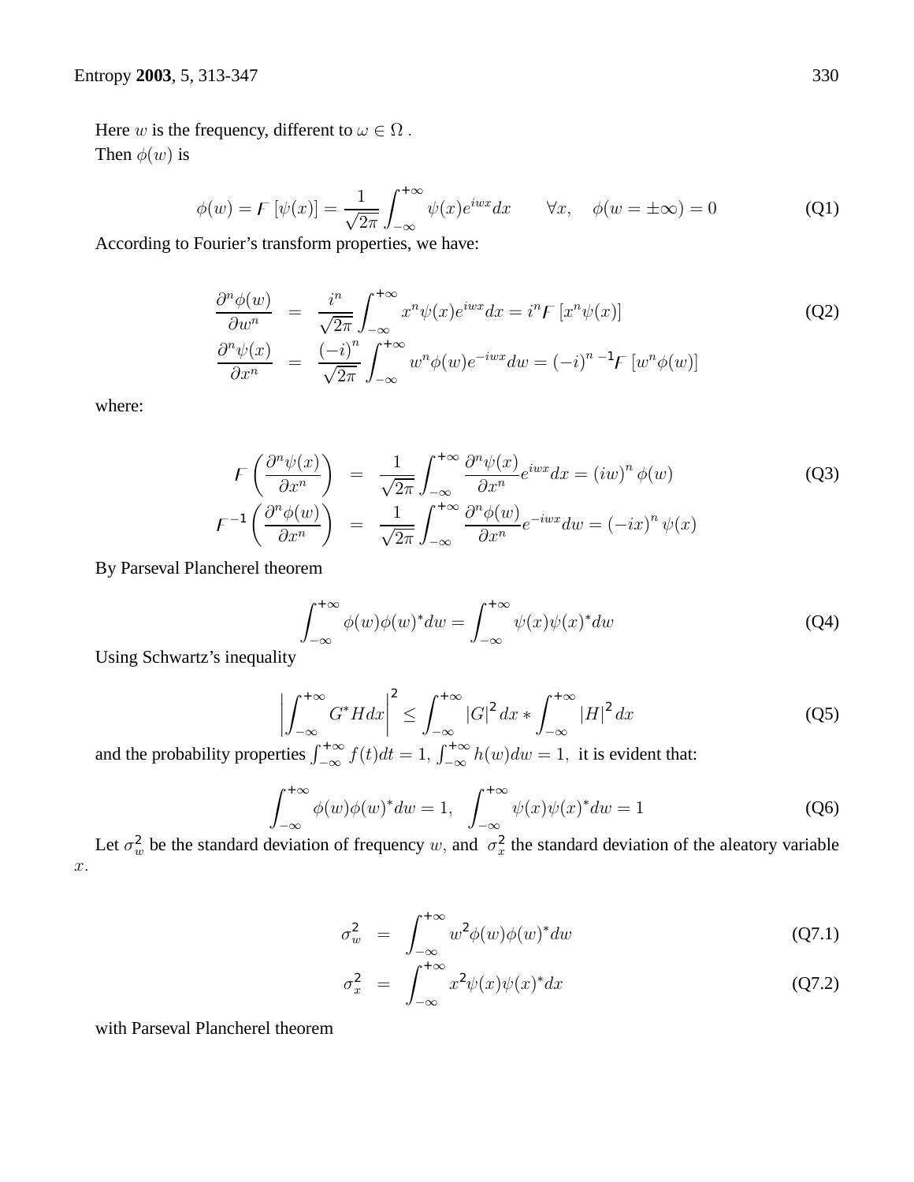Here $w$ is the frequency, different to $\omega \in \Omega$ .
Then $\phi(w)$ is

$$\phi(w) = F\left[\psi(x)\right] = \frac{1}{\sqrt{2\pi}} \int_{-\infty}^{+\infty} \psi(x) e^{iwx} dx \qquad \forall x, \quad \phi(w = \pm\infty) = 0 \tag{Q1}$$

According to Fourier's transform properties, we have:

$$\begin{aligned}
\frac{\partial^n \phi(w)}{\partial w^n} &= \frac{i^n}{\sqrt{2\pi}} \int_{-\infty}^{+\infty} x^n \psi(x) e^{iwx} dx = i^n F\left[x^n \psi(x)\right] \\
\frac{\partial^n \psi(x)}{\partial x^n} &= \frac{(-i)^n}{\sqrt{2\pi}} \int_{-\infty}^{+\infty} w^n \phi(w) e^{-iwx} dw = (-i)^n \, ^{-1}F\left[w^n \phi(w)\right]
\end{aligned} \tag{Q2}$$

where:

$$\begin{aligned}
F\left(\frac{\partial^n \psi(x)}{\partial x^n}\right) &= \frac{1}{\sqrt{2\pi}} \int_{-\infty}^{+\infty} \frac{\partial^n \psi(x)}{\partial x^n} e^{iwx} dx = (iw)^n \phi(w) \\
F^{-1}\left(\frac{\partial^n \phi(w)}{\partial x^n}\right) &= \frac{1}{\sqrt{2\pi}} \int_{-\infty}^{+\infty} \frac{\partial^n \phi(w)}{\partial x^n} e^{-iwx} dw = (-ix)^n \psi(x)
\end{aligned} \tag{Q3}$$

By Parseval Plancherel theorem

$$\int_{-\infty}^{+\infty} \phi(w)\phi(w)^* dw = \int_{-\infty}^{+\infty} \psi(x)\psi(x)^* dw \tag{Q4}$$

Using Schwartz's inequality

$$\left| \int_{-\infty}^{+\infty} G^* H dx \right|^2 \leq \int_{-\infty}^{+\infty} |G|^2 dx * \int_{-\infty}^{+\infty} |H|^2 dx \tag{Q5}$$

and the probability properties $\int_{-\infty}^{+\infty} f(t)dt = 1, \int_{-\infty}^{+\infty} h(w)dw = 1,$ it is evident that:

$$\int_{-\infty}^{+\infty} \phi(w)\phi(w)^* dw = 1, \quad \int_{-\infty}^{+\infty} \psi(x)\psi(x)^* dw = 1 \tag{Q6}$$

Let $\sigma_w^2$ be the standard deviation of frequency $w$, and $\sigma_x^2$ the standard deviation of the aleatory variable $x$.

$$\sigma_w^2 = \int_{-\infty}^{+\infty} w^2 \phi(w)\phi(w)^* dw \tag{Q7.1}$$

$$\sigma_x^2 = \int_{-\infty}^{+\infty} x^2 \psi(x)\psi(x)^* dx \tag{Q7.2}$$

with Parseval Plancherel theorem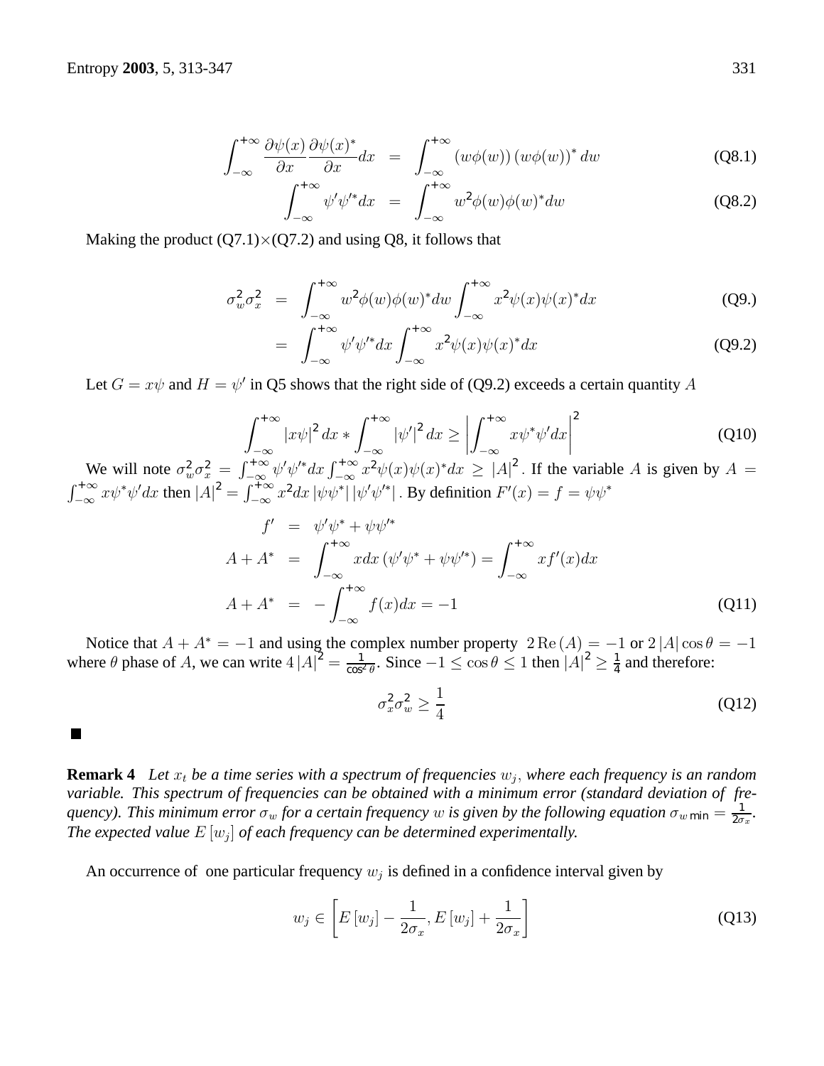$$\int_{-\infty}^{+\infty} \frac{\partial \psi(x)}{\partial x} \frac{\partial \psi(x)^*}{\partial x} dx = \int_{-\infty}^{+\infty} (w\phi(w)) (w\phi(w))^* dw \tag{Q8.1}$$

$$\int_{-\infty}^{+\infty} \psi' \psi'^* dx = \int_{-\infty}^{+\infty} w^2 \phi(w)\phi(w)^* dw \tag{Q8.2}$$

Making the product (Q7.1)×(Q7.2) and using Q8, it follows that

$$\sigma_w^2 \sigma_x^2 = \int_{-\infty}^{+\infty} w^2 \phi(w)\phi(w)^* dw \int_{-\infty}^{+\infty} x^2 \psi(x)\psi(x)^* dx \tag{Q9.}$$

$$= \int_{-\infty}^{+\infty} \psi' \psi'^* dx \int_{-\infty}^{+\infty} x^2 \psi(x)\psi(x)^* dx \tag{Q9.2}$$

Let $G = x\psi$ and $H = \psi'$ in Q5 shows that the right side of (Q9.2) exceeds a certain quantity $A$

$$\int_{-\infty}^{+\infty} |x\psi|^2 dx * \int_{-\infty}^{+\infty} |\psi'|^2 dx \geq \left| \int_{-\infty}^{+\infty} x\psi^* \psi' dx \right|^2 \tag{Q10}$$

We will note $\sigma_w^2 \sigma_x^2 = \int_{-\infty}^{+\infty} \psi' \psi'^* dx \int_{-\infty}^{+\infty} x^2 \psi(x)\psi(x)^* dx \geq |A|^2$. If the variable $A$ is given by $A = \int_{-\infty}^{+\infty} x\psi^* \psi' dx$ then $|A|^2 = \int_{-\infty}^{+\infty} x^2 dx \, |\psi\psi^*| \, |\psi' \psi'^*|$ . By definition $F'(x) = f = \psi\psi^*$

$$f' = \psi' \psi^* + \psi \psi'^*$$

$$A + A^* = \int_{-\infty}^{+\infty} x dx \, (\psi' \psi^* + \psi \psi'^*) = \int_{-\infty}^{+\infty} x f'(x) dx$$

$$A + A^* = -\int_{-\infty}^{+\infty} f(x) dx = -1 \tag{Q11}$$

Notice that $A + A^* = -1$ and using the complex number property $2\,\mathrm{Re}\,(A) = -1$ or $2\,|A| \cos\theta = -1$ where $\theta$ phase of $A$, we can write $4\,|A|^2 = \frac{1}{\cos^2\theta}$. Since $-1 \leq \cos\theta \leq 1$ then $|A|^2 \geq \frac{1}{4}$ and therefore:

$$\sigma_x^2 \sigma_w^2 \geq \frac{1}{4} \tag{Q12}$$

■

**Remark 4** *Let $x_t$ be a time series with a spectrum of frequencies $w_j$, where each frequency is an random variable. This spectrum of frequencies can be obtained with a minimum error (standard deviation of frequency). This minimum error $\sigma_w$ for a certain frequency $w$ is given by the following equation $\sigma_{w\,\mathsf{min}} = \frac{1}{2\sigma_x}$. The expected value $E\,[w_j]$ of each frequency can be determined experimentally.*

An occurrence of one particular frequency $w_j$ is defined in a confidence interval given by

$$w_j \in \left[ E\,[w_j] - \frac{1}{2\sigma_x}, E\,[w_j] + \frac{1}{2\sigma_x} \right] \tag{Q13}$$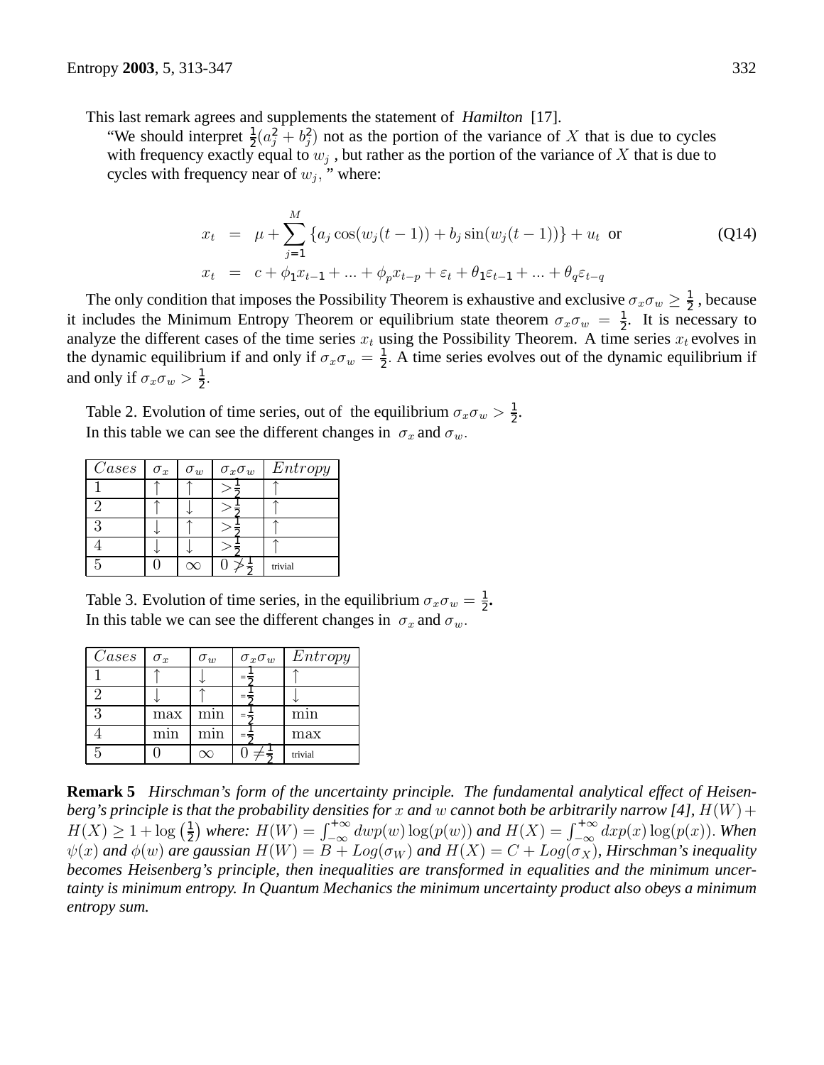This last remark agrees and supplements the statement of *Hamilton* [17].

"We should interpret $\frac{1}{2}(a_j^2 + b_j^2)$ not as the portion of the variance of $X$ that is due to cycles with frequency exactly equal to $w_j$ , but rather as the portion of the variance of $X$ that is due to cycles with frequency near of $w_j$, " where:

$$
\begin{aligned}
x_t &= \mu + \sum_{j=1}^{M} \{a_j \cos(w_j(t-1)) + b_j \sin(w_j(t-1))\} + u_t \text{ or} \\
x_t &= c + \phi_1 x_{t-1} + ... + \phi_p x_{t-p} + \varepsilon_t + \theta_1 \varepsilon_{t-1} + ... + \theta_q \varepsilon_{t-q}
\end{aligned}
\tag{Q14}
$$

The only condition that imposes the Possibility Theorem is exhaustive and exclusive $\sigma_x\sigma_w \geq \frac{1}{2}$ , because it includes the Minimum Entropy Theorem or equilibrium state theorem $\sigma_x\sigma_w = \frac{1}{2}$. It is necessary to analyze the different cases of the time series $x_t$ using the Possibility Theorem. A time series $x_t$ evolves in the dynamic equilibrium if and only if $\sigma_x\sigma_w = \frac{1}{2}$. A time series evolves out of the dynamic equilibrium if and only if $\sigma_x\sigma_w > \frac{1}{2}$.

Table 2. Evolution of time series, out of the equilibrium $\sigma_x\sigma_w > \frac{1}{2}$.
In this table we can see the different changes in $\sigma_x$ and $\sigma_w$.

| $Cases$ | $\sigma_x$ | $\sigma_w$ | $\sigma_x\sigma_w$ | $Entropy$ |
|---|---|---|---|---|
| 1 | $\uparrow$ | $\uparrow$ | $>\frac{1}{2}$ | $\uparrow$ |
| 2 | $\uparrow$ | $\downarrow$ | $>\frac{1}{2}$ | $\uparrow$ |
| 3 | $\downarrow$ | $\uparrow$ | $>\frac{1}{2}$ | $\uparrow$ |
| 4 | $\downarrow$ | $\downarrow$ | $>\frac{1}{2}$ | $\uparrow$ |
| 5 | $0$ | $\infty$ | $0 \not> \frac{1}{2}$ | trivial |

Table 3. Evolution of time series, in the equilibrium $\sigma_x\sigma_w = \frac{1}{2}$.
In this table we can see the different changes in $\sigma_x$ and $\sigma_w$.

| $Cases$ | $\sigma_x$ | $\sigma_w$ | $\sigma_x\sigma_w$ | $Entropy$ |
|---|---|---|---|---|
| 1 | $\uparrow$ | $\downarrow$ | $=\frac{1}{2}$ | $\uparrow$ |
| 2 | $\downarrow$ | $\uparrow$ | $=\frac{1}{2}$ | $\downarrow$ |
| 3 | max | min | $=\frac{1}{2}$ | min |
| 4 | min | min | $=\frac{1}{2}$ | max |
| 5 | $0$ | $\infty$ | $0 \neq \frac{1}{2}$ | trivial |

**Remark 5** *Hirschman's form of the uncertainty principle. The fundamental analytical effect of Heisenberg's principle is that the probability densities for $x$ and $w$ cannot both be arbitrarily narrow [4], $H(W) + H(X) \geq 1 + \log\left(\frac{1}{2}\right)$ where: $H(W) = \int_{-\infty}^{+\infty} dwp(w)\log(p(w))$ and $H(X) = \int_{-\infty}^{+\infty} dxp(x)\log(p(x))$. When $\psi(x)$ and $\phi(w)$ are gaussian $H(W) = B + Log(\sigma_W)$ and $H(X) = C + Log(\sigma_X)$, Hirschman's inequality becomes Heisenberg's principle, then inequalities are transformed in equalities and the minimum uncertainty is minimum entropy. In Quantum Mechanics the minimum uncertainty product also obeys a minimum entropy sum.*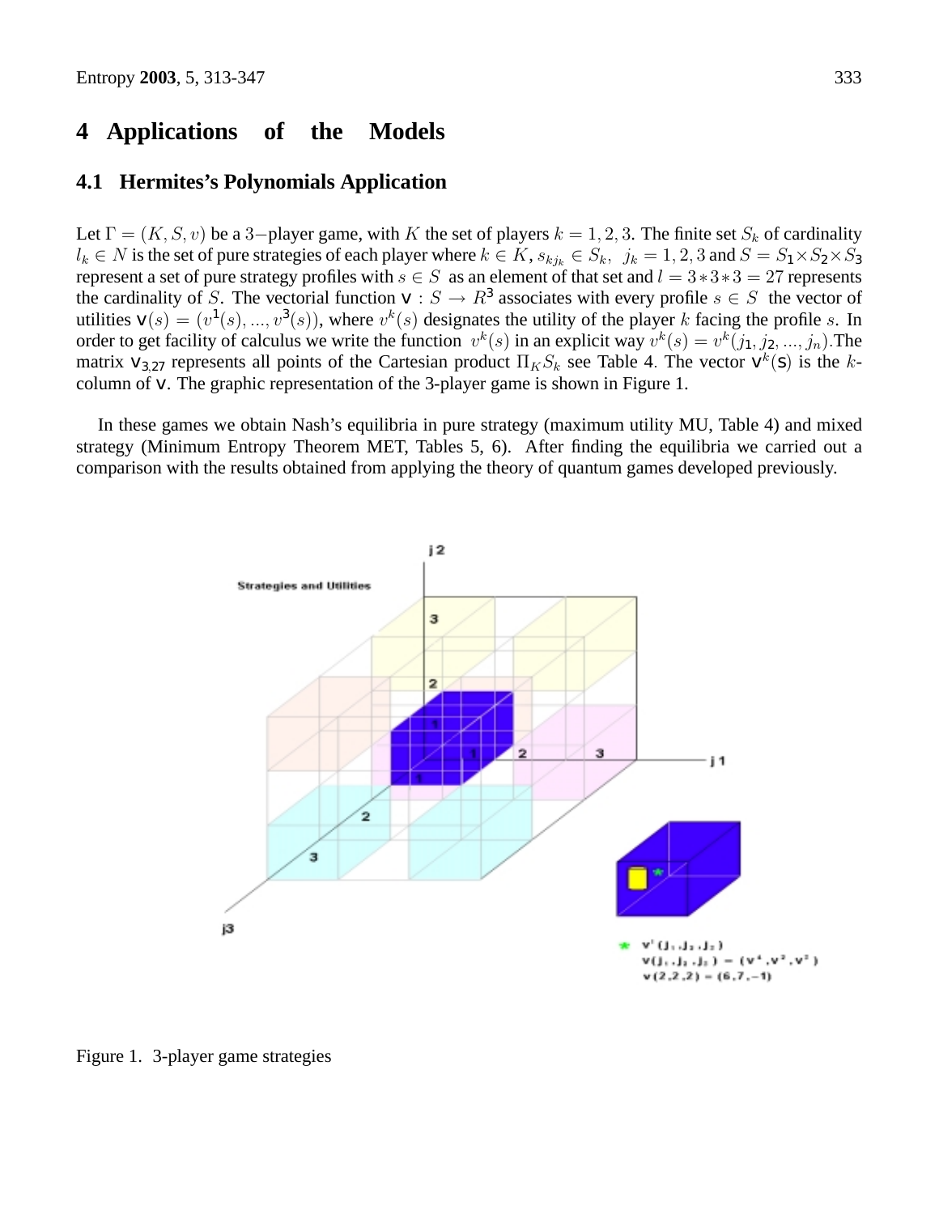# 4 Applications of the Models

## 4.1 Hermites's Polynomials Application

Let $\Gamma = (K, S, v)$ be a $3-$player game, with $K$ the set of players $k = 1, 2, 3$. The finite set $S_k$ of cardinality $l_k \in N$ is the set of pure strategies of each player where $k \in K$, $s_{kj_k} \in S_k$, $j_k = 1, 2, 3$ and $S = S_1 \times S_2 \times S_3$ represent a set of pure strategy profiles with $s \in S$ as an element of that set and $l = 3 * 3 * 3 = 27$ represents the cardinality of $S$. The vectorial function $\mathsf{v} : S \to R^3$ associates with every profile $s \in S$ the vector of utilities $\mathsf{v}(s) = (v^1(s), ..., v^3(s))$, where $v^k(s)$ designates the utility of the player $k$ facing the profile $s$. In order to get facility of calculus we write the function $v^k(s)$ in an explicit way $v^k(s) = v^k(j_1, j_2, ..., j_n)$.The matrix $\mathsf{v}_{3,27}$ represents all points of the Cartesian product $\Pi_K S_k$ see Table 4. The vector $\mathsf{v}^k(\mathsf{s})$ is the $k$-column of $\mathsf{v}$. The graphic representation of the 3-player game is shown in Figure 1.

In these games we obtain Nash's equilibria in pure strategy (maximum utility MU, Table 4) and mixed strategy (Minimum Entropy Theorem MET, Tables 5, 6). After finding the equilibria we carried out a comparison with the results obtained from applying the theory of quantum games developed previously.

Figure 1. 3-player game strategies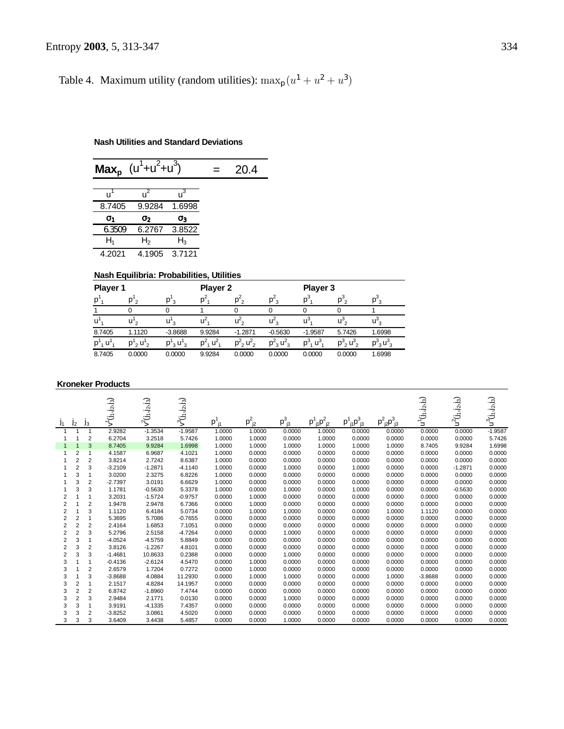Table 4. Maximum utility (random utilities): $\max_{\mathbf{p}}(u^1 + u^2 + u^3)$

**Nash Utilities and Standard Deviations**

$\mathbf{Max_p}\ (u^1+u^2+u^3) = 20.4$

| $u^1$ | $u^2$ | $u^3$ |
|---|---|---|
| 8.7405 | 9.9284 | 1.6998 |
| $\sigma_1$ | $\sigma_2$ | $\sigma_3$ |
| 6.3509 | 6.2767 | 3.8522 |
| $H_1$ | $H_2$ | $H_3$ |
| 4.2021 | 4.1905 | 3.7121 |

**Nash Equilibria: Probabilities, Utilities**

| Player 1 | | | Player 2 | | | Player 3 | | |
|---|---|---|---|---|---|---|---|---|
| $p^1_1$ | $p^1_2$ | $p^1_3$ | $p^2_1$ | $p^2_2$ | $p^2_3$ | $p^3_1$ | $p^3_2$ | $p^3_3$ |
| 1 | 0 | 0 | 1 | 0 | 0 | 0 | 0 | 1 |
| $u^1_1$ | $u^1_2$ | $u^1_3$ | $u^2_1$ | $u^2_2$ | $u^2_3$ | $u^3_1$ | $u^3_2$ | $u^3_3$ |
| 8.7405 | 1.1120 | -3.8688 | 9.9284 | -1.2871 | -0.5630 | -1.9587 | 5.7426 | 1.6998 |
| $p^1_1 u^1_1$ | $p^1_2 u^1_2$ | $p^1_3 u^1_3$ | $p^2_1 u^2_1$ | $p^2_2 u^2_2$ | $p^2_3 u^2_3$ | $p^3_1 u^3_1$ | $p^3_2 u^3_2$ | $p^3_3 u^3_3$ |
| 8.7405 | 0.0000 | 0.0000 | 9.9284 | 0.0000 | 0.0000 | 0.0000 | 0.0000 | 1.6998 |

**Kroneker Products**

| $j_1$ | $j_2$ | $j_3$ | $V^1(j_1,j_2,j_3)$ | $V^2(j_1,j_2,j_3)$ | $V^3(j_1,j_2,j_3)$ | $p^1_{j1}$ | $p^2_{j2}$ | $p^3_{j3}$ | $p^1_{j1}p^2_{j2}$ | $p^1_{j1}p^3_{j3}$ | $p^2_{j2}p^3_{j3}$ | $u^1(j_1,j_2,j_3)$ | $u^2(j_1,j_2,j_3)$ | $u^3(j_1,j_2,j_3)$ |
|---|---|---|---|---|---|---|---|---|---|---|---|---|---|---|
| 1 | 1 | 1 | 2.9282 | -1.3534 | -1.9587 | 1.0000 | 1.0000 | 0.0000 | 1.0000 | 0.0000 | 0.0000 | 0.0000 | 0.0000 | -1.9587 |
| 1 | 1 | 2 | 6.2704 | 3.2518 | 5.7426 | 1.0000 | 1.0000 | 0.0000 | 1.0000 | 0.0000 | 0.0000 | 0.0000 | 0.0000 | 5.7426 |
| 1 | 1 | 3 | 8.7405 | 9.9284 | 1.6998 | 1.0000 | 1.0000 | 1.0000 | 1.0000 | 1.0000 | 1.0000 | 8.7405 | 9.9284 | 1.6998 |
| 1 | 2 | 1 | 4.1587 | 6.9687 | 4.1021 | 1.0000 | 0.0000 | 0.0000 | 0.0000 | 0.0000 | 0.0000 | 0.0000 | 0.0000 | 0.0000 |
| 1 | 2 | 2 | 3.8214 | 2.7242 | 8.6387 | 1.0000 | 0.0000 | 0.0000 | 0.0000 | 0.0000 | 0.0000 | 0.0000 | 0.0000 | 0.0000 |
| 1 | 2 | 3 | -3.2109 | -1.2871 | -4.1140 | 1.0000 | 0.0000 | 1.0000 | 0.0000 | 1.0000 | 0.0000 | 0.0000 | -1.2871 | 0.0000 |
| 1 | 3 | 1 | 3.0200 | 2.3275 | 6.8226 | 1.0000 | 0.0000 | 0.0000 | 0.0000 | 0.0000 | 0.0000 | 0.0000 | 0.0000 | 0.0000 |
| 1 | 3 | 2 | -2.7397 | 3.0191 | 6.6629 | 1.0000 | 0.0000 | 0.0000 | 0.0000 | 0.0000 | 0.0000 | 0.0000 | 0.0000 | 0.0000 |
| 1 | 3 | 3 | 1.1781 | -0.5630 | 5.3378 | 1.0000 | 0.0000 | 1.0000 | 0.0000 | 1.0000 | 0.0000 | 0.0000 | -0.5630 | 0.0000 |
| 2 | 1 | 1 | 3.2031 | -1.5724 | -0.9757 | 0.0000 | 1.0000 | 0.0000 | 0.0000 | 0.0000 | 0.0000 | 0.0000 | 0.0000 | 0.0000 |
| 2 | 1 | 2 | 1.9478 | 2.9478 | 6.7366 | 0.0000 | 1.0000 | 0.0000 | 0.0000 | 0.0000 | 0.0000 | 0.0000 | 0.0000 | 0.0000 |
| 2 | 1 | 3 | 1.1120 | 6.4184 | 5.0734 | 0.0000 | 1.0000 | 1.0000 | 0.0000 | 0.0000 | 1.0000 | 1.1120 | 0.0000 | 0.0000 |
| 2 | 2 | 1 | 5.3695 | 5.7086 | -0.7655 | 0.0000 | 0.0000 | 0.0000 | 0.0000 | 0.0000 | 0.0000 | 0.0000 | 0.0000 | 0.0000 |
| 2 | 2 | 2 | 2.4164 | 1.6853 | 7.1051 | 0.0000 | 0.0000 | 0.0000 | 0.0000 | 0.0000 | 0.0000 | 0.0000 | 0.0000 | 0.0000 |
| 2 | 2 | 3 | 5.2796 | 2.5158 | -4.7264 | 0.0000 | 0.0000 | 1.0000 | 0.0000 | 0.0000 | 0.0000 | 0.0000 | 0.0000 | 0.0000 |
| 2 | 3 | 1 | -4.0524 | -4.5759 | 5.8849 | 0.0000 | 0.0000 | 0.0000 | 0.0000 | 0.0000 | 0.0000 | 0.0000 | 0.0000 | 0.0000 |
| 2 | 3 | 2 | 3.8126 | -1.2267 | 4.8101 | 0.0000 | 0.0000 | 0.0000 | 0.0000 | 0.0000 | 0.0000 | 0.0000 | 0.0000 | 0.0000 |
| 2 | 3 | 3 | -1.4681 | 10.8633 | 0.2388 | 0.0000 | 0.0000 | 1.0000 | 0.0000 | 0.0000 | 0.0000 | 0.0000 | 0.0000 | 0.0000 |
| 3 | 1 | 1 | -0.4136 | -2.6124 | 4.5470 | 0.0000 | 1.0000 | 0.0000 | 0.0000 | 0.0000 | 0.0000 | 0.0000 | 0.0000 | 0.0000 |
| 3 | 1 | 2 | 2.6579 | 1.7204 | 0.7272 | 0.0000 | 1.0000 | 0.0000 | 0.0000 | 0.0000 | 0.0000 | 0.0000 | 0.0000 | 0.0000 |
| 3 | 1 | 3 | -3.8688 | 4.0884 | 11.2930 | 0.0000 | 1.0000 | 1.0000 | 0.0000 | 0.0000 | 1.0000 | -3.8688 | 0.0000 | 0.0000 |
| 3 | 2 | 1 | 2.1517 | 4.8284 | 14.1957 | 0.0000 | 0.0000 | 0.0000 | 0.0000 | 0.0000 | 0.0000 | 0.0000 | 0.0000 | 0.0000 |
| 3 | 2 | 2 | 6.8742 | -1.8960 | 7.4744 | 0.0000 | 0.0000 | 0.0000 | 0.0000 | 0.0000 | 0.0000 | 0.0000 | 0.0000 | 0.0000 |
| 3 | 2 | 3 | 2.9484 | 2.1771 | 0.0130 | 0.0000 | 0.0000 | 1.0000 | 0.0000 | 0.0000 | 0.0000 | 0.0000 | 0.0000 | 0.0000 |
| 3 | 3 | 1 | 3.9191 | -4.1335 | 7.4357 | 0.0000 | 0.0000 | 0.0000 | 0.0000 | 0.0000 | 0.0000 | 0.0000 | 0.0000 | 0.0000 |
| 3 | 3 | 2 | -3.8252 | 3.0861 | 4.5020 | 0.0000 | 0.0000 | 0.0000 | 0.0000 | 0.0000 | 0.0000 | 0.0000 | 0.0000 | 0.0000 |
| 3 | 3 | 3 | 3.6409 | 3.4438 | 5.4857 | 0.0000 | 0.0000 | 1.0000 | 0.0000 | 0.0000 | 0.0000 | 0.0000 | 0.0000 | 0.0000 |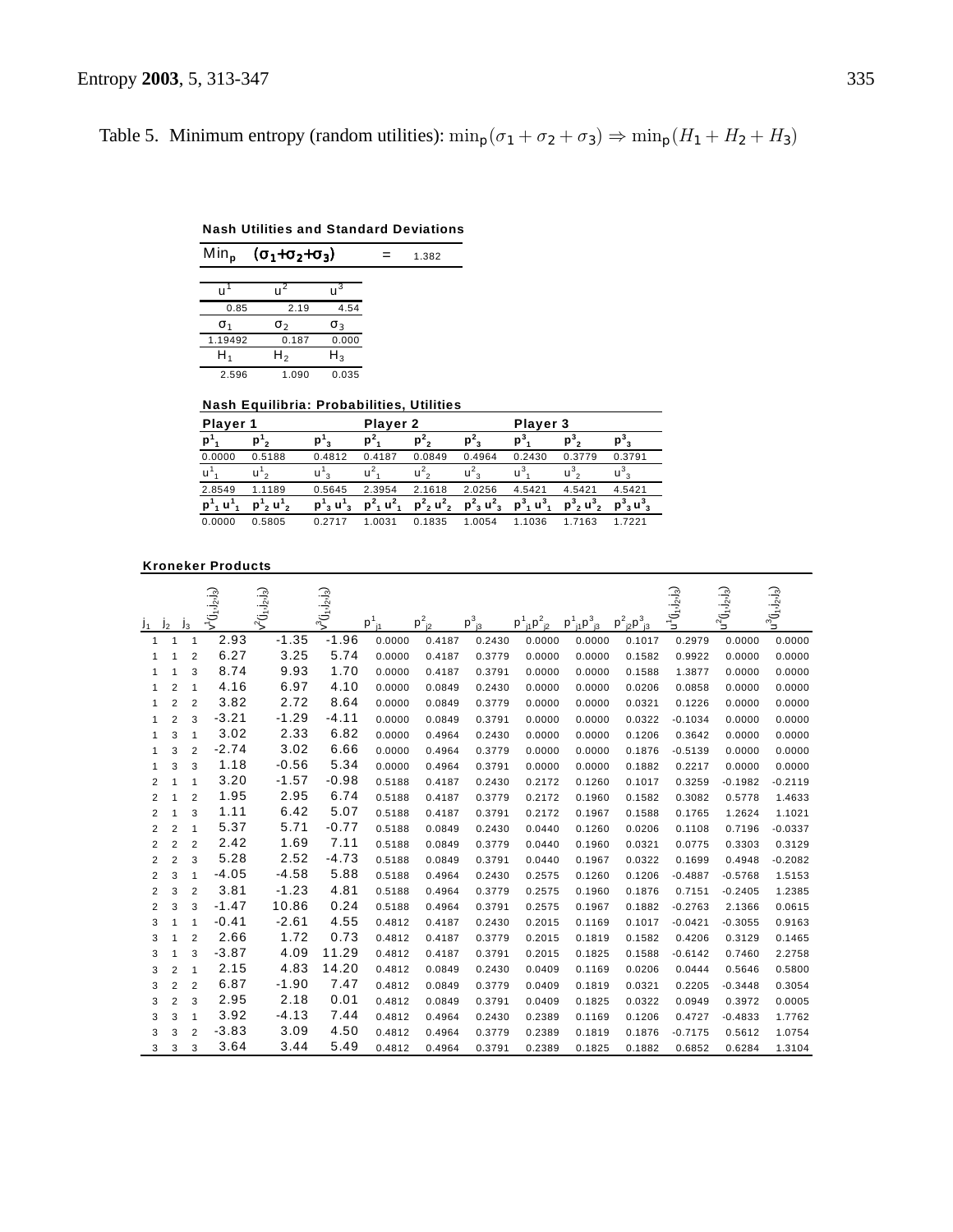Table 5. Minimum entropy (random utilities): $\min_{\mathsf{p}}(\sigma_1 + \sigma_2 + \sigma_3) \Rightarrow \min_{\mathsf{p}}(H_1 + H_2 + H_3)$

**Nash Utilities and Standard Deviations**

| $\text{Min}_{\mathsf{p}}$ $(\sigma_1+\sigma_2+\sigma_3)$ | = | 1.382 |
|---|---|---|

| $u^1$ | $u^2$ | $u^3$ |
|---|---|---|
| 0.85 | 2.19 | 4.54 |
| $\sigma_1$ | $\sigma_2$ | $\sigma_3$ |
| 1.19492 | 0.187 | 0.000 |
| $H_1$ | $H_2$ | $H_3$ |
| 2.596 | 1.090 | 0.035 |

**Nash Equilibria: Probabilities, Utilities**

| Player 1 | | | Player 2 | | | Player 3 | | |
|---|---|---|---|---|---|---|---|---|
| $p^1_1$ | $p^1_2$ | $p^1_3$ | $p^2_1$ | $p^2_2$ | $p^2_3$ | $p^3_1$ | $p^3_2$ | $p^3_3$ |
| 0.0000 | 0.5188 | 0.4812 | 0.4187 | 0.0849 | 0.4964 | 0.2430 | 0.3779 | 0.3791 |
| $u^1_1$ | $u^1_2$ | $u^1_3$ | $u^2_1$ | $u^2_2$ | $u^2_3$ | $u^3_1$ | $u^3_2$ | $u^3_3$ |
| 2.8549 | 1.1189 | 0.5645 | 2.3954 | 2.1618 | 2.0256 | 4.5421 | 4.5421 | 4.5421 |
| $p^1_1 u^1_1$ | $p^1_2 u^1_2$ | $p^1_3 u^1_3$ | $p^2_1 u^2_1$ | $p^2_2 u^2_2$ | $p^2_3 u^2_3$ | $p^3_1 u^3_1$ | $p^3_2 u^3_2$ | $p^3_3 u^3_3$ |
| 0.0000 | 0.5805 | 0.2717 | 1.0031 | 0.1835 | 1.0054 | 1.1036 | 1.7163 | 1.7221 |

**Kroneker Products**

| $j_1$ | $j_2$ | $j_3$ | $V^1(j_1,j_2,j_3)$ | $V^2(j_1,j_2,j_3)$ | $V^3(j_1,j_2,j_3)$ | $p^1_{j1}$ | $p^2_{j2}$ | $p^3_{j3}$ | $p^1_{j1}p^2_{j2}$ | $p^1_{j1}p^3_{j3}$ | $p^2_{j2}p^3_{j3}$ | $u^1(j_1,j_2,j_3)$ | $u^2(j_1,j_2,j_3)$ | $u^3(j_1,j_2,j_3)$ |
|---|---|---|---|---|---|---|---|---|---|---|---|---|---|---|
| 1 | 1 | 1 | 2.93 | -1.35 | -1.96 | 0.0000 | 0.4187 | 0.2430 | 0.0000 | 0.0000 | 0.1017 | 0.2979 | 0.0000 | 0.0000 |
| 1 | 1 | 2 | 6.27 | 3.25 | 5.74 | 0.0000 | 0.4187 | 0.3779 | 0.0000 | 0.0000 | 0.1582 | 0.9922 | 0.0000 | 0.0000 |
| 1 | 1 | 3 | 8.74 | 9.93 | 1.70 | 0.0000 | 0.4187 | 0.3791 | 0.0000 | 0.0000 | 0.1588 | 1.3877 | 0.0000 | 0.0000 |
| 1 | 2 | 1 | 4.16 | 6.97 | 4.10 | 0.0000 | 0.0849 | 0.2430 | 0.0000 | 0.0000 | 0.0206 | 0.0858 | 0.0000 | 0.0000 |
| 1 | 2 | 2 | 3.82 | 2.72 | 8.64 | 0.0000 | 0.0849 | 0.3779 | 0.0000 | 0.0000 | 0.0321 | 0.1226 | 0.0000 | 0.0000 |
| 1 | 2 | 3 | -3.21 | -1.29 | -4.11 | 0.0000 | 0.0849 | 0.3791 | 0.0000 | 0.0000 | 0.0322 | -0.1034 | 0.0000 | 0.0000 |
| 1 | 3 | 1 | 3.02 | 2.33 | 6.82 | 0.0000 | 0.4964 | 0.2430 | 0.0000 | 0.0000 | 0.1206 | 0.3642 | 0.0000 | 0.0000 |
| 1 | 3 | 2 | -2.74 | 3.02 | 6.66 | 0.0000 | 0.4964 | 0.3779 | 0.0000 | 0.0000 | 0.1876 | -0.5139 | 0.0000 | 0.0000 |
| 1 | 3 | 3 | 1.18 | -0.56 | 5.34 | 0.0000 | 0.4964 | 0.3791 | 0.0000 | 0.0000 | 0.1882 | 0.2217 | 0.0000 | 0.0000 |
| 2 | 1 | 1 | 3.20 | -1.57 | -0.98 | 0.5188 | 0.4187 | 0.2430 | 0.2172 | 0.1260 | 0.1017 | 0.3259 | -0.1982 | -0.2119 |
| 2 | 1 | 2 | 1.95 | 2.95 | 6.74 | 0.5188 | 0.4187 | 0.3779 | 0.2172 | 0.1960 | 0.1582 | 0.3082 | 0.5778 | 1.4633 |
| 2 | 1 | 3 | 1.11 | 6.42 | 5.07 | 0.5188 | 0.4187 | 0.3791 | 0.2172 | 0.1967 | 0.1588 | 0.1765 | 1.2624 | 1.1021 |
| 2 | 2 | 1 | 5.37 | 5.71 | -0.77 | 0.5188 | 0.0849 | 0.2430 | 0.0440 | 0.1260 | 0.0206 | 0.1108 | 0.7196 | -0.0337 |
| 2 | 2 | 2 | 2.42 | 1.69 | 7.11 | 0.5188 | 0.0849 | 0.3779 | 0.0440 | 0.1960 | 0.0321 | 0.0775 | 0.3303 | 0.3129 |
| 2 | 2 | 3 | 5.28 | 2.52 | -4.73 | 0.5188 | 0.0849 | 0.3791 | 0.0440 | 0.1967 | 0.0322 | 0.1699 | 0.4948 | -0.2082 |
| 2 | 3 | 1 | -4.05 | -4.58 | 5.88 | 0.5188 | 0.4964 | 0.2430 | 0.2575 | 0.1260 | 0.1206 | -0.4887 | -0.5768 | 1.5153 |
| 2 | 3 | 2 | 3.81 | -1.23 | 4.81 | 0.5188 | 0.4964 | 0.3779 | 0.2575 | 0.1960 | 0.1876 | 0.7151 | -0.2405 | 1.2385 |
| 2 | 3 | 3 | -1.47 | 10.86 | 0.24 | 0.5188 | 0.4964 | 0.3791 | 0.2575 | 0.1967 | 0.1882 | -0.2763 | 2.1366 | 0.0615 |
| 3 | 1 | 1 | -0.41 | -2.61 | 4.55 | 0.4812 | 0.4187 | 0.2430 | 0.2015 | 0.1169 | 0.1017 | -0.0421 | -0.3055 | 0.9163 |
| 3 | 1 | 2 | 2.66 | 1.72 | 0.73 | 0.4812 | 0.4187 | 0.3779 | 0.2015 | 0.1819 | 0.1582 | 0.4206 | 0.3129 | 0.1465 |
| 3 | 1 | 3 | -3.87 | 4.09 | 11.29 | 0.4812 | 0.4187 | 0.3791 | 0.2015 | 0.1825 | 0.1588 | -0.6142 | 0.7460 | 2.2758 |
| 3 | 2 | 1 | 2.15 | 4.83 | 14.20 | 0.4812 | 0.0849 | 0.2430 | 0.0409 | 0.1169 | 0.0206 | 0.0444 | 0.5646 | 0.5800 |
| 3 | 2 | 2 | 6.87 | -1.90 | 7.47 | 0.4812 | 0.0849 | 0.3779 | 0.0409 | 0.1819 | 0.0321 | 0.2205 | -0.3448 | 0.3054 |
| 3 | 2 | 3 | 2.95 | 2.18 | 0.01 | 0.4812 | 0.0849 | 0.3791 | 0.0409 | 0.1825 | 0.0322 | 0.0949 | 0.3972 | 0.0005 |
| 3 | 3 | 1 | 3.92 | -4.13 | 7.44 | 0.4812 | 0.4964 | 0.2430 | 0.2389 | 0.1169 | 0.1206 | 0.4727 | -0.4833 | 1.7762 |
| 3 | 3 | 2 | -3.83 | 3.09 | 4.50 | 0.4812 | 0.4964 | 0.3779 | 0.2389 | 0.1819 | 0.1876 | -0.7175 | 0.5612 | 1.0754 |
| 3 | 3 | 3 | 3.64 | 3.44 | 5.49 | 0.4812 | 0.4964 | 0.3791 | 0.2389 | 0.1825 | 0.1882 | 0.6852 | 0.6284 | 1.3104 |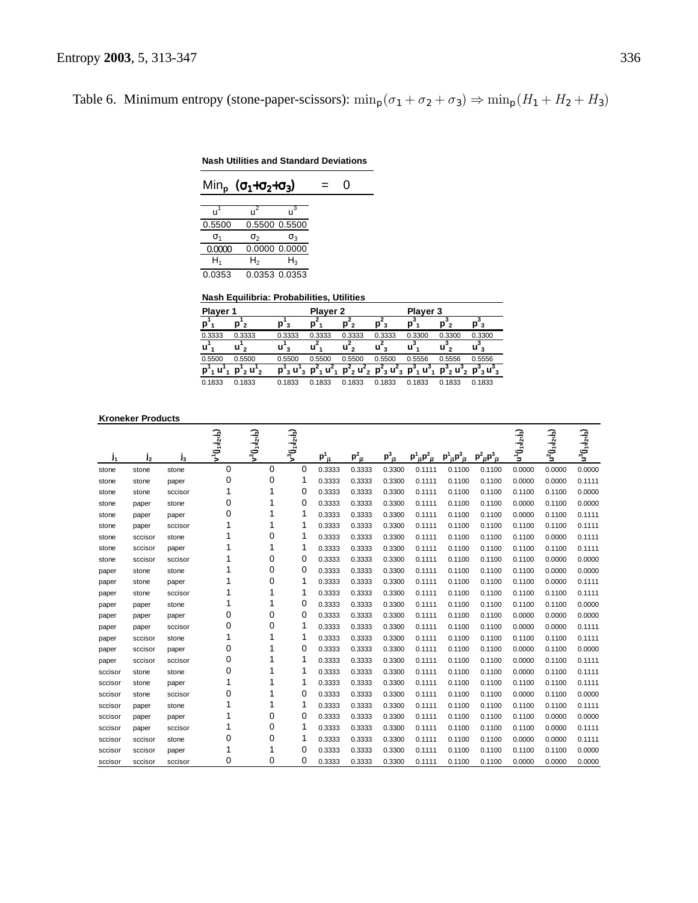Table 6. Minimum entropy (stone-paper-scissors): $\min_{\mathsf{p}}(\sigma_1 + \sigma_2 + \sigma_3) \Rightarrow \min_{\mathsf{p}}(H_1 + H_2 + H_3)$

**Nash Utilities and Standard Deviations**

$\text{Min}_p \ (\sigma_1+\sigma_2+\sigma_3) \ = \ 0$

| $u^1$ | $u^2$ | $u^3$ |
|---|---|---|
| 0.5500 | 0.5500 | 0.5500 |
| $\sigma_1$ | $\sigma_2$ | $\sigma_3$ |
| 0.0000 | 0.0000 | 0.0000 |
| $H_1$ | $H_2$ | $H_3$ |
| 0.0353 | 0.0353 | 0.0353 |

**Nash Equilibria: Probabilities, Utilities**

| Player 1 | | | Player 2 | | | Player 3 | | |
|---|---|---|---|---|---|---|---|---|
| $p^1_1$ | $p^1_2$ | $p^1_3$ | $p^2_1$ | $p^2_2$ | $p^2_3$ | $p^3_1$ | $p^3_2$ | $p^3_3$ |
| 0.3333 | 0.3333 | 0.3333 | 0.3333 | 0.3333 | 0.3333 | 0.3300 | 0.3300 | 0.3300 |
| $u^1_1$ | $u^1_2$ | $u^1_3$ | $u^2_1$ | $u^2_2$ | $u^2_3$ | $u^3_1$ | $u^3_2$ | $u^3_3$ |
| 0.5500 | 0.5500 | 0.5500 | 0.5500 | 0.5500 | 0.5500 | 0.5556 | 0.5556 | 0.5556 |
| $p^1_1 u^1_1$ | $p^1_2 u^1_2$ | $p^1_3 u^1_3$ | $p^2_1 u^2_1$ | $p^2_2 u^2_2$ | $p^2_3 u^2_3$ | $p^3_1 u^3_1$ | $p^3_2 u^3_2$ | $p^3_3 u^3_3$ |
| 0.1833 | 0.1833 | 0.1833 | 0.1833 | 0.1833 | 0.1833 | 0.1833 | 0.1833 | 0.1833 |

**Kroneker Products**

| $j_1$ | $j_2$ | $j_3$ | $v^1(j_1,j_2,j_3)$ | $v^2(j_1,j_2,j_3)$ | $v^3(j_1,j_2,j_3)$ | $p^1_{j1}$ | $p^2_{j2}$ | $p^3_{j3}$ | $p^1_{j1}p^2_{j2}$ | $p^1_{j1}p^3_{j3}$ | $p^2_{j2}p^3_{j3}$ | $u^1(j_1,j_2,j_3)$ | $u^2(j_1,j_2,j_3)$ | $u^3(j_1,j_2,j_3)$ |
|---|---|---|---|---|---|---|---|---|---|---|---|---|---|---|
| stone | stone | stone | 0 | 0 | 0 | 0.3333 | 0.3333 | 0.3300 | 0.1111 | 0.1100 | 0.1100 | 0.0000 | 0.0000 | 0.0000 |
| stone | stone | paper | 0 | 0 | 1 | 0.3333 | 0.3333 | 0.3300 | 0.1111 | 0.1100 | 0.1100 | 0.0000 | 0.0000 | 0.1111 |
| stone | stone | sccisor | 1 | 1 | 0 | 0.3333 | 0.3333 | 0.3300 | 0.1111 | 0.1100 | 0.1100 | 0.1100 | 0.1100 | 0.0000 |
| stone | paper | stone | 0 | 1 | 0 | 0.3333 | 0.3333 | 0.3300 | 0.1111 | 0.1100 | 0.1100 | 0.0000 | 0.1100 | 0.0000 |
| stone | paper | paper | 0 | 1 | 1 | 0.3333 | 0.3333 | 0.3300 | 0.1111 | 0.1100 | 0.1100 | 0.0000 | 0.1100 | 0.1111 |
| stone | paper | sccisor | 1 | 1 | 1 | 0.3333 | 0.3333 | 0.3300 | 0.1111 | 0.1100 | 0.1100 | 0.1100 | 0.1100 | 0.1111 |
| stone | sccisor | stone | 1 | 0 | 1 | 0.3333 | 0.3333 | 0.3300 | 0.1111 | 0.1100 | 0.1100 | 0.1100 | 0.0000 | 0.1111 |
| stone | sccisor | paper | 1 | 1 | 1 | 0.3333 | 0.3333 | 0.3300 | 0.1111 | 0.1100 | 0.1100 | 0.1100 | 0.1100 | 0.1111 |
| stone | sccisor | sccisor | 1 | 0 | 0 | 0.3333 | 0.3333 | 0.3300 | 0.1111 | 0.1100 | 0.1100 | 0.1100 | 0.0000 | 0.0000 |
| paper | stone | stone | 1 | 0 | 0 | 0.3333 | 0.3333 | 0.3300 | 0.1111 | 0.1100 | 0.1100 | 0.1100 | 0.0000 | 0.0000 |
| paper | stone | paper | 1 | 0 | 1 | 0.3333 | 0.3333 | 0.3300 | 0.1111 | 0.1100 | 0.1100 | 0.1100 | 0.0000 | 0.1111 |
| paper | stone | sccisor | 1 | 1 | 1 | 0.3333 | 0.3333 | 0.3300 | 0.1111 | 0.1100 | 0.1100 | 0.1100 | 0.1100 | 0.1111 |
| paper | paper | stone | 1 | 1 | 0 | 0.3333 | 0.3333 | 0.3300 | 0.1111 | 0.1100 | 0.1100 | 0.1100 | 0.1100 | 0.0000 |
| paper | paper | paper | 0 | 0 | 0 | 0.3333 | 0.3333 | 0.3300 | 0.1111 | 0.1100 | 0.1100 | 0.0000 | 0.0000 | 0.0000 |
| paper | paper | sccisor | 0 | 0 | 1 | 0.3333 | 0.3333 | 0.3300 | 0.1111 | 0.1100 | 0.1100 | 0.0000 | 0.0000 | 0.1111 |
| paper | sccisor | stone | 1 | 1 | 1 | 0.3333 | 0.3333 | 0.3300 | 0.1111 | 0.1100 | 0.1100 | 0.1100 | 0.1100 | 0.1111 |
| paper | sccisor | paper | 0 | 1 | 0 | 0.3333 | 0.3333 | 0.3300 | 0.1111 | 0.1100 | 0.1100 | 0.0000 | 0.1100 | 0.0000 |
| paper | sccisor | sccisor | 0 | 1 | 1 | 0.3333 | 0.3333 | 0.3300 | 0.1111 | 0.1100 | 0.1100 | 0.0000 | 0.1100 | 0.1111 |
| sccisor | stone | stone | 0 | 1 | 1 | 0.3333 | 0.3333 | 0.3300 | 0.1111 | 0.1100 | 0.1100 | 0.0000 | 0.1100 | 0.1111 |
| sccisor | stone | paper | 1 | 1 | 1 | 0.3333 | 0.3333 | 0.3300 | 0.1111 | 0.1100 | 0.1100 | 0.1100 | 0.1100 | 0.1111 |
| sccisor | stone | sccisor | 0 | 1 | 0 | 0.3333 | 0.3333 | 0.3300 | 0.1111 | 0.1100 | 0.1100 | 0.0000 | 0.1100 | 0.0000 |
| sccisor | paper | stone | 1 | 1 | 1 | 0.3333 | 0.3333 | 0.3300 | 0.1111 | 0.1100 | 0.1100 | 0.1100 | 0.1100 | 0.1111 |
| sccisor | paper | paper | 1 | 0 | 0 | 0.3333 | 0.3333 | 0.3300 | 0.1111 | 0.1100 | 0.1100 | 0.1100 | 0.0000 | 0.0000 |
| sccisor | paper | sccisor | 1 | 0 | 1 | 0.3333 | 0.3333 | 0.3300 | 0.1111 | 0.1100 | 0.1100 | 0.1100 | 0.0000 | 0.1111 |
| sccisor | sccisor | stone | 0 | 0 | 1 | 0.3333 | 0.3333 | 0.3300 | 0.1111 | 0.1100 | 0.1100 | 0.0000 | 0.0000 | 0.1111 |
| sccisor | sccisor | paper | 1 | 1 | 0 | 0.3333 | 0.3333 | 0.3300 | 0.1111 | 0.1100 | 0.1100 | 0.1100 | 0.1100 | 0.0000 |
| sccisor | sccisor | sccisor | 0 | 0 | 0 | 0.3333 | 0.3333 | 0.3300 | 0.1111 | 0.1100 | 0.1100 | 0.0000 | 0.0000 | 0.0000 |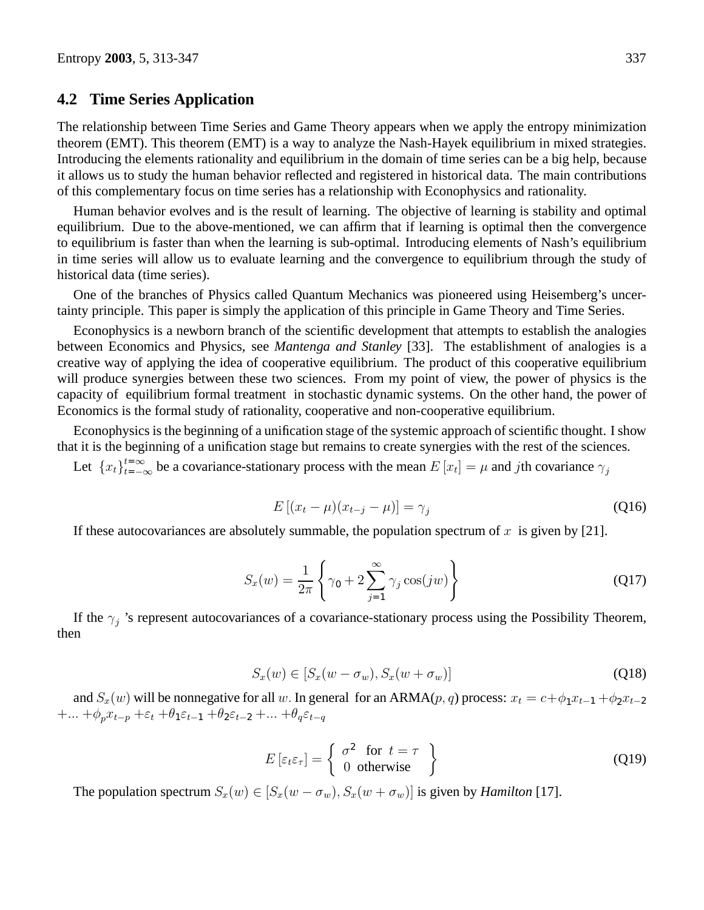## 4.2 Time Series Application

The relationship between Time Series and Game Theory appears when we apply the entropy minimization theorem (EMT). This theorem (EMT) is a way to analyze the Nash-Hayek equilibrium in mixed strategies. Introducing the elements rationality and equilibrium in the domain of time series can be a big help, because it allows us to study the human behavior reflected and registered in historical data. The main contributions of this complementary focus on time series has a relationship with Econophysics and rationality.

Human behavior evolves and is the result of learning. The objective of learning is stability and optimal equilibrium. Due to the above-mentioned, we can affirm that if learning is optimal then the convergence to equilibrium is faster than when the learning is sub-optimal. Introducing elements of Nash's equilibrium in time series will allow us to evaluate learning and the convergence to equilibrium through the study of historical data (time series).

One of the branches of Physics called Quantum Mechanics was pioneered using Heisemberg's uncertainty principle. This paper is simply the application of this principle in Game Theory and Time Series.

Econophysics is a newborn branch of the scientific development that attempts to establish the analogies between Economics and Physics, see *Mantenga and Stanley* [33]. The establishment of analogies is a creative way of applying the idea of cooperative equilibrium. The product of this cooperative equilibrium will produce synergies between these two sciences. From my point of view, the power of physics is the capacity of equilibrium formal treatment in stochastic dynamic systems. On the other hand, the power of Economics is the formal study of rationality, cooperative and non-cooperative equilibrium.

Econophysics is the beginning of a unification stage of the systemic approach of scientific thought. I show that it is the beginning of a unification stage but remains to create synergies with the rest of the sciences.

Let $\{x_t\}_{t=-\infty}^{t=\infty}$ be a covariance-stationary process with the mean $E[x_t] = \mu$ and $j$th covariance $\gamma_j$

$$E[(x_t - \mu)(x_{t-j} - \mu)] = \gamma_j \tag{Q16}$$

If these autocovariances are absolutely summable, the population spectrum of $x$ is given by [21].

$$S_x(w) = \frac{1}{2\pi}\left\{\gamma_0 + 2\sum_{j=1}^{\infty}\gamma_j \cos(jw)\right\} \tag{Q17}$$

If the $\gamma_j$ 's represent autocovariances of a covariance-stationary process using the Possibility Theorem, then

$$S_x(w) \in [S_x(w - \sigma_w), S_x(w + \sigma_w)] \tag{Q18}$$

and $S_x(w)$ will be nonnegative for all $w$. In general for an ARMA($p, q$) process: $x_t = c + \phi_1 x_{t-1} + \phi_2 x_{t-2} + ... + \phi_p x_{t-p} + \varepsilon_t + \theta_1 \varepsilon_{t-1} + \theta_2 \varepsilon_{t-2} + ... + \theta_q \varepsilon_{t-q}$

$$E[\varepsilon_t \varepsilon_\tau] = \left\{ \begin{array}{l} \sigma^2 \text{ for } t = \tau \\ 0 \text{ otherwise} \end{array} \right\} \tag{Q19}$$

The population spectrum $S_x(w) \in [S_x(w - \sigma_w), S_x(w + \sigma_w)]$ is given by *Hamilton* [17].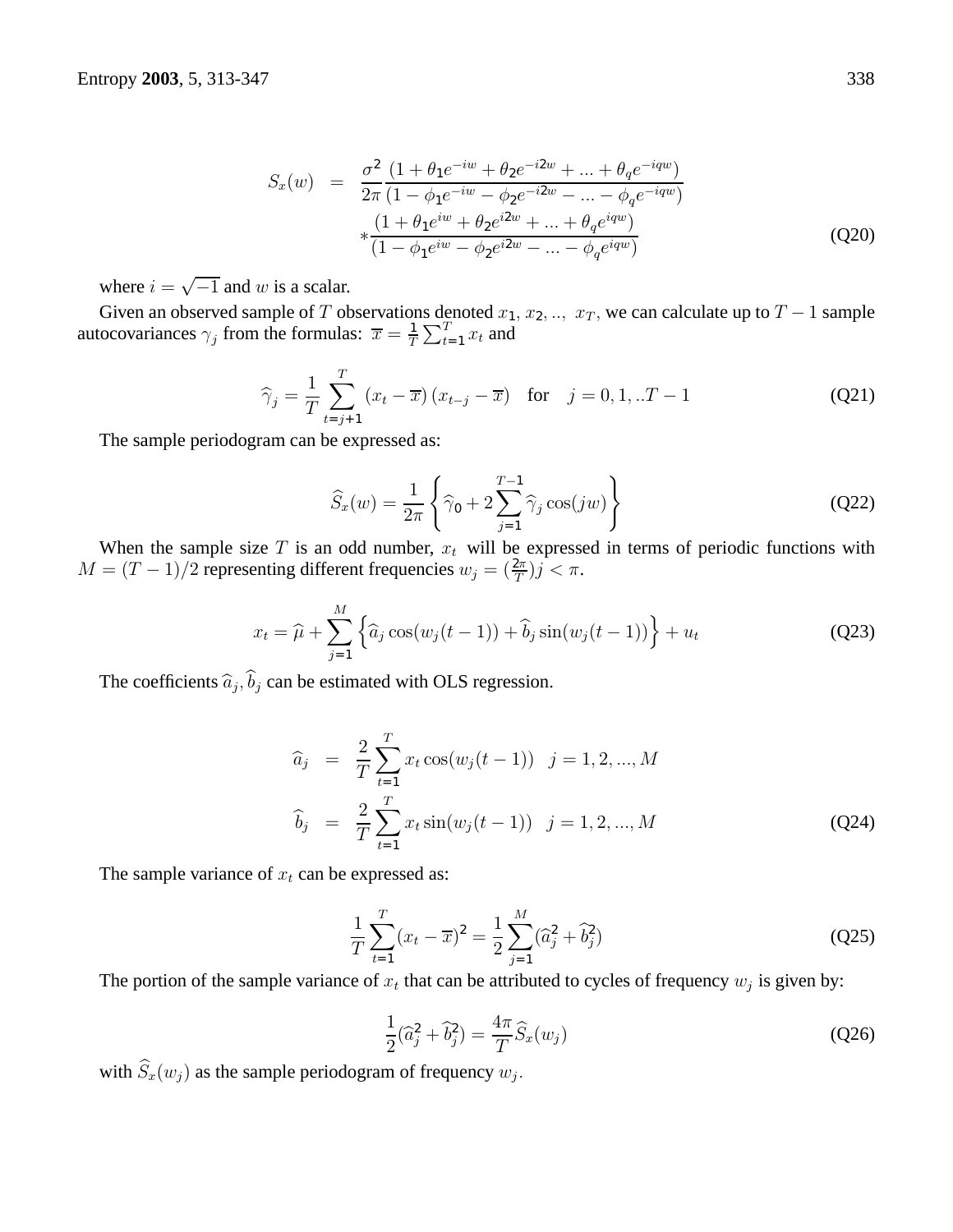$$S_x(w) = \frac{\sigma^2}{2\pi} \frac{(1 + \theta_1 e^{-iw} + \theta_2 e^{-i2w} + ... + \theta_q e^{-iqw})}{(1 - \phi_1 e^{-iw} - \phi_2 e^{-i2w} - ... - \phi_q e^{-iqw})} * \frac{(1 + \theta_1 e^{iw} + \theta_2 e^{i2w} + ... + \theta_q e^{iqw})}{(1 - \phi_1 e^{iw} - \phi_2 e^{i2w} - ... - \phi_q e^{iqw})} \tag{Q20}$$

where $i = \sqrt{-1}$ and $w$ is a scalar.

Given an observed sample of $T$ observations denoted $x_1, x_2, .., x_T$, we can calculate up to $T-1$ sample autocovariances $\gamma_j$ from the formulas: $\overline{x} = \frac{1}{T}\sum_{t=1}^{T} x_t$ and

$$\widehat{\gamma}_j = \frac{1}{T} \sum_{t=j+1}^{T} (x_t - \overline{x})(x_{t-j} - \overline{x}) \quad \text{for} \quad j = 0, 1, ..T-1 \tag{Q21}$$

The sample periodogram can be expressed as:

$$\widehat{S}_x(w) = \frac{1}{2\pi} \left\{ \widehat{\gamma}_0 + 2 \sum_{j=1}^{T-1} \widehat{\gamma}_j \cos(jw) \right\} \tag{Q22}$$

When the sample size $T$ is an odd number, $x_t$ will be expressed in terms of periodic functions with $M = (T-1)/2$ representing different frequencies $w_j = (\frac{2\pi}{T})j < \pi$.

$$x_t = \widehat{\mu} + \sum_{j=1}^{M} \left\{ \widehat{a}_j \cos(w_j(t-1)) + \widehat{b}_j \sin(w_j(t-1)) \right\} + u_t \tag{Q23}$$

The coefficients $\widehat{a}_j, \widehat{b}_j$ can be estimated with OLS regression.

$$\begin{aligned} \widehat{a}_j &= \frac{2}{T} \sum_{t=1}^{T} x_t \cos(w_j(t-1)) \quad j = 1, 2, ..., M \\ \widehat{b}_j &= \frac{2}{T} \sum_{t=1}^{T} x_t \sin(w_j(t-1)) \quad j = 1, 2, ..., M \end{aligned} \tag{Q24}$$

The sample variance of $x_t$ can be expressed as:

$$\frac{1}{T} \sum_{t=1}^{T} (x_t - \overline{x})^2 = \frac{1}{2} \sum_{j=1}^{M} (\widehat{a}_j^2 + \widehat{b}_j^2) \tag{Q25}$$

The portion of the sample variance of $x_t$ that can be attributed to cycles of frequency $w_j$ is given by:

$$\frac{1}{2}(\widehat{a}_j^2 + \widehat{b}_j^2) = \frac{4\pi}{T} \widehat{S}_x(w_j) \tag{Q26}$$

with $\widehat{S}_x(w_j)$ as the sample periodogram of frequency $w_j$.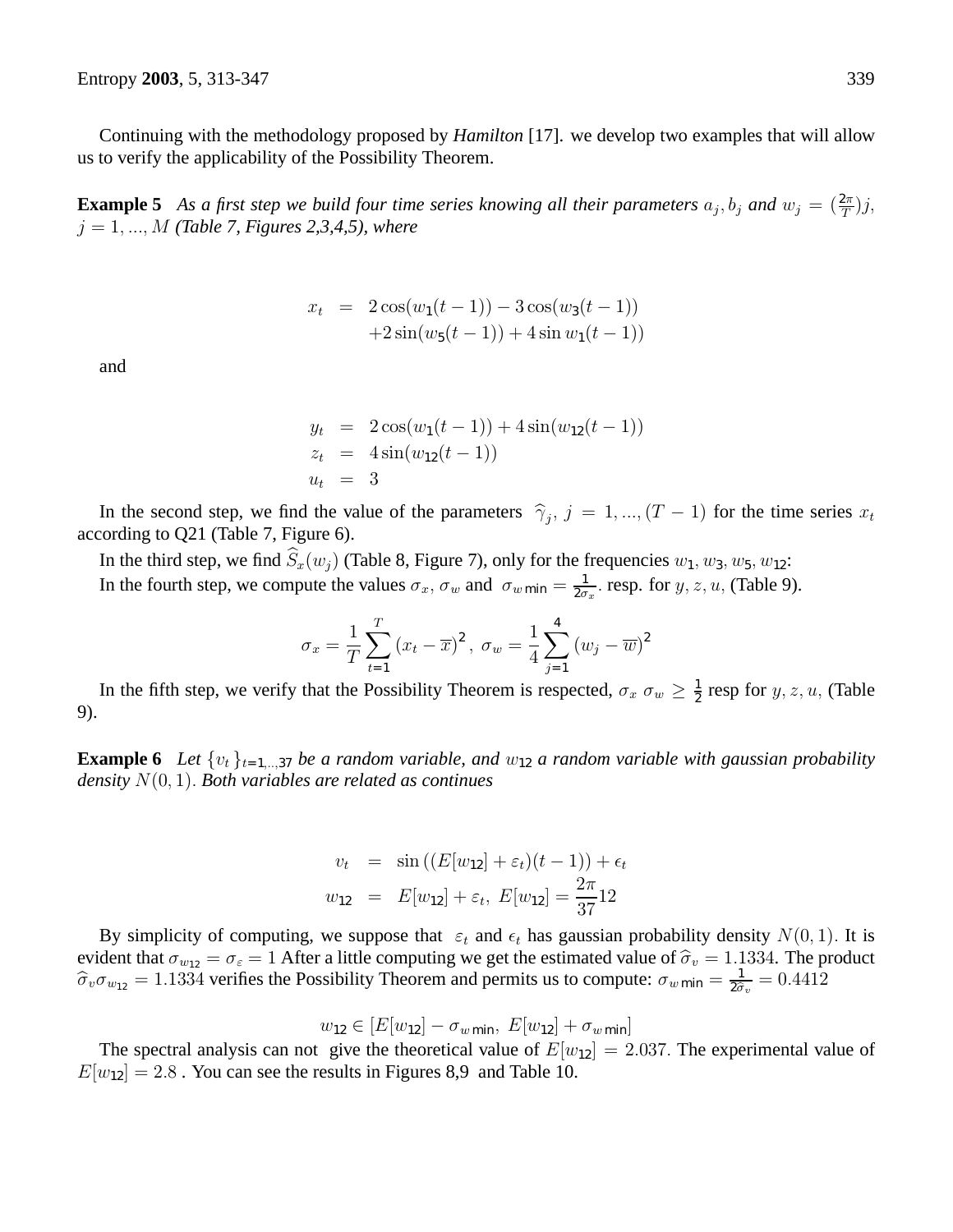Continuing with the methodology proposed by *Hamilton* [17]. we develop two examples that will allow us to verify the applicability of the Possibility Theorem.

**Example 5** *As a first step we build four time series knowing all their parameters* $a_j, b_j$ *and* $w_j = (\frac{2\pi}{T})j$, $j = 1, ..., M$ *(Table 7, Figures 2,3,4,5), where*

$$\begin{aligned} x_t &= 2\cos(w_1(t-1)) - 3\cos(w_3(t-1)) \\ &\quad +2\sin(w_5(t-1)) + 4\sin w_1(t-1)) \end{aligned}$$

and

$$\begin{aligned} y_t &= 2\cos(w_1(t-1)) + 4\sin(w_{12}(t-1)) \\ z_t &= 4\sin(w_{12}(t-1)) \\ u_t &= 3 \end{aligned}$$

In the second step, we find the value of the parameters $\widehat{\gamma}_j$, $j = 1, ..., (T-1)$ for the time series $x_t$ according to Q21 (Table 7, Figure 6).

In the third step, we find $\widehat{S}_x(w_j)$ (Table 8, Figure 7), only for the frequencies $w_1, w_3, w_5, w_{12}$:

In the fourth step, we compute the values $\sigma_x$, $\sigma_w$ and $\sigma_{w\,\min} = \frac{1}{2\sigma_x}$. resp. for $y, z, u,$ (Table 9).

$$\sigma_x = \frac{1}{T}\sum_{t=1}^{T}(x_t - \overline{x})^2,\ \sigma_w = \frac{1}{4}\sum_{j=1}^{4}(w_j - \overline{w})^2$$

In the fifth step, we verify that the Possibility Theorem is respected, $\sigma_x\ \sigma_w \geq \frac{1}{2}$ resp for $y, z, u,$ (Table 9).

**Example 6** *Let* $\{v_t\}_{t=1,..,37}$ *be a random variable, and* $w_{12}$ *a random variable with gaussian probability density* $N(0,1)$. *Both variables are related as continues*

$$\begin{aligned} v_t &= \sin\left((E[w_{12}] + \varepsilon_t)(t-1)\right) + \epsilon_t \\ w_{12} &= E[w_{12}] + \varepsilon_t,\ E[w_{12}] = \frac{2\pi}{37}12 \end{aligned}$$

By simplicity of computing, we suppose that $\varepsilon_t$ and $\epsilon_t$ has gaussian probability density $N(0,1)$. It is evident that $\sigma_{w_{12}} = \sigma_\varepsilon = 1$ After a little computing we get the estimated value of $\widehat{\sigma}_v = 1.1334$. The product $\widehat{\sigma}_v \sigma_{w_{12}} = 1.1334$ verifies the Possibility Theorem and permits us to compute: $\sigma_{w\,\min} = \frac{1}{2\widehat{\sigma}_v} = 0.4412$

$$w_{12} \in [E[w_{12}] - \sigma_{w\,\min},\ E[w_{12}] + \sigma_{w\,\min}]$$

The spectral analysis can not give the theoretical value of $E[w_{12}] = 2.037$. The experimental value of $E[w_{12}] = 2.8$ . You can see the results in Figures 8,9 and Table 10.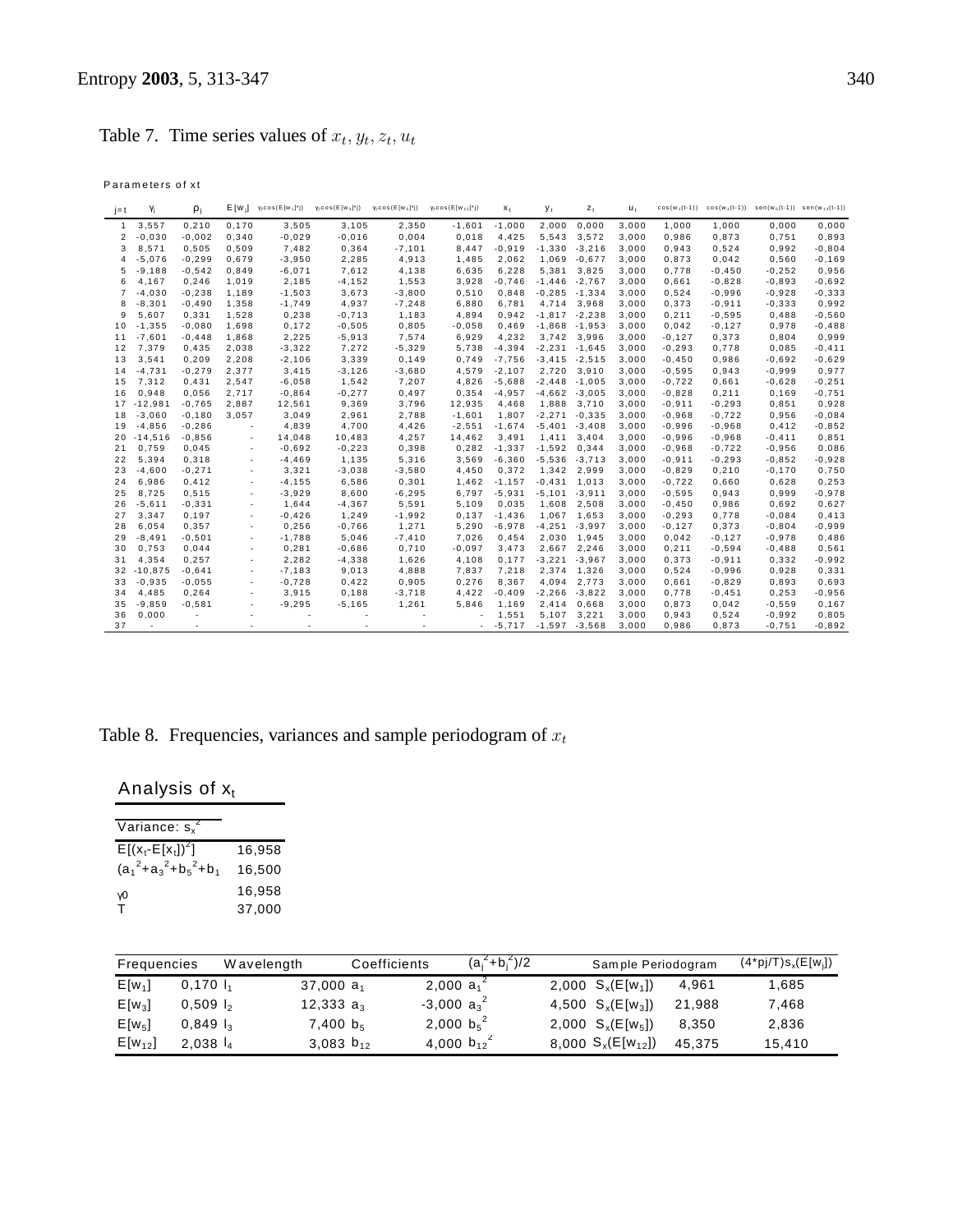Table 7. Time series values of $x_t, y_t, z_t, u_t$

Parameters of xt

| j=t | $\gamma_j$ | $\rho_j$ | $E[w_j]$ | $\gamma_j\cos(E[w_1]*j)$ | $\gamma_j\cos(E[w_3]*j)$ | $\gamma_j\cos(E[w_5]*j)$ | $\gamma_j\cos(E[w_{12}]*j)$ | $x_t$ | $y_t$ | $z_t$ | $u_t$ | $\cos(w_1(t-1))$ | $\cos(w_3(t-1))$ | $\text{sen}(w_5(t-1))$ | $\text{sen}(w_{12}(t-1))$ |
|---|---|---|---|---|---|---|---|---|---|---|---|---|---|---|---|
| 1 | 3,557 | 0,210 | 0,170 | 3,505 | 3,105 | 2,350 | -1,601 | -1,000 | 2,000 | 0,000 | 3,000 | 1,000 | 1,000 | 0,000 | 0,000 |
| 2 | -0,030 | -0,002 | 0,340 | -0,029 | -0,016 | 0,004 | 0,018 | 4,425 | 5,543 | 3,572 | 3,000 | 0,986 | 0,873 | 0,751 | 0,893 |
| 3 | 8,571 | 0,505 | 0,509 | 7,482 | 0,364 | -7,101 | 8,447 | -0,919 | -1,330 | -3,216 | 3,000 | 0,943 | 0,524 | 0,992 | -0,804 |
| 4 | -5,076 | -0,299 | 0,679 | -3,950 | 2,285 | 4,913 | 1,485 | 2,062 | 1,069 | -0,677 | 3,000 | 0,873 | 0,042 | 0,560 | -0,169 |
| 5 | -9,188 | -0,542 | 0,849 | -6,071 | 7,612 | 4,138 | 6,635 | 6,228 | 5,381 | 3,825 | 3,000 | 0,778 | -0,450 | -0,252 | 0,956 |
| 6 | 4,167 | 0,246 | 1,019 | 2,185 | -4,152 | 1,553 | 3,928 | -0,746 | -1,446 | -2,767 | 3,000 | 0,661 | -0,828 | -0,893 | -0,692 |
| 7 | -4,030 | -0,238 | 1,189 | -1,503 | 3,673 | -3,800 | 0,510 | 0,848 | -0,285 | -1,334 | 3,000 | 0,524 | -0,996 | -0,928 | -0,333 |
| 8 | -8,301 | -0,490 | 1,358 | -1,749 | 4,937 | -7,248 | 6,880 | 6,781 | 4,714 | 3,968 | 3,000 | 0,373 | -0,911 | -0,333 | 0,992 |
| 9 | 5,607 | 0,331 | 1,528 | 0,238 | -0,713 | 1,183 | 4,894 | 0,942 | -1,817 | -2,238 | 3,000 | 0,211 | -0,595 | 0,488 | -0,560 |
| 10 | -1,355 | -0,080 | 1,698 | 0,172 | -0,505 | 0,805 | -0,058 | 0,469 | -1,868 | -1,953 | 3,000 | 0,042 | -0,127 | 0,978 | -0,488 |
| 11 | -7,601 | -0,448 | 1,868 | 2,225 | -5,913 | 7,574 | 6,929 | 4,232 | 3,742 | 3,996 | 3,000 | -0,127 | 0,373 | 0,804 | 0,999 |
| 12 | 7,379 | 0,435 | 2,038 | -3,322 | 7,272 | -5,329 | 5,738 | -4,394 | -2,231 | -1,645 | 3,000 | -0,293 | 0,778 | 0,085 | -0,411 |
| 13 | 3,541 | 0,209 | 2,208 | -2,106 | 3,339 | 0,149 | 0,749 | -7,756 | -3,415 | -2,515 | 3,000 | -0,450 | 0,986 | -0,692 | -0,629 |
| 14 | -4,731 | -0,279 | 2,377 | 3,415 | -3,126 | -3,680 | 4,579 | -2,107 | 2,720 | 3,910 | 3,000 | -0,595 | 0,943 | -0,999 | 0,977 |
| 15 | 7,312 | 0,431 | 2,547 | -6,058 | 1,542 | 7,207 | 4,826 | -5,688 | -2,448 | -1,005 | 3,000 | -0,722 | 0,661 | -0,628 | -0,251 |
| 16 | 0,948 | 0,056 | 2,717 | -0,864 | -0,277 | 0,497 | 0,354 | -4,957 | -4,662 | -3,005 | 3,000 | -0,828 | 0,211 | 0,169 | -0,751 |
| 17 | -12,981 | -0,765 | 2,887 | 12,561 | 9,369 | 3,796 | 12,935 | 4,468 | 1,888 | 3,710 | 3,000 | -0,911 | -0,293 | 0,851 | 0,928 |
| 18 | -3,060 | -0,180 | 3,057 | 3,049 | 2,961 | 2,788 | -1,601 | 1,807 | -2,271 | -0,335 | 3,000 | -0,968 | -0,722 | 0,956 | -0,084 |
| 19 | -4,856 | -0,286 | - | 4,839 | 4,700 | 4,426 | -2,551 | -1,674 | -5,401 | -3,408 | 3,000 | -0,996 | -0,968 | 0,412 | -0,852 |
| 20 | -14,516 | -0,856 | - | 14,048 | 10,483 | 4,257 | 14,462 | 3,491 | 1,411 | 3,404 | 3,000 | -0,996 | -0,968 | -0,411 | 0,851 |
| 21 | 0,759 | 0,045 | - | -0,692 | -0,223 | 0,398 | 0,282 | -1,337 | -1,592 | 0,344 | 3,000 | -0,968 | -0,722 | -0,956 | 0,086 |
| 22 | 5,394 | 0,318 | - | -4,469 | 1,135 | 5,316 | 3,569 | -6,360 | -5,536 | -3,713 | 3,000 | -0,911 | -0,293 | -0,852 | -0,928 |
| 23 | -4,600 | -0,271 | - | 3,321 | -3,038 | -3,580 | 4,450 | 0,372 | 1,342 | 2,999 | 3,000 | -0,829 | 0,210 | -0,170 | 0,750 |
| 24 | 6,986 | 0,412 | - | -4,155 | 6,586 | 0,301 | 1,462 | -1,157 | -0,431 | 1,013 | 3,000 | -0,722 | 0,660 | 0,628 | 0,253 |
| 25 | 8,725 | 0,515 | - | -3,929 | 8,600 | -6,295 | 6,797 | -5,931 | -5,101 | -3,911 | 3,000 | -0,595 | 0,943 | 0,999 | -0,978 |
| 26 | -5,611 | -0,331 | - | 1,644 | -4,367 | 5,591 | 5,109 | 0,035 | 1,608 | 2,508 | 3,000 | -0,450 | 0,986 | 0,692 | 0,627 |
| 27 | 3,347 | 0,197 | - | -0,426 | 1,249 | -1,992 | 0,137 | -1,436 | 1,067 | 1,653 | 3,000 | -0,293 | 0,778 | -0,084 | 0,413 |
| 28 | 6,054 | 0,357 | - | 0,256 | -0,766 | 1,271 | 5,290 | -6,978 | -4,251 | -3,997 | 3,000 | -0,127 | 0,373 | -0,804 | -0,999 |
| 29 | -8,491 | -0,501 | - | -1,788 | 5,046 | -7,410 | 7,026 | 0,454 | 2,030 | 1,945 | 3,000 | 0,042 | -0,127 | -0,978 | 0,486 |
| 30 | 0,753 | 0,044 | - | 0,281 | -0,686 | 0,710 | -0,097 | 3,473 | 2,667 | 2,246 | 3,000 | 0,211 | -0,594 | -0,488 | 0,561 |
| 31 | 4,354 | 0,257 | - | 2,282 | -4,338 | 1,626 | 4,108 | 0,177 | -3,221 | -3,967 | 3,000 | 0,373 | -0,911 | 0,332 | -0,992 |
| 32 | -10,875 | -0,641 | - | -7,183 | 9,013 | 4,888 | 7,837 | 7,218 | 2,374 | 1,326 | 3,000 | 0,524 | -0,996 | 0,928 | 0,331 |
| 33 | -0,935 | -0,055 | - | -0,728 | 0,422 | 0,905 | 0,276 | 8,367 | 4,094 | 2,773 | 3,000 | 0,661 | -0,829 | 0,893 | 0,693 |
| 34 | 4,485 | 0,264 | - | 3,915 | 0,188 | -3,718 | 4,422 | -0,409 | -2,266 | -3,822 | 3,000 | 0,778 | -0,451 | 0,253 | -0,956 |
| 35 | -9,859 | -0,581 | - | -9,295 | -5,165 | 1,261 | 5,846 | 1,169 | 2,414 | 0,668 | 3,000 | 0,873 | 0,042 | -0,559 | 0,167 |
| 36 | 0,000 | - | - | - | - | - | - | 1,551 | 5,107 | 3,221 | 3,000 | 0,943 | 0,524 | -0,992 | 0,805 |
| 37 | - | - | - | - | - | - | - | -5,717 | -1,597 | -3,568 | 3,000 | 0,986 | 0,873 | -0,751 | -0,892 |

Table 8. Frequencies, variances and sample periodogram of $x_t$

## Analysis of $x_t$

| Variance: $s_x^2$ | |
|---|---|
| $E[(x_t-E[x_t])^2]$ | 16,958 |
| $(a_1^2+a_3^2+b_5^2+b_1$ | 16,500 |
| $\gamma 0$ | 16,958 |
| T | 37,000 |

| Frequencies | | Wavelength | | Coefficients | | $(a_j^2+b_j^2)/2$ | | Sample Periodogram | $(4*pj/T)s_x(E[w_j])$ |
|---|---|---|---|---|---|---|---|---|---|
| $E[w_1]$ | 0,170 | $l_1$ | 37,000 | $a_1$ | 2,000 | $a_1^2$ | 2,000 | $S_x(E[w_1])$ 4,961 | 1,685 |
| $E[w_3]$ | 0,509 | $l_2$ | 12,333 | $a_3$ | -3,000 | $a_3^2$ | 4,500 | $S_x(E[w_3])$ 21,988 | 7,468 |
| $E[w_5]$ | 0,849 | $l_3$ | 7,400 | $b_5$ | 2,000 | $b_5^2$ | 2,000 | $S_x(E[w_5])$ 8,350 | 2,836 |
| $E[w_{12}]$ | 2,038 | $l_4$ | 3,083 | $b_{12}$ | 4,000 | $b_{12}^2$ | 8,000 | $S_x(E[w_{12}])$ 45,375 | 15,410 |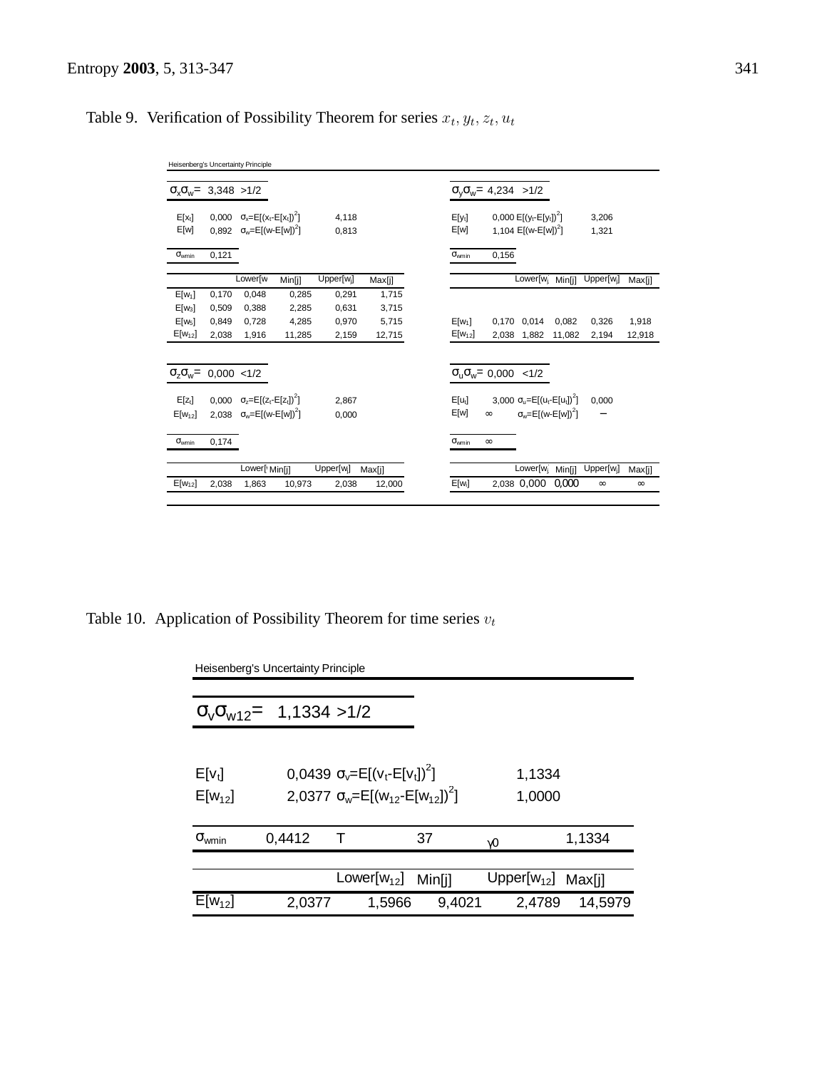Table 9. Verification of Possibility Theorem for series $x_t, y_t, z_t, u_t$

Heisenberg's Uncertainty Principle

$\sigma_x\sigma_w$= 3,348 >1/2

| | | | |
|---|---|---|---|
| $E[x_t]$ | 0,000 | $\sigma_x=E[(x_t-E[x_t])^2]$ | 4,118 |
| $E[w]$ | 0,892 | $\sigma_w=E[(w-E[w])^2]$ | 0,813 |
| $\sigma_{wmin}$ | 0,121 | | |

| | | Lower[w] | Min[j] | Upper[$w_j$] | Max[j] |
|---|---|---|---|---|---|
| $E[w_1]$ | 0,170 | 0,048 | 0,285 | 0,291 | 1,715 |
| $E[w_3]$ | 0,509 | 0,388 | 2,285 | 0,631 | 3,715 |
| $E[w_5]$ | 0,849 | 0,728 | 4,285 | 0,970 | 5,715 |
| $E[w_{12}]$ | 2,038 | 1,916 | 11,285 | 2,159 | 12,715 |

$\sigma_y\sigma_w$= 4,234 >1/2

| | | | |
|---|---|---|---|
| $E[y_t]$ | 0,000 | $E[(y_t-E[y_t])^2]$ | 3,206 |
| $E[w]$ | 1,104 | $E[(w-E[w])^2]$ | 1,321 |
| $\sigma_{wmin}$ | 0,156 | | |

| | | Lower[$w_j$] | Min[j] | Upper[$w_j$] | Max[j] |
|---|---|---|---|---|---|
| $E[w_1]$ | 0,170 | 0,014 | 0,082 | 0,326 | 1,918 |
| $E[w_{12}]$ | 2,038 | 1,882 | 11,082 | 2,194 | 12,918 |

$\sigma_z\sigma_w$= 0,000 <1/2

| | | | |
|---|---|---|---|
| $E[z_t]$ | 0,000 | $\sigma_z=E[(z_t-E[z_t])^2]$ | 2,867 |
| $E[w_{12}]$ | 2,038 | $\sigma_w=E[(w-E[w])^2]$ | 0,000 |
| $\sigma_{wmin}$ | 0,174 | | |

| | | Lower[w] | Min[j] | Upper[$w_j$] | Max[j] |
|---|---|---|---|---|---|
| $E[w_{12}]$ | 2,038 | 1,863 | 10,973 | 2,038 | 12,000 |

$\sigma_u\sigma_w$= 0,000 <1/2

| | | | |
|---|---|---|---|
| $E[u_t]$ | 3,000 | $\sigma_u=E[(u_t-E[u_t])^2]$ | 0,000 |
| $E[w]$ | ∞ | $\sigma_w=E[(w-E[w])^2]$ | – |
| $\sigma_{wmin}$ | ∞ | | |

| | | Lower[$w_j$] | Min[j] | Upper[$w_j$] | Max[j] |
|---|---|---|---|---|---|
| $E[w_i]$ | 2,038 | 0,000 | 0,000 | ∞ | ∞ |

Table 10. Application of Possibility Theorem for time series $v_t$

Heisenberg's Uncertainty Principle

$\sigma_v\sigma_{w12}$= 1,1334 >1/2

| | | | |
|---|---|---|---|
| $E[v_t]$ | 0,0439 | $\sigma_v=E[(v_t-E[v_t])^2]$ | 1,1334 |
| $E[w_{12}]$ | 2,0377 | $\sigma_w=E[(w_{12}-E[w_{12}])^2]$ | 1,0000 |

| | | | | | |
|---|---|---|---|---|---|
| $\sigma_{wmin}$ | 0,4412 | T | 37 | $\gamma$0 | 1,1334 |

| | | Lower[$w_{12}$] | Min[j] | Upper[$w_{12}$] | Max[j] |
|---|---|---|---|---|---|
| $E[w_{12}]$ | 2,0377 | 1,5966 | 9,4021 | 2,4789 | 14,5979 |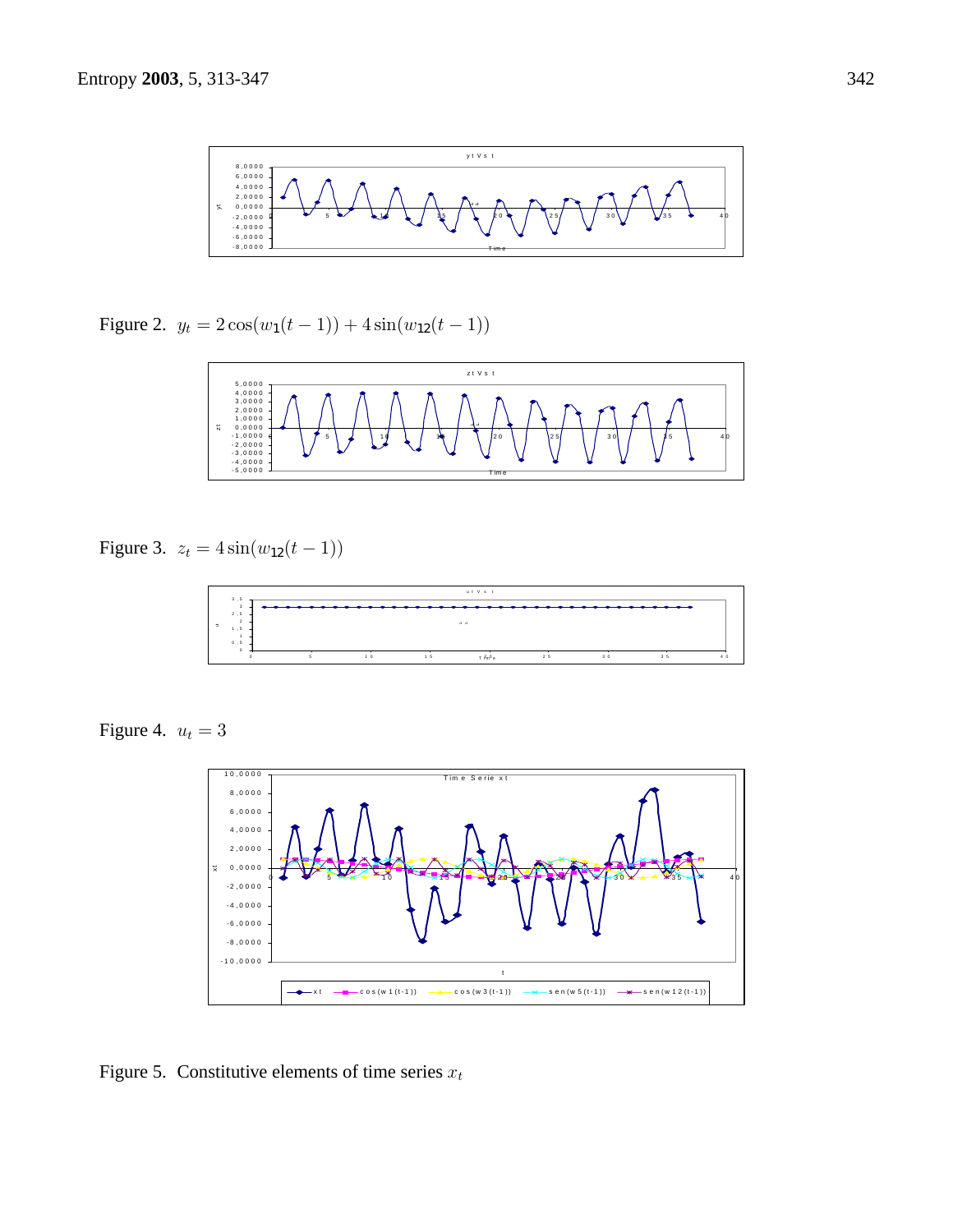Figure 2. $y_t = 2\cos(w_1(t-1)) + 4\sin(w_{12}(t-1))$

Figure 3. $z_t = 4\sin(w_{12}(t-1))$

Figure 4. $u_t = 3$

Figure 5. Constitutive elements of time series $x_t$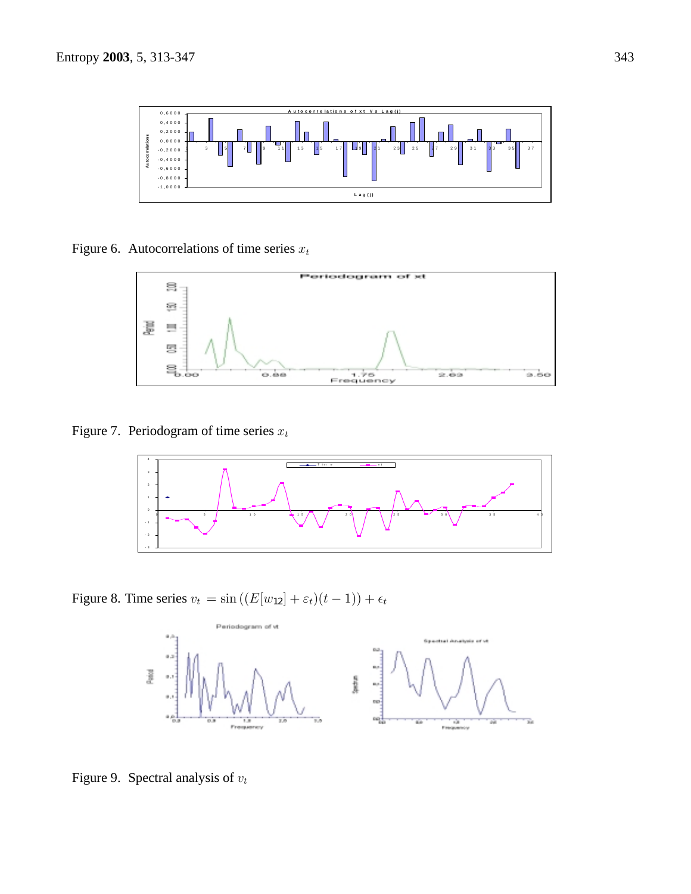Figure 6. Autocorrelations of time series $x_t$

Figure 7. Periodogram of time series $x_t$

Figure 8. Time series $v_t = \sin\left((E[w_{12}] + \varepsilon_t)(t-1)\right) + \epsilon_t$

Figure 9. Spectral analysis of $v_t$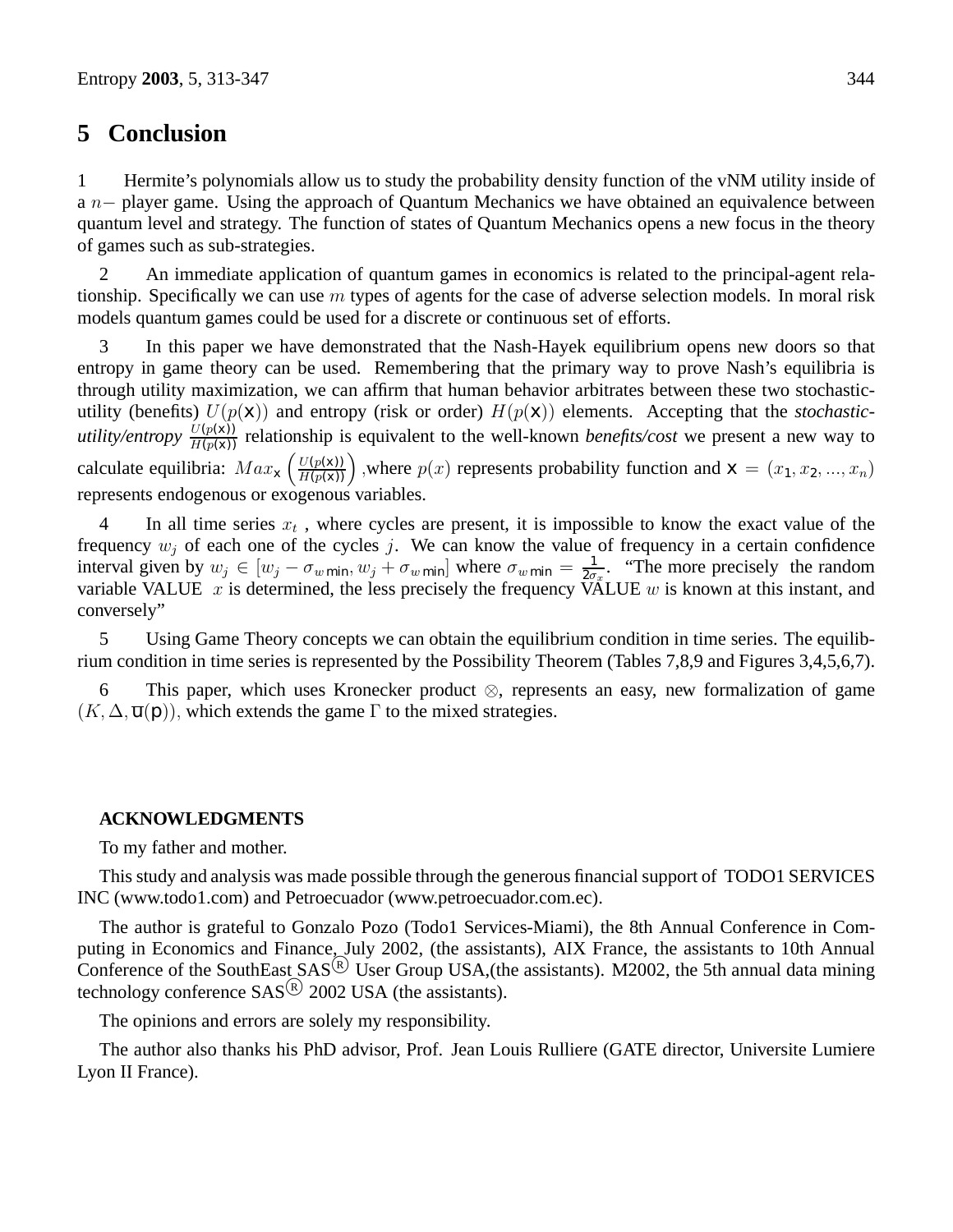## 5 Conclusion

1 Hermite's polynomials allow us to study the probability density function of the vNM utility inside of a $n-$ player game. Using the approach of Quantum Mechanics we have obtained an equivalence between quantum level and strategy. The function of states of Quantum Mechanics opens a new focus in the theory of games such as sub-strategies.

2 An immediate application of quantum games in economics is related to the principal-agent relationship. Specifically we can use $m$ types of agents for the case of adverse selection models. In moral risk models quantum games could be used for a discrete or continuous set of efforts.

3 In this paper we have demonstrated that the Nash-Hayek equilibrium opens new doors so that entropy in game theory can be used. Remembering that the primary way to prove Nash's equilibria is through utility maximization, we can affirm that human behavior arbitrates between these two stochastic-utility (benefits) $U(p(\mathsf{x}))$ and entropy (risk or order) $H(p(\mathsf{x}))$ elements. Accepting that the *stochastic-utility/entropy* $\frac{U(p(\mathsf{x}))}{H(p(\mathsf{x}))}$ relationship is equivalent to the well-known *benefits/cost* we present a new way to calculate equilibria: $Max_{\mathsf{x}}\left(\frac{U(p(\mathsf{x}))}{H(p(\mathsf{x}))}\right)$ ,where $p(x)$ represents probability function and $\mathsf{x} = (x_1, x_2, ..., x_n)$ represents endogenous or exogenous variables.

4 In all time series $x_t$ , where cycles are present, it is impossible to know the exact value of the frequency $w_j$ of each one of the cycles $j$. We can know the value of frequency in a certain confidence interval given by $w_j \in [w_j - \sigma_{w\,\mathsf{min}}, w_j + \sigma_{w\,\mathsf{min}}]$ where $\sigma_{w\,\mathsf{min}} = \frac{1}{2\sigma_x}$. "The more precisely the random variable VALUE $x$ is determined, the less precisely the frequency VALUE $w$ is known at this instant, and conversely"

5 Using Game Theory concepts we can obtain the equilibrium condition in time series. The equilibrium condition in time series is represented by the Possibility Theorem (Tables 7,8,9 and Figures 3,4,5,6,7).

6 This paper, which uses Kronecker product $\otimes$, represents an easy, new formalization of game $(K, \Delta, \mathsf{u}(\mathsf{p}))$, which extends the game $\Gamma$ to the mixed strategies.

**ACKNOWLEDGMENTS**

To my father and mother.

This study and analysis was made possible through the generous financial support of TODO1 SERVICES INC (www.todo1.com) and Petroecuador (www.petroecuador.com.ec).

The author is grateful to Gonzalo Pozo (Todo1 Services-Miami), the 8th Annual Conference in Computing in Economics and Finance, July 2002, (the assistants), AIX France, the assistants to 10th Annual Conference of the SouthEast SAS® User Group USA,(the assistants). M2002, the 5th annual data mining technology conference SAS® 2002 USA (the assistants).

The opinions and errors are solely my responsibility.

The author also thanks his PhD advisor, Prof. Jean Louis Rulliere (GATE director, Universite Lumiere Lyon II France).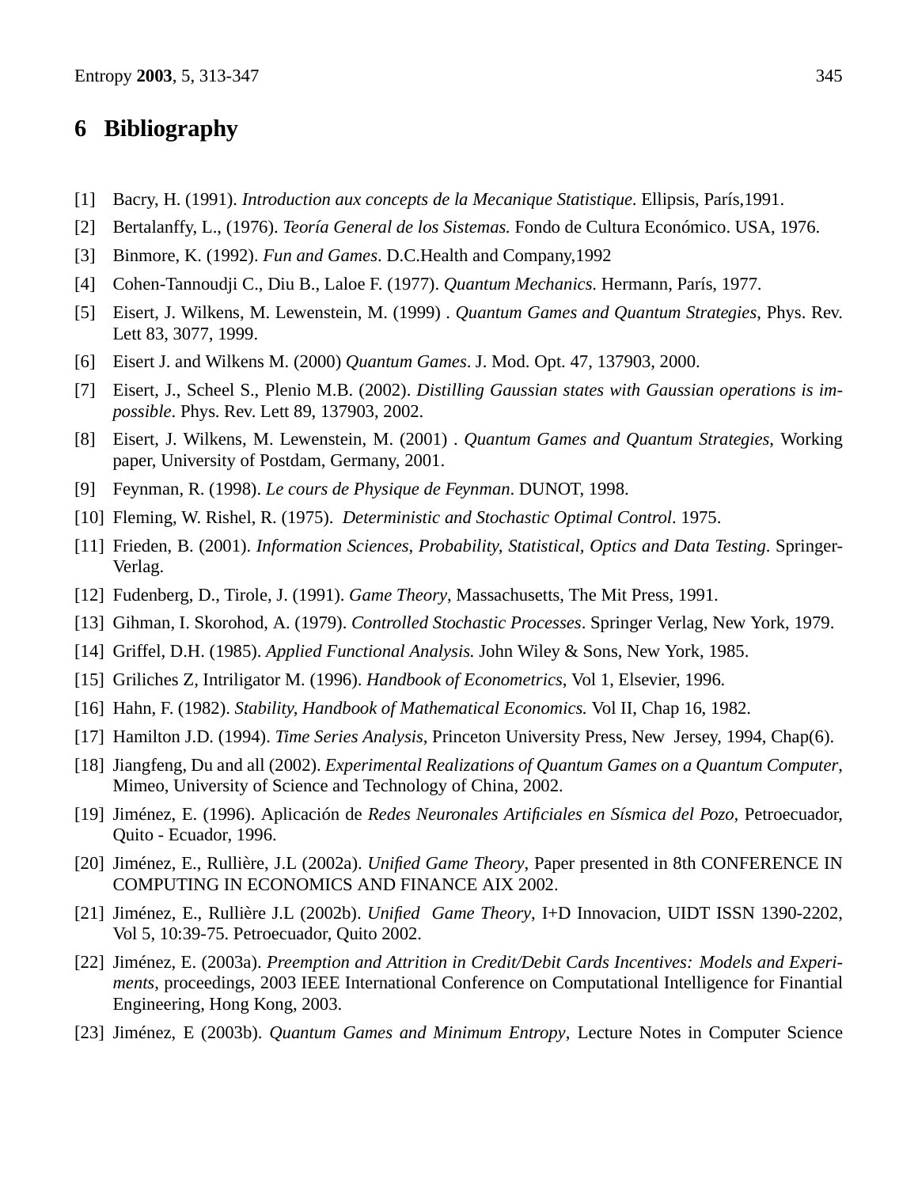# 6 Bibliography

[1] Bacry, H. (1991). *Introduction aux concepts de la Mecanique Statistique*. Ellipsis, París,1991.

[2] Bertalanffy, L., (1976). *Teoría General de los Sistemas.* Fondo de Cultura Económico. USA, 1976.

[3] Binmore, K. (1992). *Fun and Games*. D.C.Health and Company,1992

[4] Cohen-Tannoudji C., Diu B., Laloe F. (1977). *Quantum Mechanics*. Hermann, París, 1977.

[5] Eisert, J. Wilkens, M. Lewenstein, M. (1999) . *Quantum Games and Quantum Strategies*, Phys. Rev. Lett 83, 3077, 1999.

[6] Eisert J. and Wilkens M. (2000) *Quantum Games*. J. Mod. Opt. 47, 137903, 2000.

[7] Eisert, J., Scheel S., Plenio M.B. (2002). *Distilling Gaussian states with Gaussian operations is impossible*. Phys. Rev. Lett 89, 137903, 2002.

[8] Eisert, J. Wilkens, M. Lewenstein, M. (2001) . *Quantum Games and Quantum Strategies*, Working paper, University of Postdam, Germany, 2001.

[9] Feynman, R. (1998). *Le cours de Physique de Feynman*. DUNOT, 1998.

[10] Fleming, W. Rishel, R. (1975). *Deterministic and Stochastic Optimal Control*. 1975.

[11] Frieden, B. (2001). *Information Sciences, Probability, Statistical, Optics and Data Testing*. Springer-Verlag.

[12] Fudenberg, D., Tirole, J. (1991). *Game Theory*, Massachusetts, The Mit Press, 1991.

[13] Gihman, I. Skorohod, A. (1979). *Controlled Stochastic Processes*. Springer Verlag, New York, 1979.

[14] Griffel, D.H. (1985). *Applied Functional Analysis.* John Wiley & Sons, New York, 1985.

[15] Griliches Z, Intriligator M. (1996). *Handbook of Econometrics*, Vol 1, Elsevier, 1996.

[16] Hahn, F. (1982). *Stability, Handbook of Mathematical Economics.* Vol II, Chap 16, 1982.

[17] Hamilton J.D. (1994). *Time Series Analysis*, Princeton University Press, New Jersey, 1994, Chap(6).

[18] Jiangfeng, Du and all (2002). *Experimental Realizations of Quantum Games on a Quantum Computer*, Mimeo, University of Science and Technology of China, 2002.

[19] Jiménez, E. (1996). Aplicación de *Redes Neuronales Artificiales en Sísmica del Pozo*, Petroecuador, Quito - Ecuador, 1996.

[20] Jiménez, E., Rullière, J.L (2002a). *Unified Game Theory*, Paper presented in 8th CONFERENCE IN COMPUTING IN ECONOMICS AND FINANCE AIX 2002.

[21] Jiménez, E., Rullière J.L (2002b). *Unified Game Theory*, I+D Innovacion, UIDT ISSN 1390-2202, Vol 5, 10:39-75. Petroecuador, Quito 2002.

[22] Jiménez, E. (2003a). *Preemption and Attrition in Credit/Debit Cards Incentives: Models and Experiments*, proceedings, 2003 IEEE International Conference on Computational Intelligence for Finantial Engineering, Hong Kong, 2003.

[23] Jiménez, E (2003b). *Quantum Games and Minimum Entropy*, Lecture Notes in Computer Science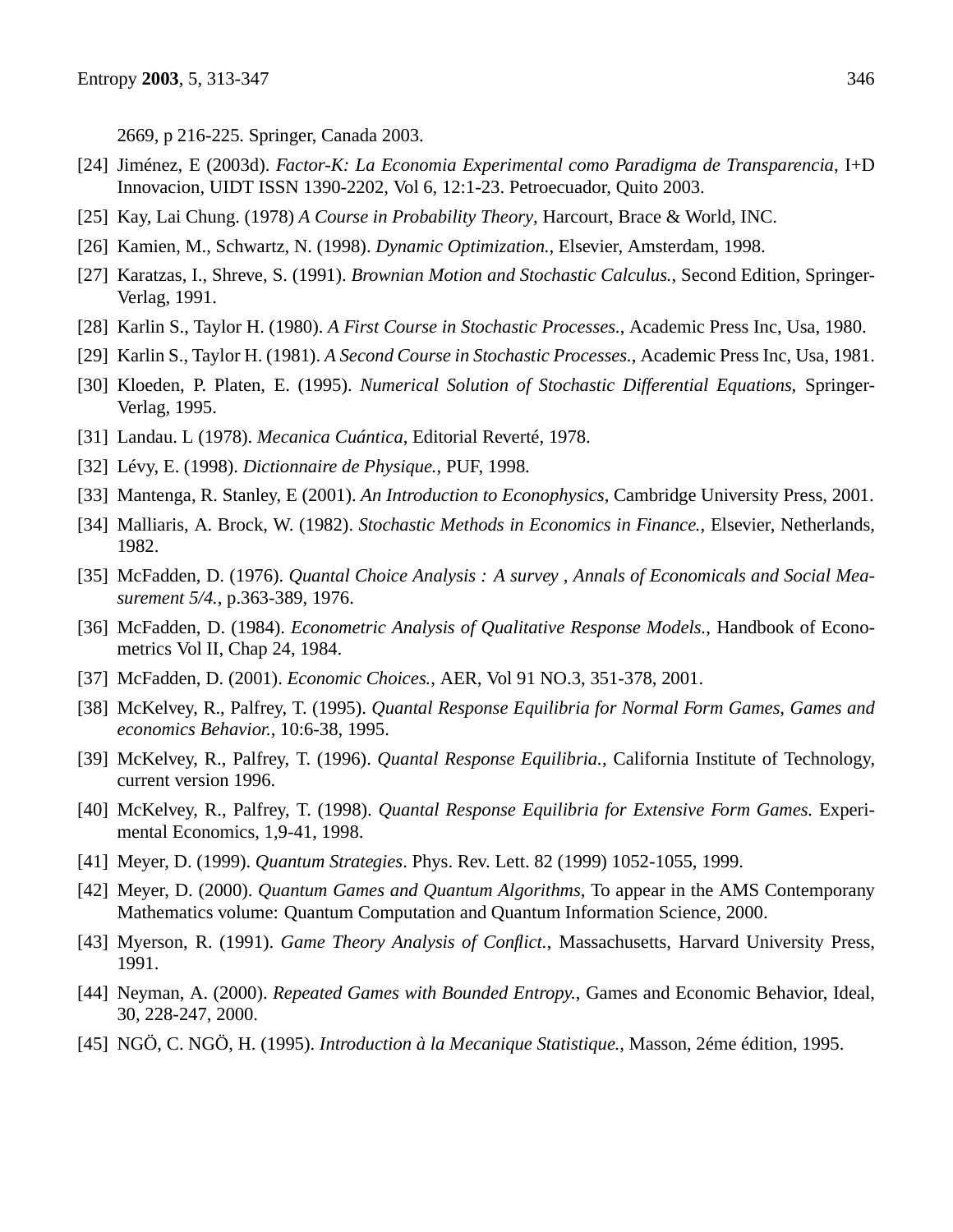2669, p 216-225. Springer, Canada 2003.

[24] Jiménez, E (2003d). *Factor-K: La Economia Experimental como Paradigma de Transparencia*, I+D Innovacion, UIDT ISSN 1390-2202, Vol 6, 12:1-23. Petroecuador, Quito 2003.

[25] Kay, Lai Chung. (1978) *A Course in Probability Theory*, Harcourt, Brace & World, INC.

[26] Kamien, M., Schwartz, N. (1998). *Dynamic Optimization.*, Elsevier, Amsterdam, 1998.

[27] Karatzas, I., Shreve, S. (1991). *Brownian Motion and Stochastic Calculus.*, Second Edition, Springer-Verlag, 1991.

[28] Karlin S., Taylor H. (1980). *A First Course in Stochastic Processes.*, Academic Press Inc, Usa, 1980.

[29] Karlin S., Taylor H. (1981). *A Second Course in Stochastic Processes.*, Academic Press Inc, Usa, 1981.

[30] Kloeden, P. Platen, E. (1995). *Numerical Solution of Stochastic Differential Equations*, Springer-Verlag, 1995.

[31] Landau. L (1978). *Mecanica Cuántica*, Editorial Reverté, 1978.

[32] Lévy, E. (1998). *Dictionnaire de Physique.*, PUF, 1998.

[33] Mantenga, R. Stanley, E (2001). *An Introduction to Econophysics*, Cambridge University Press, 2001.

[34] Malliaris, A. Brock, W. (1982). *Stochastic Methods in Economics in Finance.*, Elsevier, Netherlands, 1982.

[35] McFadden, D. (1976). *Quantal Choice Analysis : A survey , Annals of Economicals and Social Measurement 5/4.*, p.363-389, 1976.

[36] McFadden, D. (1984). *Econometric Analysis of Qualitative Response Models.*, Handbook of Econometrics Vol II, Chap 24, 1984.

[37] McFadden, D. (2001). *Economic Choices.*, AER, Vol 91 NO.3, 351-378, 2001.

[38] McKelvey, R., Palfrey, T. (1995). *Quantal Response Equilibria for Normal Form Games, Games and economics Behavior.*, 10:6-38, 1995.

[39] McKelvey, R., Palfrey, T. (1996). *Quantal Response Equilibria.*, California Institute of Technology, current version 1996.

[40] McKelvey, R., Palfrey, T. (1998). *Quantal Response Equilibria for Extensive Form Games.* Experimental Economics, 1,9-41, 1998.

[41] Meyer, D. (1999). *Quantum Strategies*. Phys. Rev. Lett. 82 (1999) 1052-1055, 1999.

[42] Meyer, D. (2000). *Quantum Games and Quantum Algorithms*, To appear in the AMS Contemporany Mathematics volume: Quantum Computation and Quantum Information Science, 2000.

[43] Myerson, R. (1991). *Game Theory Analysis of Conflict.*, Massachusetts, Harvard University Press, 1991.

[44] Neyman, A. (2000). *Repeated Games with Bounded Entropy.*, Games and Economic Behavior, Ideal, 30, 228-247, 2000.

[45] NGÖ, C. NGÖ, H. (1995). *Introduction à la Mecanique Statistique.*, Masson, 2éme édition, 1995.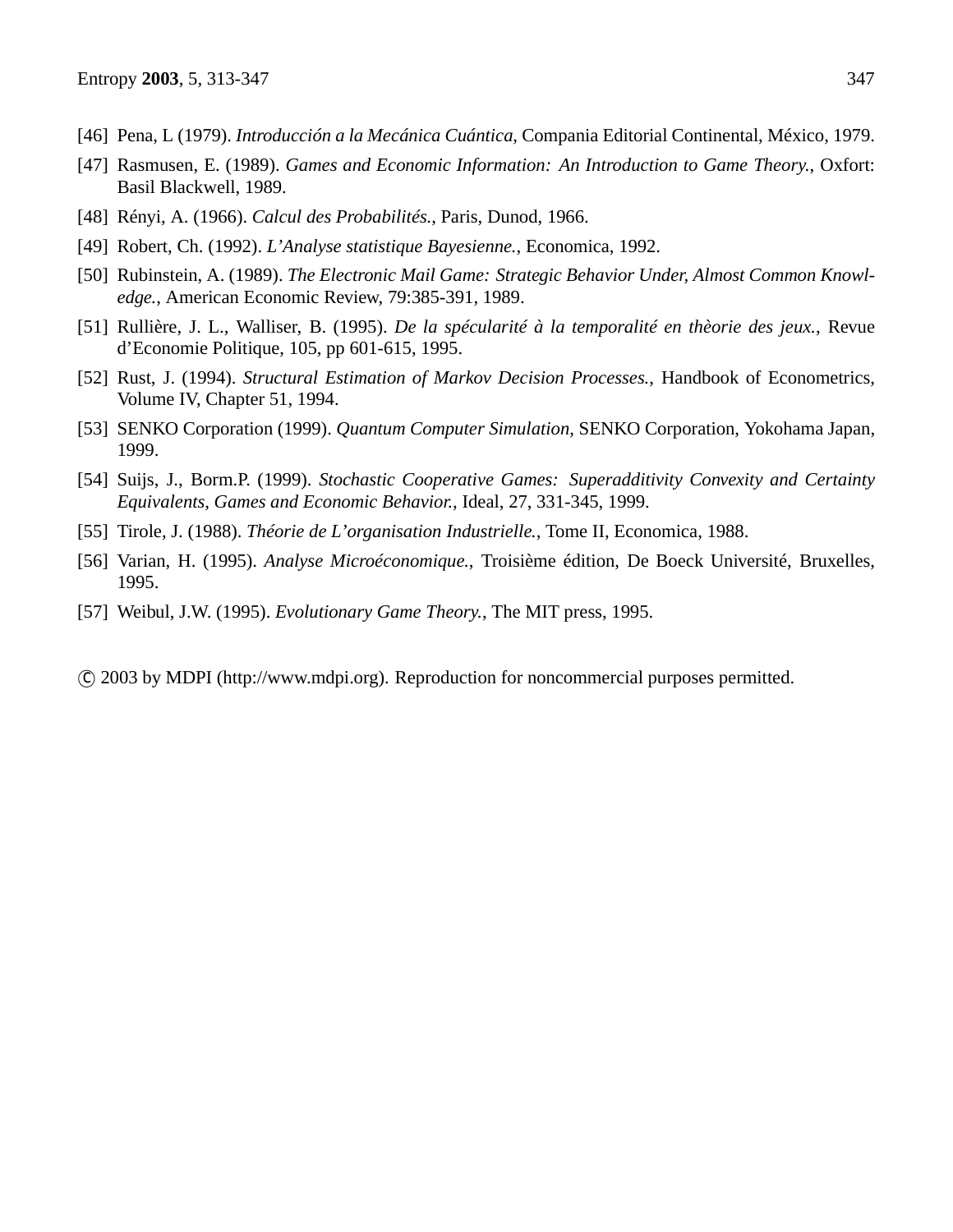[46] Pena, L (1979). *Introducción a la Mecánica Cuántica*, Compania Editorial Continental, México, 1979.

[47] Rasmusen, E. (1989). *Games and Economic Information: An Introduction to Game Theory.*, Oxfort: Basil Blackwell, 1989.

[48] Rényi, A. (1966). *Calcul des Probabilités.*, Paris, Dunod, 1966.

[49] Robert, Ch. (1992). *L'Analyse statistique Bayesienne.*, Economica, 1992.

[50] Rubinstein, A. (1989). *The Electronic Mail Game: Strategic Behavior Under, Almost Common Knowledge.*, American Economic Review, 79:385-391, 1989.

[51] Rullière, J. L., Walliser, B. (1995). *De la spécularité à la temporalité en thèorie des jeux.*, Revue d'Economie Politique, 105, pp 601-615, 1995.

[52] Rust, J. (1994). *Structural Estimation of Markov Decision Processes.*, Handbook of Econometrics, Volume IV, Chapter 51, 1994.

[53] SENKO Corporation (1999). *Quantum Computer Simulation*, SENKO Corporation, Yokohama Japan, 1999.

[54] Suijs, J., Borm.P. (1999). *Stochastic Cooperative Games: Superadditivity Convexity and Certainty Equivalents, Games and Economic Behavior.*, Ideal, 27, 331-345, 1999.

[55] Tirole, J. (1988). *Théorie de L'organisation Industrielle.*, Tome II, Economica, 1988.

[56] Varian, H. (1995). *Analyse Microéconomique.*, Troisième édition, De Boeck Université, Bruxelles, 1995.

[57] Weibul, J.W. (1995). *Evolutionary Game Theory.*, The MIT press, 1995.

© 2003 by MDPI (http://www.mdpi.org). Reproduction for noncommercial purposes permitted.